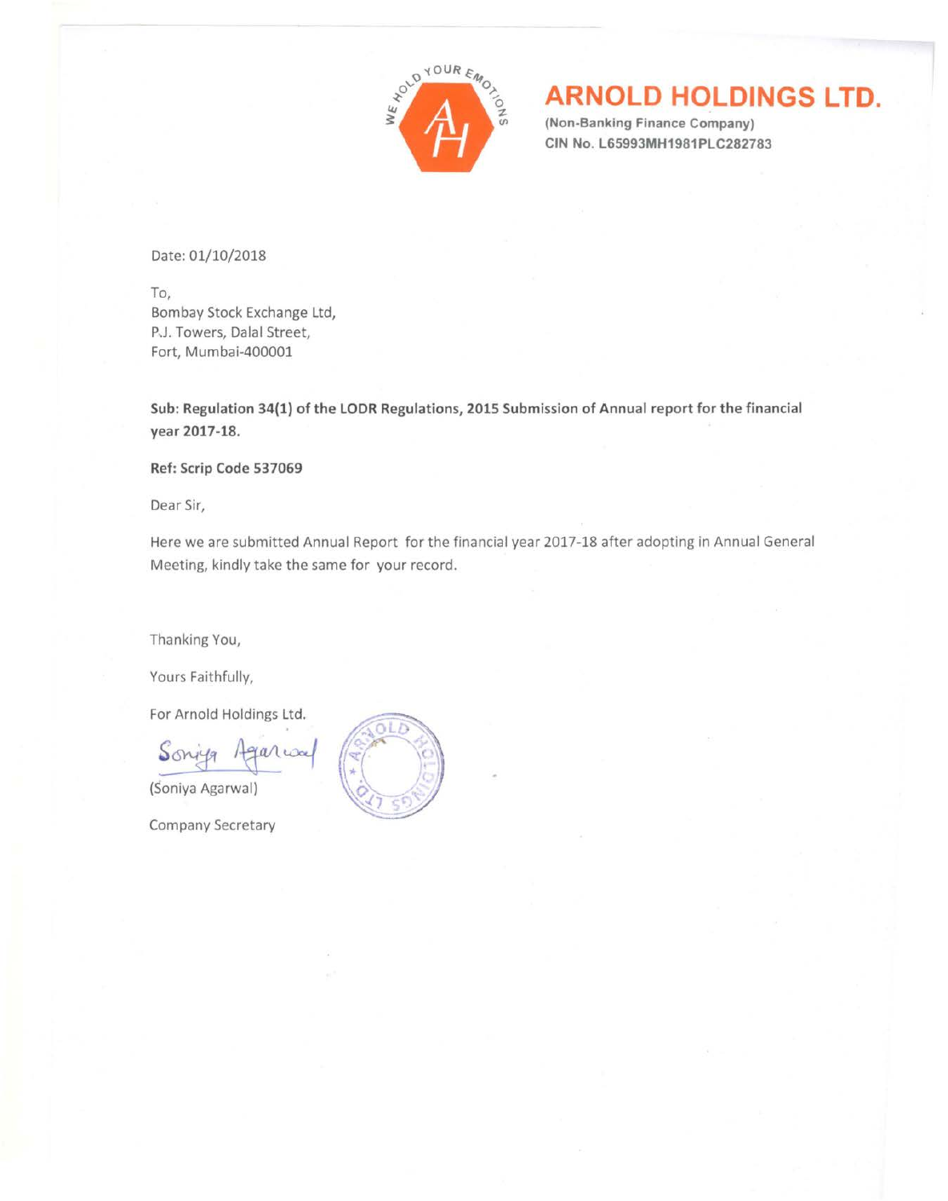# ARNOLD HOLDINGS LTD.

(Non-Banking Finance Company)
CIN No. L65993MH1981PLC282783

Date: 01/10/2018

To,
Bombay Stock Exchange Ltd,
P.J. Towers, Dalal Street,
Fort, Mumbai-400001

**Sub: Regulation 34(1) of the LODR Regulations, 2015 Submission of Annual report for the financial year 2017-18.**

**Ref: Scrip Code 537069**

Dear Sir,

Here we are submitted Annual Report for the financial year 2017-18 after adopting in Annual General Meeting, kindly take the same for your record.

Thanking You,

Yours Faithfully,

For Arnold Holdings Ltd.

(Soniya Agarwal)

Company Secretary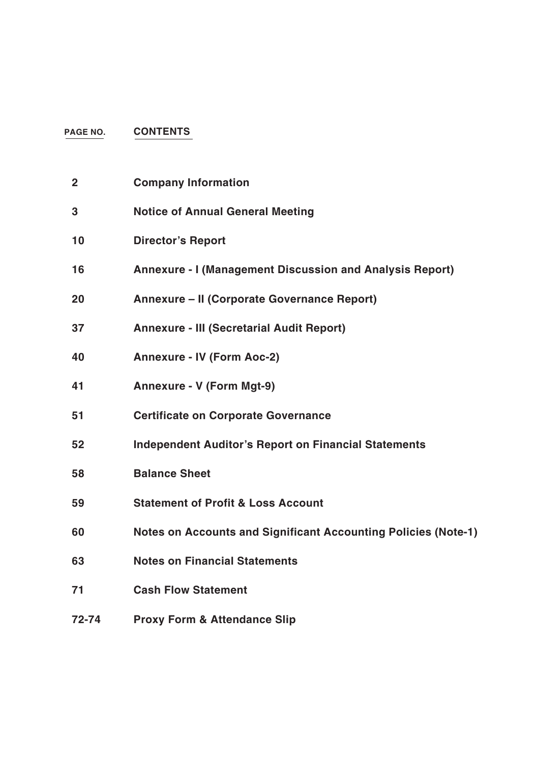| PAGE NO. | CONTENTS |
| --- | --- |
| 2 | **Company Information** |
| 3 | **Notice of Annual General Meeting** |
| 10 | **Director's Report** |
| 16 | **Annexure - I (Management Discussion and Analysis Report)** |
| 20 | **Annexure – II (Corporate Governance Report)** |
| 37 | **Annexure - III (Secretarial Audit Report)** |
| 40 | **Annexure - IV (Form Aoc-2)** |
| 41 | **Annexure - V (Form Mgt-9)** |
| 51 | **Certificate on Corporate Governance** |
| 52 | **Independent Auditor's Report on Financial Statements** |
| 58 | **Balance Sheet** |
| 59 | **Statement of Profit & Loss Account** |
| 60 | **Notes on Accounts and Significant Accounting Policies (Note-1)** |
| 63 | **Notes on Financial Statements** |
| 71 | **Cash Flow Statement** |
| 72-74 | **Proxy Form & Attendance Slip** |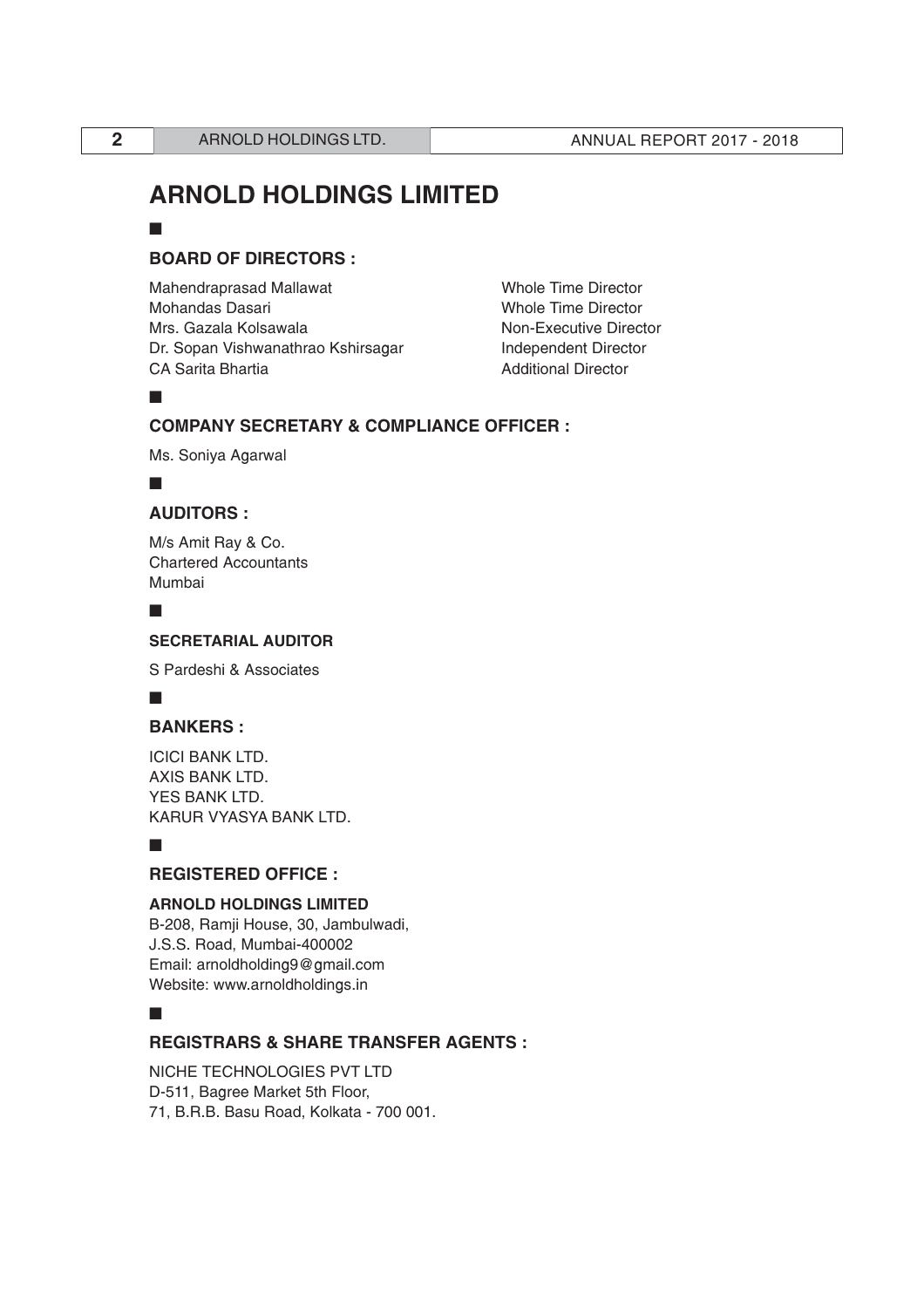# ARNOLD HOLDINGS LIMITED

## BOARD OF DIRECTORS :

| | |
|---|---|
| Mahendraprasad Mallawat | Whole Time Director |
| Mohandas Dasari | Whole Time Director |
| Mrs. Gazala Kolsawala | Non-Executive Director |
| Dr. Sopan Vishwanathrao Kshirsagar | Independent Director |
| CA Sarita Bhartia | Additional Director |

## COMPANY SECRETARY & COMPLIANCE OFFICER :

Ms. Soniya Agarwal

## AUDITORS :

M/s Amit Ray & Co.
Chartered Accountants
Mumbai

### SECRETARIAL AUDITOR

S Pardeshi & Associates

## BANKERS :

ICICI BANK LTD.
AXIS BANK LTD.
YES BANK LTD.
KARUR VYASYA BANK LTD.

## REGISTERED OFFICE :

**ARNOLD HOLDINGS LIMITED**
B-208, Ramji House, 30, Jambulwadi,
J.S.S. Road, Mumbai-400002
Email: arnoldholding9@gmail.com
Website: www.arnoldholdings.in

## REGISTRARS & SHARE TRANSFER AGENTS :

NICHE TECHNOLOGIES PVT LTD
D-511, Bagree Market 5th Floor,
71, B.R.B. Basu Road, Kolkata - 700 001.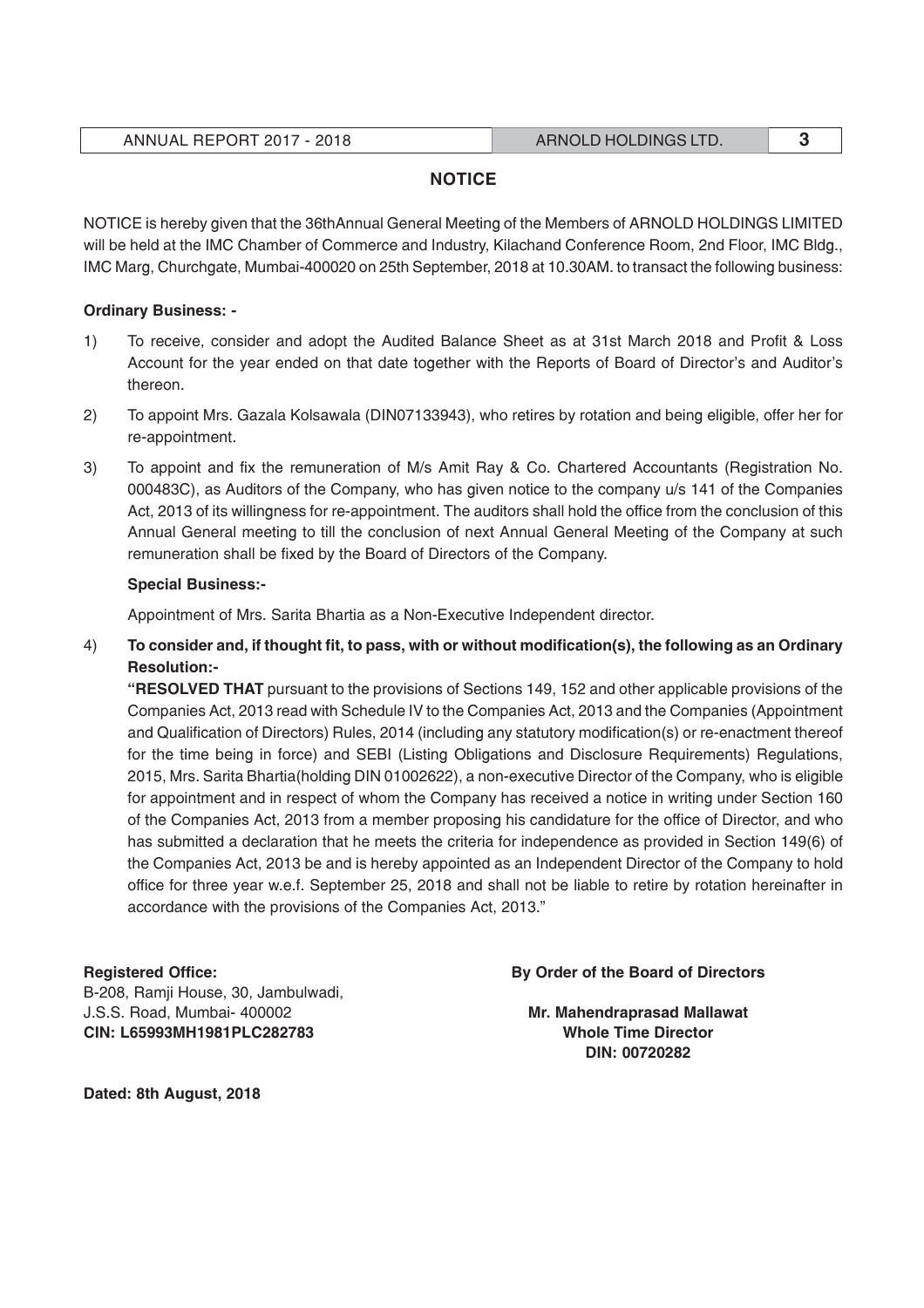## NOTICE

NOTICE is hereby given that the 36thAnnual General Meeting of the Members of ARNOLD HOLDINGS LIMITED will be held at the IMC Chamber of Commerce and Industry, Kilachand Conference Room, 2nd Floor, IMC Bldg., IMC Marg, Churchgate, Mumbai-400020 on 25th September, 2018 at 10.30AM. to transact the following business:

**Ordinary Business: -**

1) To receive, consider and adopt the Audited Balance Sheet as at 31st March 2018 and Profit & Loss Account for the year ended on that date together with the Reports of Board of Director's and Auditor's thereon.

2) To appoint Mrs. Gazala Kolsawala (DIN07133943), who retires by rotation and being eligible, offer her for re-appointment.

3) To appoint and fix the remuneration of M/s Amit Ray & Co. Chartered Accountants (Registration No. 000483C), as Auditors of the Company, who has given notice to the company u/s 141 of the Companies Act, 2013 of its willingness for re-appointment. The auditors shall hold the office from the conclusion of this Annual General meeting to till the conclusion of next Annual General Meeting of the Company at such remuneration shall be fixed by the Board of Directors of the Company.

**Special Business:-**

Appointment of Mrs. Sarita Bhartia as a Non-Executive Independent director.

4) **To consider and, if thought fit, to pass, with or without modification(s), the following as an Ordinary Resolution:-**

**"RESOLVED THAT** pursuant to the provisions of Sections 149, 152 and other applicable provisions of the Companies Act, 2013 read with Schedule IV to the Companies Act, 2013 and the Companies (Appointment and Qualification of Directors) Rules, 2014 (including any statutory modification(s) or re-enactment thereof for the time being in force) and SEBI (Listing Obligations and Disclosure Requirements) Regulations, 2015, Mrs. Sarita Bhartia(holding DIN 01002622), a non-executive Director of the Company, who is eligible for appointment and in respect of whom the Company has received a notice in writing under Section 160 of the Companies Act, 2013 from a member proposing his candidature for the office of Director, and who has submitted a declaration that he meets the criteria for independence as provided in Section 149(6) of the Companies Act, 2013 be and is hereby appointed as an Independent Director of the Company to hold office for three year w.e.f. September 25, 2018 and shall not be liable to retire by rotation hereinafter in accordance with the provisions of the Companies Act, 2013."

**Registered Office:**
B-208, Ramji House, 30, Jambulwadi,
J.S.S. Road, Mumbai- 400002
**CIN: L65993MH1981PLC282783**

**By Order of the Board of Directors**

**Mr. Mahendraprasad Mallawat**
**Whole Time Director**
**DIN: 00720282**

**Dated: 8th August, 2018**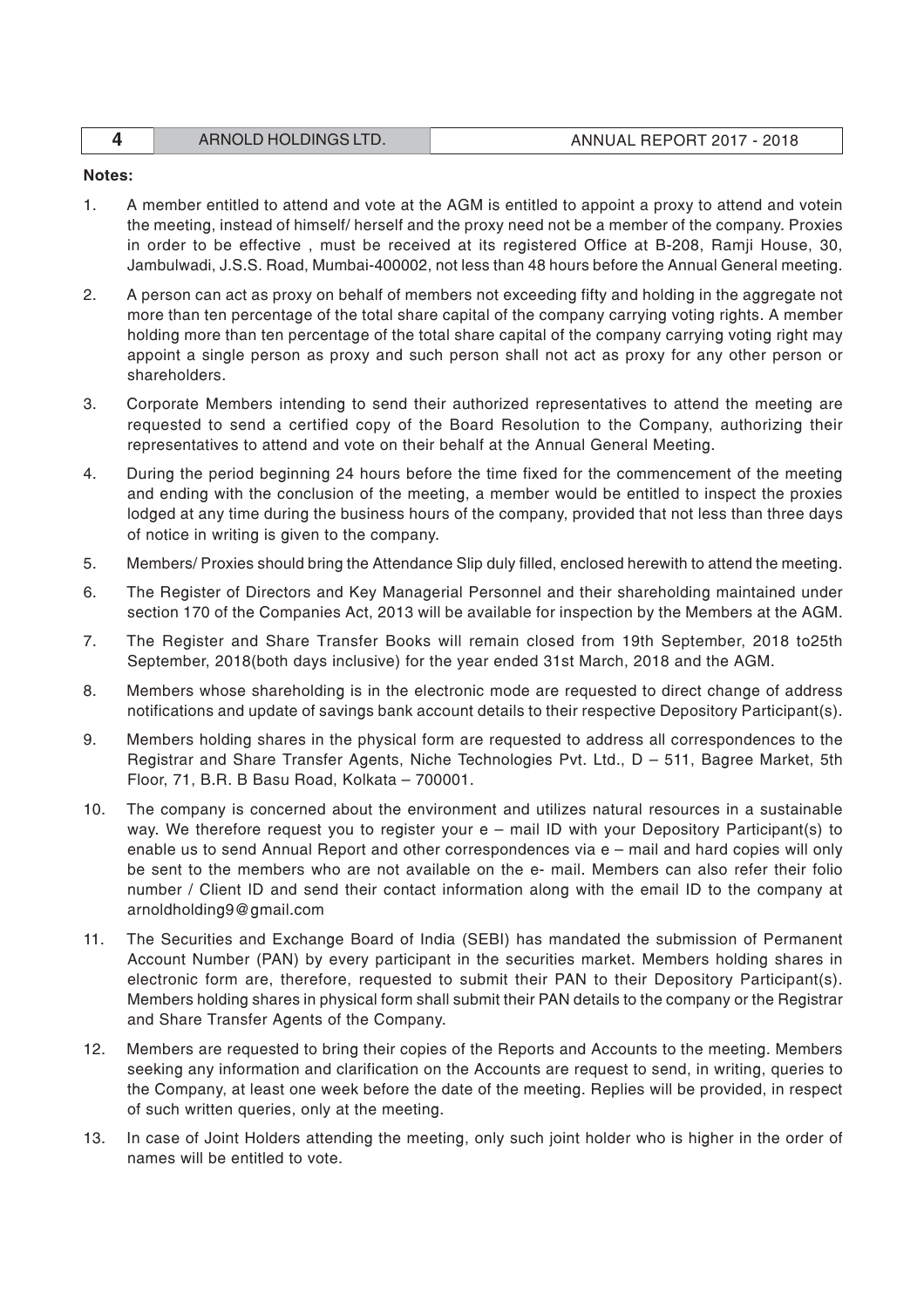**Notes:**

1. A member entitled to attend and vote at the AGM is entitled to appoint a proxy to attend and votein the meeting, instead of himself/ herself and the proxy need not be a member of the company. Proxies in order to be effective , must be received at its registered Office at B-208, Ramji House, 30, Jambulwadi, J.S.S. Road, Mumbai-400002, not less than 48 hours before the Annual General meeting.

2. A person can act as proxy on behalf of members not exceeding fifty and holding in the aggregate not more than ten percentage of the total share capital of the company carrying voting rights. A member holding more than ten percentage of the total share capital of the company carrying voting right may appoint a single person as proxy and such person shall not act as proxy for any other person or shareholders.

3. Corporate Members intending to send their authorized representatives to attend the meeting are requested to send a certified copy of the Board Resolution to the Company, authorizing their representatives to attend and vote on their behalf at the Annual General Meeting.

4. During the period beginning 24 hours before the time fixed for the commencement of the meeting and ending with the conclusion of the meeting, a member would be entitled to inspect the proxies lodged at any time during the business hours of the company, provided that not less than three days of notice in writing is given to the company.

5. Members/ Proxies should bring the Attendance Slip duly filled, enclosed herewith to attend the meeting.

6. The Register of Directors and Key Managerial Personnel and their shareholding maintained under section 170 of the Companies Act, 2013 will be available for inspection by the Members at the AGM.

7. The Register and Share Transfer Books will remain closed from 19th September, 2018 to25th September, 2018(both days inclusive) for the year ended 31st March, 2018 and the AGM.

8. Members whose shareholding is in the electronic mode are requested to direct change of address notifications and update of savings bank account details to their respective Depository Participant(s).

9. Members holding shares in the physical form are requested to address all correspondences to the Registrar and Share Transfer Agents, Niche Technologies Pvt. Ltd., D – 511, Bagree Market, 5th Floor, 71, B.R. B Basu Road, Kolkata – 700001.

10. The company is concerned about the environment and utilizes natural resources in a sustainable way. We therefore request you to register your e – mail ID with your Depository Participant(s) to enable us to send Annual Report and other correspondences via e – mail and hard copies will only be sent to the members who are not available on the e- mail. Members can also refer their folio number / Client ID and send their contact information along with the email ID to the company at arnoldholding9@gmail.com

11. The Securities and Exchange Board of India (SEBI) has mandated the submission of Permanent Account Number (PAN) by every participant in the securities market. Members holding shares in electronic form are, therefore, requested to submit their PAN to their Depository Participant(s). Members holding shares in physical form shall submit their PAN details to the company or the Registrar and Share Transfer Agents of the Company.

12. Members are requested to bring their copies of the Reports and Accounts to the meeting. Members seeking any information and clarification on the Accounts are request to send, in writing, queries to the Company, at least one week before the date of the meeting. Replies will be provided, in respect of such written queries, only at the meeting.

13. In case of Joint Holders attending the meeting, only such joint holder who is higher in the order of names will be entitled to vote.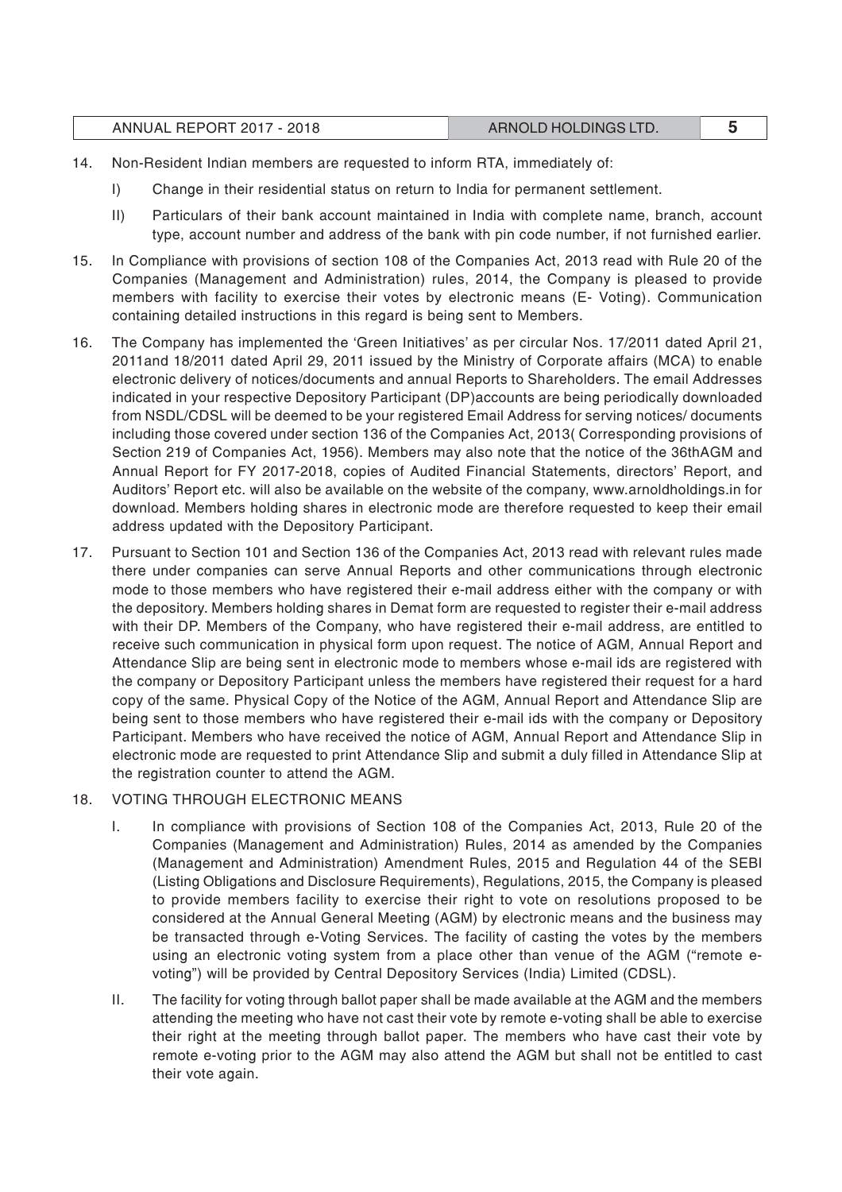14. Non-Resident Indian members are requested to inform RTA, immediately of:

    I) Change in their residential status on return to India for permanent settlement.

    II) Particulars of their bank account maintained in India with complete name, branch, account type, account number and address of the bank with pin code number, if not furnished earlier.

15. In Compliance with provisions of section 108 of the Companies Act, 2013 read with Rule 20 of the Companies (Management and Administration) rules, 2014, the Company is pleased to provide members with facility to exercise their votes by electronic means (E- Voting). Communication containing detailed instructions in this regard is being sent to Members.

16. The Company has implemented the 'Green Initiatives' as per circular Nos. 17/2011 dated April 21, 2011and 18/2011 dated April 29, 2011 issued by the Ministry of Corporate affairs (MCA) to enable electronic delivery of notices/documents and annual Reports to Shareholders. The email Addresses indicated in your respective Depository Participant (DP)accounts are being periodically downloaded from NSDL/CDSL will be deemed to be your registered Email Address for serving notices/ documents including those covered under section 136 of the Companies Act, 2013( Corresponding provisions of Section 219 of Companies Act, 1956). Members may also note that the notice of the 36thAGM and Annual Report for FY 2017-2018, copies of Audited Financial Statements, directors' Report, and Auditors' Report etc. will also be available on the website of the company, www.arnoldholdings.in for download. Members holding shares in electronic mode are therefore requested to keep their email address updated with the Depository Participant.

17. Pursuant to Section 101 and Section 136 of the Companies Act, 2013 read with relevant rules made there under companies can serve Annual Reports and other communications through electronic mode to those members who have registered their e-mail address either with the company or with the depository. Members holding shares in Demat form are requested to register their e-mail address with their DP. Members of the Company, who have registered their e-mail address, are entitled to receive such communication in physical form upon request. The notice of AGM, Annual Report and Attendance Slip are being sent in electronic mode to members whose e-mail ids are registered with the company or Depository Participant unless the members have registered their request for a hard copy of the same. Physical Copy of the Notice of the AGM, Annual Report and Attendance Slip are being sent to those members who have registered their e-mail ids with the company or Depository Participant. Members who have received the notice of AGM, Annual Report and Attendance Slip in electronic mode are requested to print Attendance Slip and submit a duly filled in Attendance Slip at the registration counter to attend the AGM.

18. VOTING THROUGH ELECTRONIC MEANS

    I. In compliance with provisions of Section 108 of the Companies Act, 2013, Rule 20 of the Companies (Management and Administration) Rules, 2014 as amended by the Companies (Management and Administration) Amendment Rules, 2015 and Regulation 44 of the SEBI (Listing Obligations and Disclosure Requirements), Regulations, 2015, the Company is pleased to provide members facility to exercise their right to vote on resolutions proposed to be considered at the Annual General Meeting (AGM) by electronic means and the business may be transacted through e-Voting Services. The facility of casting the votes by the members using an electronic voting system from a place other than venue of the AGM ("remote e-voting") will be provided by Central Depository Services (India) Limited (CDSL).

    II. The facility for voting through ballot paper shall be made available at the AGM and the members attending the meeting who have not cast their vote by remote e-voting shall be able to exercise their right at the meeting through ballot paper. The members who have cast their vote by remote e-voting prior to the AGM may also attend the AGM but shall not be entitled to cast their vote again.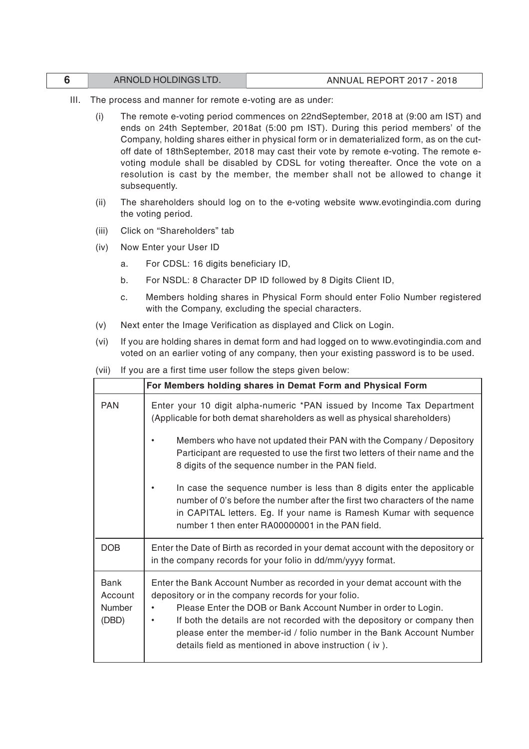III. The process and manner for remote e-voting are as under:

   (i) The remote e-voting period commences on 22ndSeptember, 2018 at (9:00 am IST) and ends on 24th September, 2018at (5:00 pm IST). During this period members' of the Company, holding shares either in physical form or in dematerialized form, as on the cut-off date of 18thSeptember, 2018 may cast their vote by remote e-voting. The remote e-voting module shall be disabled by CDSL for voting thereafter. Once the vote on a resolution is cast by the member, the member shall not be allowed to change it subsequently.

   (ii) The shareholders should log on to the e-voting website www.evotingindia.com during the voting period.

   (iii) Click on "Shareholders" tab

   (iv) Now Enter your User ID

      a. For CDSL: 16 digits beneficiary ID,

      b. For NSDL: 8 Character DP ID followed by 8 Digits Client ID,

      c. Members holding shares in Physical Form should enter Folio Number registered with the Company, excluding the special characters.

   (v) Next enter the Image Verification as displayed and Click on Login.

   (vi) If you are holding shares in demat form and had logged on to www.evotingindia.com and voted on an earlier voting of any company, then your existing password is to be used.

   (vii) If you are a first time user follow the steps given below:

| | For Members holding shares in Demat Form and Physical Form |
|---|---|
| PAN | Enter your 10 digit alpha-numeric *PAN issued by Income Tax Department (Applicable for both demat shareholders as well as physical shareholders)<br>• Members who have not updated their PAN with the Company / Depository Participant are requested to use the first two letters of their name and the 8 digits of the sequence number in the PAN field.<br>• In case the sequence number is less than 8 digits enter the applicable number of 0's before the number after the first two characters of the name in CAPITAL letters. Eg. If your name is Ramesh Kumar with sequence number 1 then enter RA00000001 in the PAN field. |
| DOB | Enter the Date of Birth as recorded in your demat account with the depository or in the company records for your folio in dd/mm/yyyy format. |
| Bank Account Number (DBD) | Enter the Bank Account Number as recorded in your demat account with the depository or in the company records for your folio.<br>• Please Enter the DOB or Bank Account Number in order to Login.<br>• If both the details are not recorded with the depository or company then please enter the member-id / folio number in the Bank Account Number details field as mentioned in above instruction ( iv ). |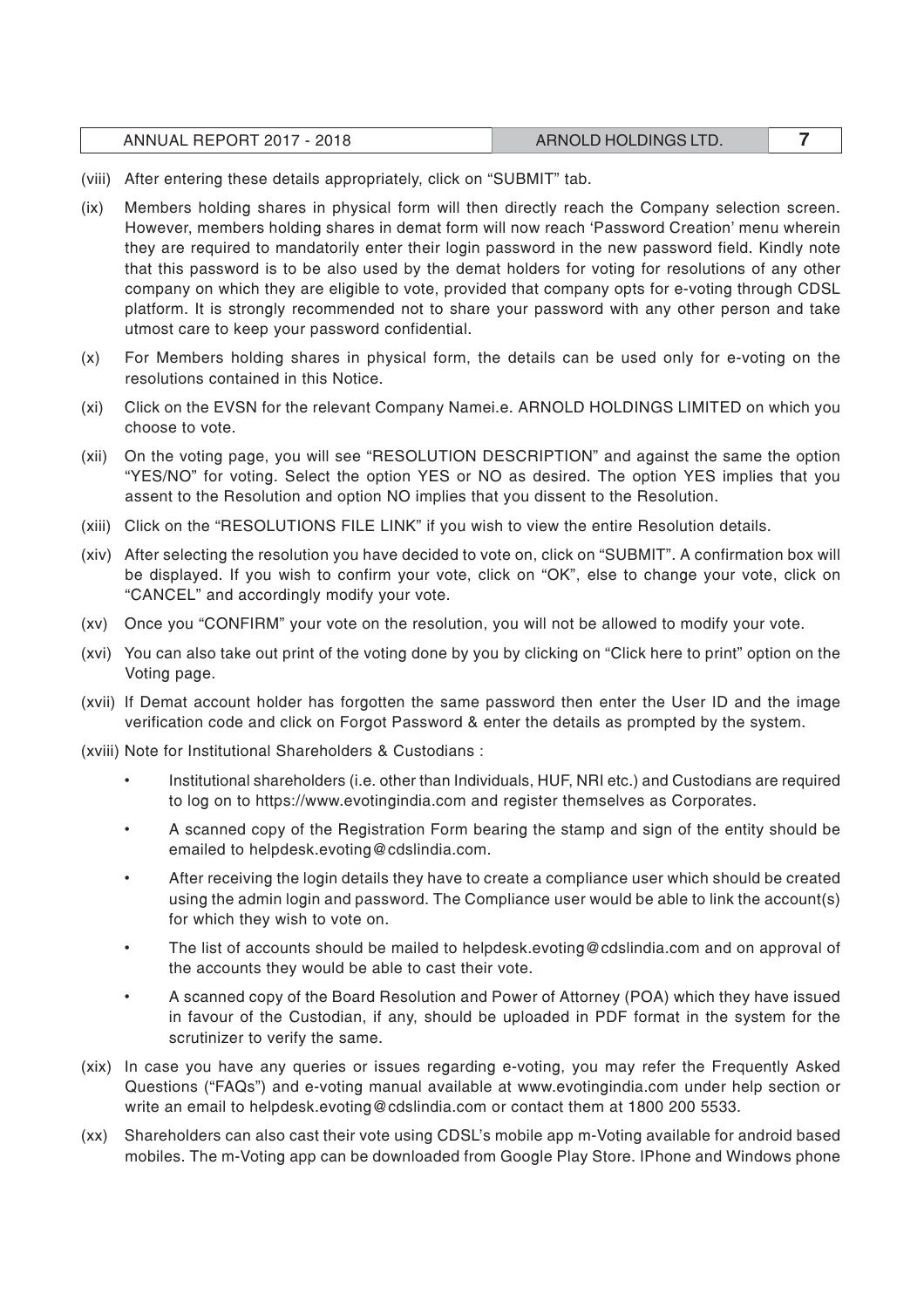(viii) After entering these details appropriately, click on "SUBMIT" tab.

(ix) Members holding shares in physical form will then directly reach the Company selection screen. However, members holding shares in demat form will now reach 'Password Creation' menu wherein they are required to mandatorily enter their login password in the new password field. Kindly note that this password is to be also used by the demat holders for voting for resolutions of any other company on which they are eligible to vote, provided that company opts for e-voting through CDSL platform. It is strongly recommended not to share your password with any other person and take utmost care to keep your password confidential.

(x) For Members holding shares in physical form, the details can be used only for e-voting on the resolutions contained in this Notice.

(xi) Click on the EVSN for the relevant Company Namei.e. ARNOLD HOLDINGS LIMITED on which you choose to vote.

(xii) On the voting page, you will see "RESOLUTION DESCRIPTION" and against the same the option "YES/NO" for voting. Select the option YES or NO as desired. The option YES implies that you assent to the Resolution and option NO implies that you dissent to the Resolution.

(xiii) Click on the "RESOLUTIONS FILE LINK" if you wish to view the entire Resolution details.

(xiv) After selecting the resolution you have decided to vote on, click on "SUBMIT". A confirmation box will be displayed. If you wish to confirm your vote, click on "OK", else to change your vote, click on "CANCEL" and accordingly modify your vote.

(xv) Once you "CONFIRM" your vote on the resolution, you will not be allowed to modify your vote.

(xvi) You can also take out print of the voting done by you by clicking on "Click here to print" option on the Voting page.

(xvii) If Demat account holder has forgotten the same password then enter the User ID and the image verification code and click on Forgot Password & enter the details as prompted by the system.

(xviii) Note for Institutional Shareholders & Custodians :

- Institutional shareholders (i.e. other than Individuals, HUF, NRI etc.) and Custodians are required to log on to https://www.evotingindia.com and register themselves as Corporates.
- A scanned copy of the Registration Form bearing the stamp and sign of the entity should be emailed to helpdesk.evoting@cdslindia.com.
- After receiving the login details they have to create a compliance user which should be created using the admin login and password. The Compliance user would be able to link the account(s) for which they wish to vote on.
- The list of accounts should be mailed to helpdesk.evoting@cdslindia.com and on approval of the accounts they would be able to cast their vote.
- A scanned copy of the Board Resolution and Power of Attorney (POA) which they have issued in favour of the Custodian, if any, should be uploaded in PDF format in the system for the scrutinizer to verify the same.

(xix) In case you have any queries or issues regarding e-voting, you may refer the Frequently Asked Questions ("FAQs") and e-voting manual available at www.evotingindia.com under help section or write an email to helpdesk.evoting@cdslindia.com or contact them at 1800 200 5533.

(xx) Shareholders can also cast their vote using CDSL's mobile app m-Voting available for android based mobiles. The m-Voting app can be downloaded from Google Play Store. IPhone and Windows phone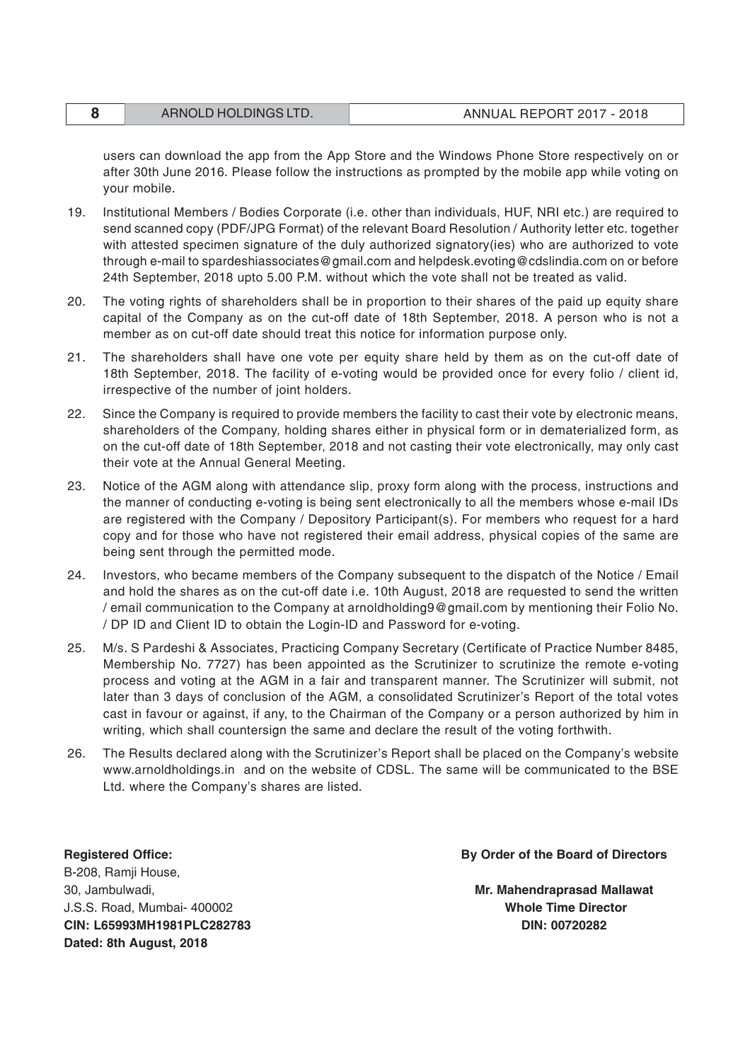users can download the app from the App Store and the Windows Phone Store respectively on or after 30th June 2016. Please follow the instructions as prompted by the mobile app while voting on your mobile.

19. Institutional Members / Bodies Corporate (i.e. other than individuals, HUF, NRI etc.) are required to send scanned copy (PDF/JPG Format) of the relevant Board Resolution / Authority letter etc. together with attested specimen signature of the duly authorized signatory(ies) who are authorized to vote through e-mail to spardeshiassociates@gmail.com and helpdesk.evoting@cdslindia.com on or before 24th September, 2018 upto 5.00 P.M. without which the vote shall not be treated as valid.

20. The voting rights of shareholders shall be in proportion to their shares of the paid up equity share capital of the Company as on the cut-off date of 18th September, 2018. A person who is not a member as on cut-off date should treat this notice for information purpose only.

21. The shareholders shall have one vote per equity share held by them as on the cut-off date of 18th September, 2018. The facility of e-voting would be provided once for every folio / client id, irrespective of the number of joint holders.

22. Since the Company is required to provide members the facility to cast their vote by electronic means, shareholders of the Company, holding shares either in physical form or in dematerialized form, as on the cut-off date of 18th September, 2018 and not casting their vote electronically, may only cast their vote at the Annual General Meeting.

23. Notice of the AGM along with attendance slip, proxy form along with the process, instructions and the manner of conducting e-voting is being sent electronically to all the members whose e-mail IDs are registered with the Company / Depository Participant(s). For members who request for a hard copy and for those who have not registered their email address, physical copies of the same are being sent through the permitted mode.

24. Investors, who became members of the Company subsequent to the dispatch of the Notice / Email and hold the shares as on the cut-off date i.e. 10th August, 2018 are requested to send the written / email communication to the Company at arnoldholding9@gmail.com by mentioning their Folio No. / DP ID and Client ID to obtain the Login-ID and Password for e-voting.

25. M/s. S Pardeshi & Associates, Practicing Company Secretary (Certificate of Practice Number 8485, Membership No. 7727) has been appointed as the Scrutinizer to scrutinize the remote e-voting process and voting at the AGM in a fair and transparent manner. The Scrutinizer will submit, not later than 3 days of conclusion of the AGM, a consolidated Scrutinizer's Report of the total votes cast in favour or against, if any, to the Chairman of the Company or a person authorized by him in writing, which shall countersign the same and declare the result of the voting forthwith.

26. The Results declared along with the Scrutinizer's Report shall be placed on the Company's website www.arnoldholdings.in and on the website of CDSL. The same will be communicated to the BSE Ltd. where the Company's shares are listed.

**Registered Office:**
B-208, Ramji House,
30, Jambulwadi,
J.S.S. Road, Mumbai- 400002
**CIN: L65993MH1981PLC282783**
**Dated: 8th August, 2018**

**By Order of the Board of Directors**

**Mr. Mahendraprasad Mallawat**
**Whole Time Director**
**DIN: 00720282**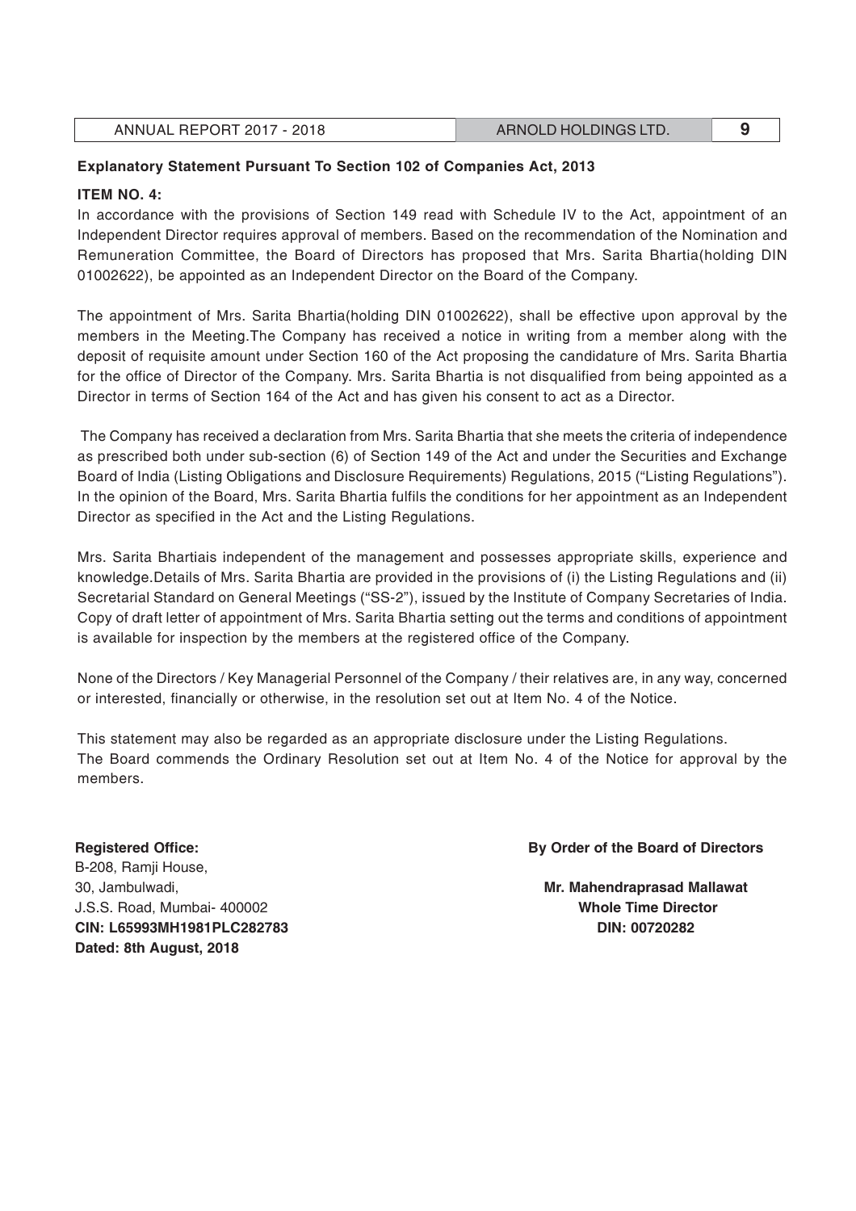**Explanatory Statement Pursuant To Section 102 of Companies Act, 2013**

**ITEM NO. 4:**

In accordance with the provisions of Section 149 read with Schedule IV to the Act, appointment of an Independent Director requires approval of members. Based on the recommendation of the Nomination and Remuneration Committee, the Board of Directors has proposed that Mrs. Sarita Bhartia(holding DIN 01002622), be appointed as an Independent Director on the Board of the Company.

The appointment of Mrs. Sarita Bhartia(holding DIN 01002622), shall be effective upon approval by the members in the Meeting.The Company has received a notice in writing from a member along with the deposit of requisite amount under Section 160 of the Act proposing the candidature of Mrs. Sarita Bhartia for the office of Director of the Company. Mrs. Sarita Bhartia is not disqualified from being appointed as a Director in terms of Section 164 of the Act and has given his consent to act as a Director.

The Company has received a declaration from Mrs. Sarita Bhartia that she meets the criteria of independence as prescribed both under sub-section (6) of Section 149 of the Act and under the Securities and Exchange Board of India (Listing Obligations and Disclosure Requirements) Regulations, 2015 ("Listing Regulations"). In the opinion of the Board, Mrs. Sarita Bhartia fulfils the conditions for her appointment as an Independent Director as specified in the Act and the Listing Regulations.

Mrs. Sarita Bhartiais independent of the management and possesses appropriate skills, experience and knowledge.Details of Mrs. Sarita Bhartia are provided in the provisions of (i) the Listing Regulations and (ii) Secretarial Standard on General Meetings ("SS-2"), issued by the Institute of Company Secretaries of India. Copy of draft letter of appointment of Mrs. Sarita Bhartia setting out the terms and conditions of appointment is available for inspection by the members at the registered office of the Company.

None of the Directors / Key Managerial Personnel of the Company / their relatives are, in any way, concerned or interested, financially or otherwise, in the resolution set out at Item No. 4 of the Notice.

This statement may also be regarded as an appropriate disclosure under the Listing Regulations.
The Board commends the Ordinary Resolution set out at Item No. 4 of the Notice for approval by the members.

**Registered Office:**
B-208, Ramji House,
30, Jambulwadi,
J.S.S. Road, Mumbai- 400002
**CIN: L65993MH1981PLC282783**
**Dated: 8th August, 2018**

**By Order of the Board of Directors**

**Mr. Mahendraprasad Mallawat**
**Whole Time Director**
**DIN: 00720282**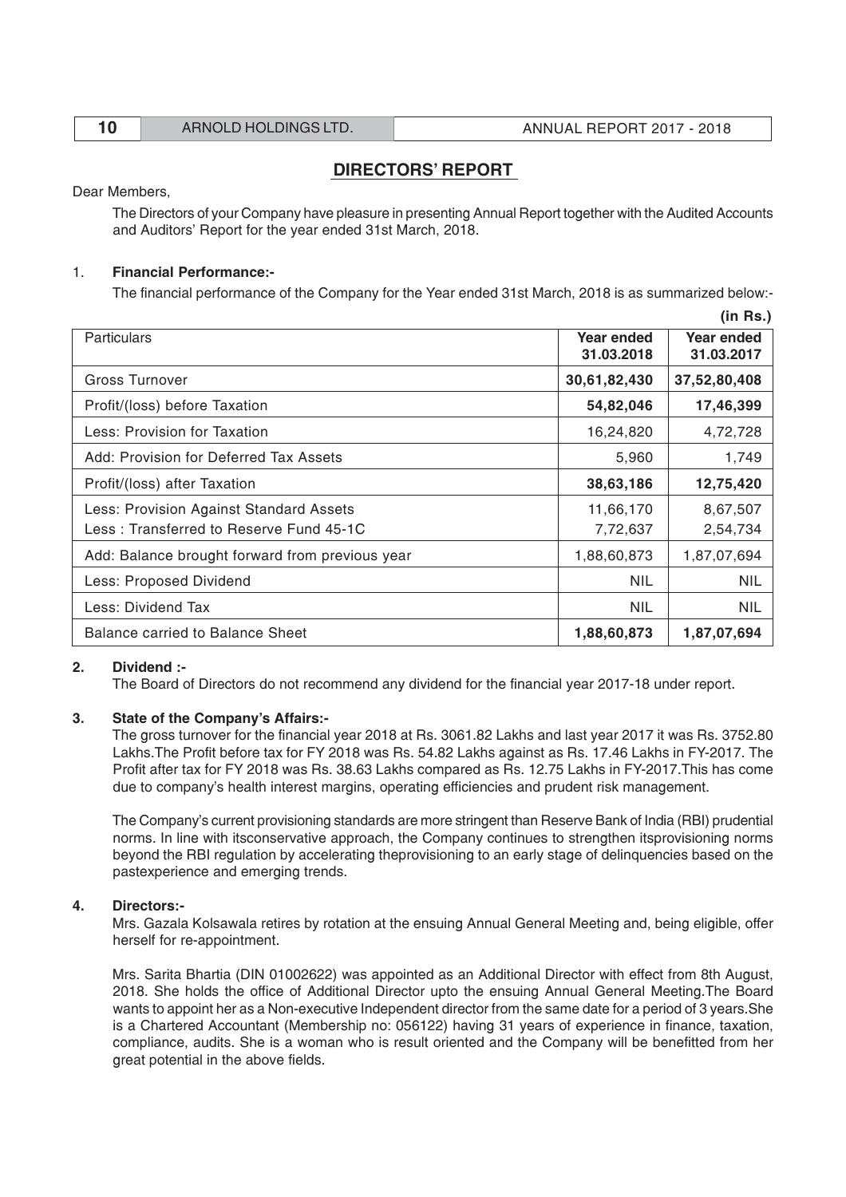## DIRECTORS' REPORT

Dear Members,

The Directors of your Company have pleasure in presenting Annual Report together with the Audited Accounts and Auditors' Report for the year ended 31st March, 2018.

1. **Financial Performance:-**

The financial performance of the Company for the Year ended 31st March, 2018 is as summarized below:-

**(in Rs.)**

| Particulars | Year ended 31.03.2018 | Year ended 31.03.2017 |
|---|---|---|
| Gross Turnover | **30,61,82,430** | **37,52,80,408** |
| Profit/(loss) before Taxation | **54,82,046** | **17,46,399** |
| Less: Provision for Taxation | 16,24,820 | 4,72,728 |
| Add: Provision for Deferred Tax Assets | 5,960 | 1,749 |
| Profit/(loss) after Taxation | **38,63,186** | **12,75,420** |
| Less: Provision Against Standard Assets<br>Less : Transferred to Reserve Fund 45-1C | 11,66,170<br>7,72,637 | 8,67,507<br>2,54,734 |
| Add: Balance brought forward from previous year | 1,88,60,873 | 1,87,07,694 |
| Less: Proposed Dividend | NIL | NIL |
| Less: Dividend Tax | NIL | NIL |
| Balance carried to Balance Sheet | **1,88,60,873** | **1,87,07,694** |

**2. Dividend :-**

The Board of Directors do not recommend any dividend for the financial year 2017-18 under report.

**3. State of the Company's Affairs:-**

The gross turnover for the financial year 2018 at Rs. 3061.82 Lakhs and last year 2017 it was Rs. 3752.80 Lakhs.The Profit before tax for FY 2018 was Rs. 54.82 Lakhs against as Rs. 17.46 Lakhs in FY-2017. The Profit after tax for FY 2018 was Rs. 38.63 Lakhs compared as Rs. 12.75 Lakhs in FY-2017.This has come due to company's health interest margins, operating efficiencies and prudent risk management.

The Company's current provisioning standards are more stringent than Reserve Bank of India (RBI) prudential norms. In line with itsconservative approach, the Company continues to strengthen itsprovisioning norms beyond the RBI regulation by accelerating theprovisioning to an early stage of delinquencies based on the pastexperience and emerging trends.

**4. Directors:-**

Mrs. Gazala Kolsawala retires by rotation at the ensuing Annual General Meeting and, being eligible, offer herself for re-appointment.

Mrs. Sarita Bhartia (DIN 01002622) was appointed as an Additional Director with effect from 8th August, 2018. She holds the office of Additional Director upto the ensuing Annual General Meeting.The Board wants to appoint her as a Non-executive Independent director from the same date for a period of 3 years.She is a Chartered Accountant (Membership no: 056122) having 31 years of experience in finance, taxation, compliance, audits. She is a woman who is result oriented and the Company will be benefitted from her great potential in the above fields.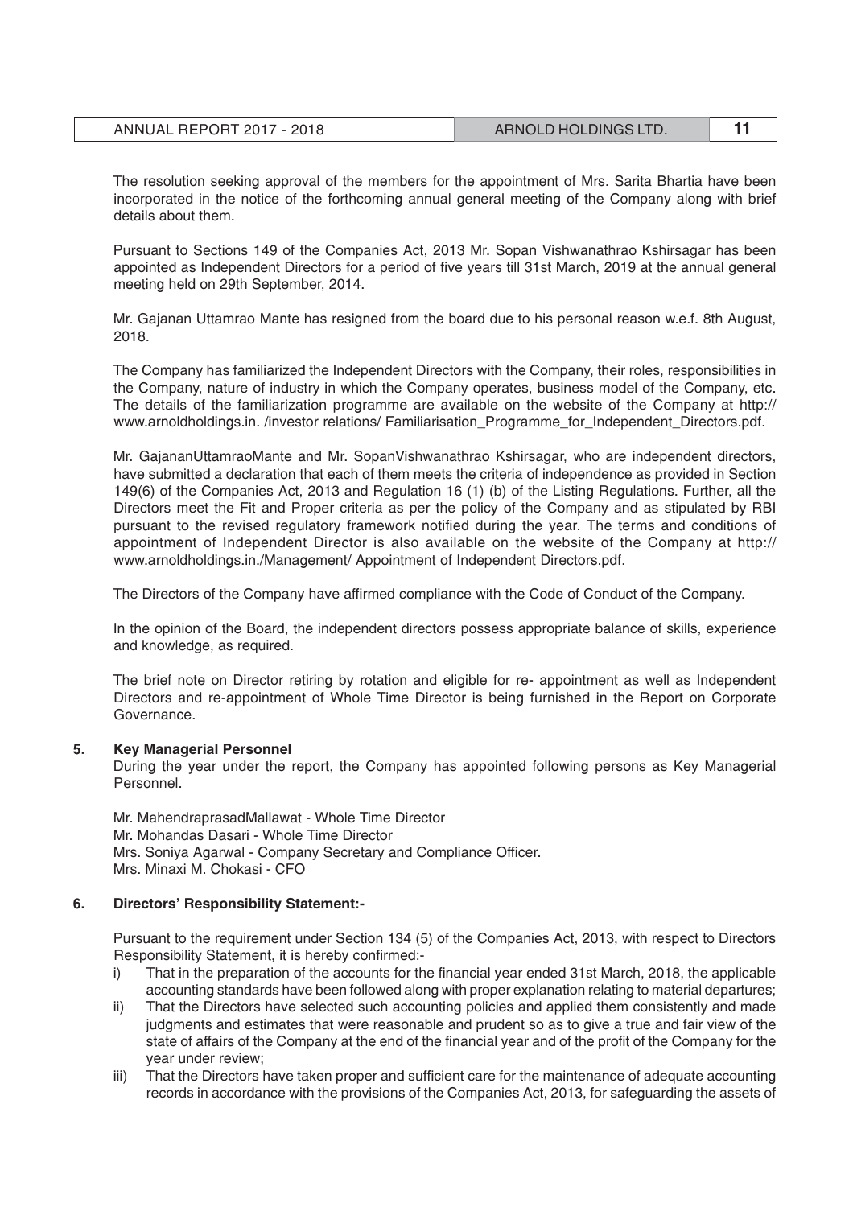The resolution seeking approval of the members for the appointment of Mrs. Sarita Bhartia have been incorporated in the notice of the forthcoming annual general meeting of the Company along with brief details about them.

Pursuant to Sections 149 of the Companies Act, 2013 Mr. Sopan Vishwanathrao Kshirsagar has been appointed as Independent Directors for a period of five years till 31st March, 2019 at the annual general meeting held on 29th September, 2014.

Mr. Gajanan Uttamrao Mante has resigned from the board due to his personal reason w.e.f. 8th August, 2018.

The Company has familiarized the Independent Directors with the Company, their roles, responsibilities in the Company, nature of industry in which the Company operates, business model of the Company, etc. The details of the familiarization programme are available on the website of the Company at http:// www.arnoldholdings.in. /investor relations/ Familiarisation_Programme_for_Independent_Directors.pdf.

Mr. GajananUttamraoMante and Mr. SopanVishwanathrao Kshirsagar, who are independent directors, have submitted a declaration that each of them meets the criteria of independence as provided in Section 149(6) of the Companies Act, 2013 and Regulation 16 (1) (b) of the Listing Regulations. Further, all the Directors meet the Fit and Proper criteria as per the policy of the Company and as stipulated by RBI pursuant to the revised regulatory framework notified during the year. The terms and conditions of appointment of Independent Director is also available on the website of the Company at http:// www.arnoldholdings.in./Management/ Appointment of Independent Directors.pdf.

The Directors of the Company have affirmed compliance with the Code of Conduct of the Company.

In the opinion of the Board, the independent directors possess appropriate balance of skills, experience and knowledge, as required.

The brief note on Director retiring by rotation and eligible for re- appointment as well as Independent Directors and re-appointment of Whole Time Director is being furnished in the Report on Corporate Governance.

## 5. Key Managerial Personnel

During the year under the report, the Company has appointed following persons as Key Managerial Personnel.

Mr. MahendraprasadMallawat - Whole Time Director
Mr. Mohandas Dasari - Whole Time Director
Mrs. Soniya Agarwal - Company Secretary and Compliance Officer.
Mrs. Minaxi M. Chokasi - CFO

## 6. Directors' Responsibility Statement:-

Pursuant to the requirement under Section 134 (5) of the Companies Act, 2013, with respect to Directors Responsibility Statement, it is hereby confirmed:-

i) That in the preparation of the accounts for the financial year ended 31st March, 2018, the applicable accounting standards have been followed along with proper explanation relating to material departures;
ii) That the Directors have selected such accounting policies and applied them consistently and made judgments and estimates that were reasonable and prudent so as to give a true and fair view of the state of affairs of the Company at the end of the financial year and of the profit of the Company for the year under review;
iii) That the Directors have taken proper and sufficient care for the maintenance of adequate accounting records in accordance with the provisions of the Companies Act, 2013, for safeguarding the assets of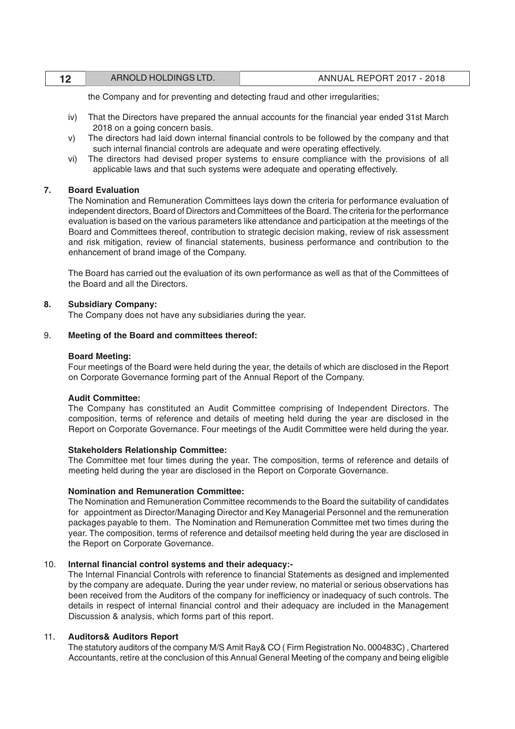the Company and for preventing and detecting fraud and other irregularities;

iv) That the Directors have prepared the annual accounts for the financial year ended 31st March 2018 on a going concern basis.

v) The directors had laid down internal financial controls to be followed by the company and that such internal financial controls are adequate and were operating effectively.

vi) The directors had devised proper systems to ensure compliance with the provisions of all applicable laws and that such systems were adequate and operating effectively.

**7. Board Evaluation**

The Nomination and Remuneration Committees lays down the criteria for performance evaluation of independent directors, Board of Directors and Committees of the Board. The criteria for the performance evaluation is based on the various parameters like attendance and participation at the meetings of the Board and Committees thereof, contribution to strategic decision making, review of risk assessment and risk mitigation, review of financial statements, business performance and contribution to the enhancement of brand image of the Company.

The Board has carried out the evaluation of its own performance as well as that of the Committees of the Board and all the Directors.

**8. Subsidiary Company:**

The Company does not have any subsidiaries during the year.

9. **Meeting of the Board and committees thereof:**

**Board Meeting:**

Four meetings of the Board were held during the year, the details of which are disclosed in the Report on Corporate Governance forming part of the Annual Report of the Company.

**Audit Committee:**

The Company has constituted an Audit Committee comprising of Independent Directors. The composition, terms of reference and details of meeting held during the year are disclosed in the Report on Corporate Governance. Four meetings of the Audit Committee were held during the year.

**Stakeholders Relationship Committee:**

The Committee met four times during the year. The composition, terms of reference and details of meeting held during the year are disclosed in the Report on Corporate Governance.

**Nomination and Remuneration Committee:**

The Nomination and Remuneration Committee recommends to the Board the suitability of candidates for appointment as Director/Managing Director and Key Managerial Personnel and the remuneration packages payable to them. The Nomination and Remuneration Committee met two times during the year. The composition, terms of reference and detailsof meeting held during the year are disclosed in the Report on Corporate Governance.

10. **Internal financial control systems and their adequacy:-**

The Internal Financial Controls with reference to financial Statements as designed and implemented by the company are adequate. During the year under review, no material or serious observations has been received from the Auditors of the company for inefficiency or inadequacy of such controls. The details in respect of internal financial control and their adequacy are included in the Management Discussion & analysis, which forms part of this report.

11. **Auditors& Auditors Report**

The statutory auditors of the company M/S Amit Ray& CO ( Firm Registration No. 000483C) , Chartered Accountants, retire at the conclusion of this Annual General Meeting of the company and being eligible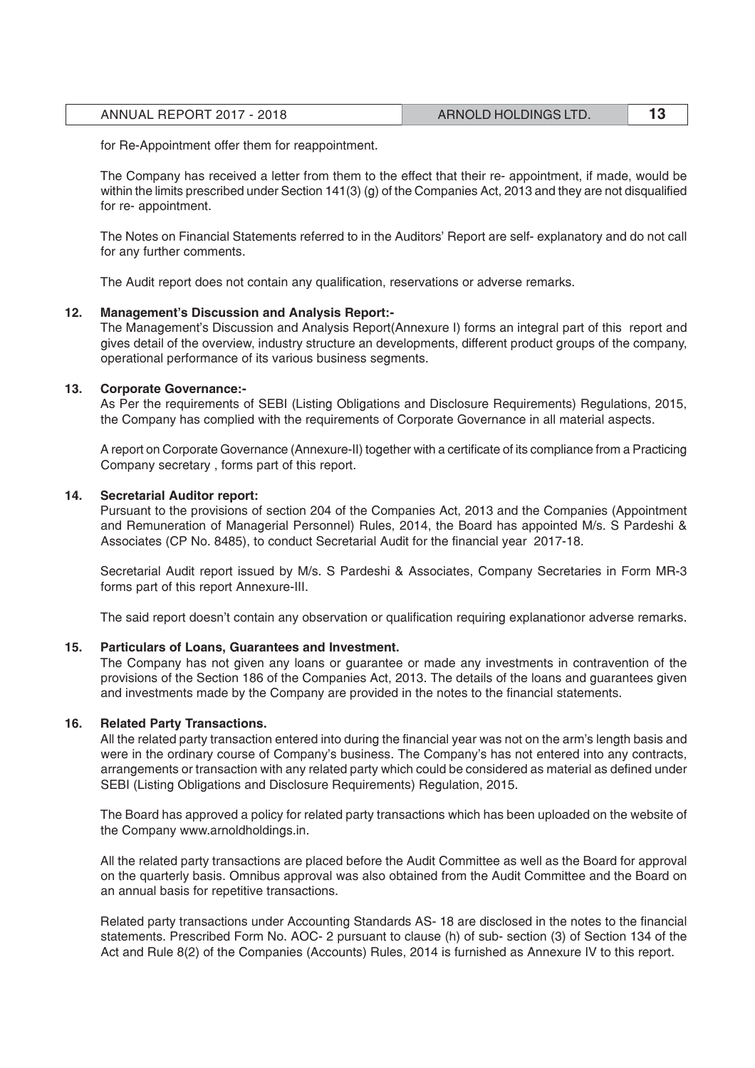for Re-Appointment offer them for reappointment.

The Company has received a letter from them to the effect that their re- appointment, if made, would be within the limits prescribed under Section 141(3) (g) of the Companies Act, 2013 and they are not disqualified for re- appointment.

The Notes on Financial Statements referred to in the Auditors' Report are self- explanatory and do not call for any further comments.

The Audit report does not contain any qualification, reservations or adverse remarks.

**12. Management's Discussion and Analysis Report:-**

The Management's Discussion and Analysis Report(Annexure I) forms an integral part of this report and gives detail of the overview, industry structure an developments, different product groups of the company, operational performance of its various business segments.

**13. Corporate Governance:-**

As Per the requirements of SEBI (Listing Obligations and Disclosure Requirements) Regulations, 2015, the Company has complied with the requirements of Corporate Governance in all material aspects.

A report on Corporate Governance (Annexure-II) together with a certificate of its compliance from a Practicing Company secretary , forms part of this report.

**14. Secretarial Auditor report:**

Pursuant to the provisions of section 204 of the Companies Act, 2013 and the Companies (Appointment and Remuneration of Managerial Personnel) Rules, 2014, the Board has appointed M/s. S Pardeshi & Associates (CP No. 8485), to conduct Secretarial Audit for the financial year 2017-18.

Secretarial Audit report issued by M/s. S Pardeshi & Associates, Company Secretaries in Form MR-3 forms part of this report Annexure-III.

The said report doesn't contain any observation or qualification requiring explanationor adverse remarks.

**15. Particulars of Loans, Guarantees and Investment.**

The Company has not given any loans or guarantee or made any investments in contravention of the provisions of the Section 186 of the Companies Act, 2013. The details of the loans and guarantees given and investments made by the Company are provided in the notes to the financial statements.

**16. Related Party Transactions.**

All the related party transaction entered into during the financial year was not on the arm's length basis and were in the ordinary course of Company's business. The Company's has not entered into any contracts, arrangements or transaction with any related party which could be considered as material as defined under SEBI (Listing Obligations and Disclosure Requirements) Regulation, 2015.

The Board has approved a policy for related party transactions which has been uploaded on the website of the Company www.arnoldholdings.in.

All the related party transactions are placed before the Audit Committee as well as the Board for approval on the quarterly basis. Omnibus approval was also obtained from the Audit Committee and the Board on an annual basis for repetitive transactions.

Related party transactions under Accounting Standards AS- 18 are disclosed in the notes to the financial statements. Prescribed Form No. AOC- 2 pursuant to clause (h) of sub- section (3) of Section 134 of the Act and Rule 8(2) of the Companies (Accounts) Rules, 2014 is furnished as Annexure IV to this report.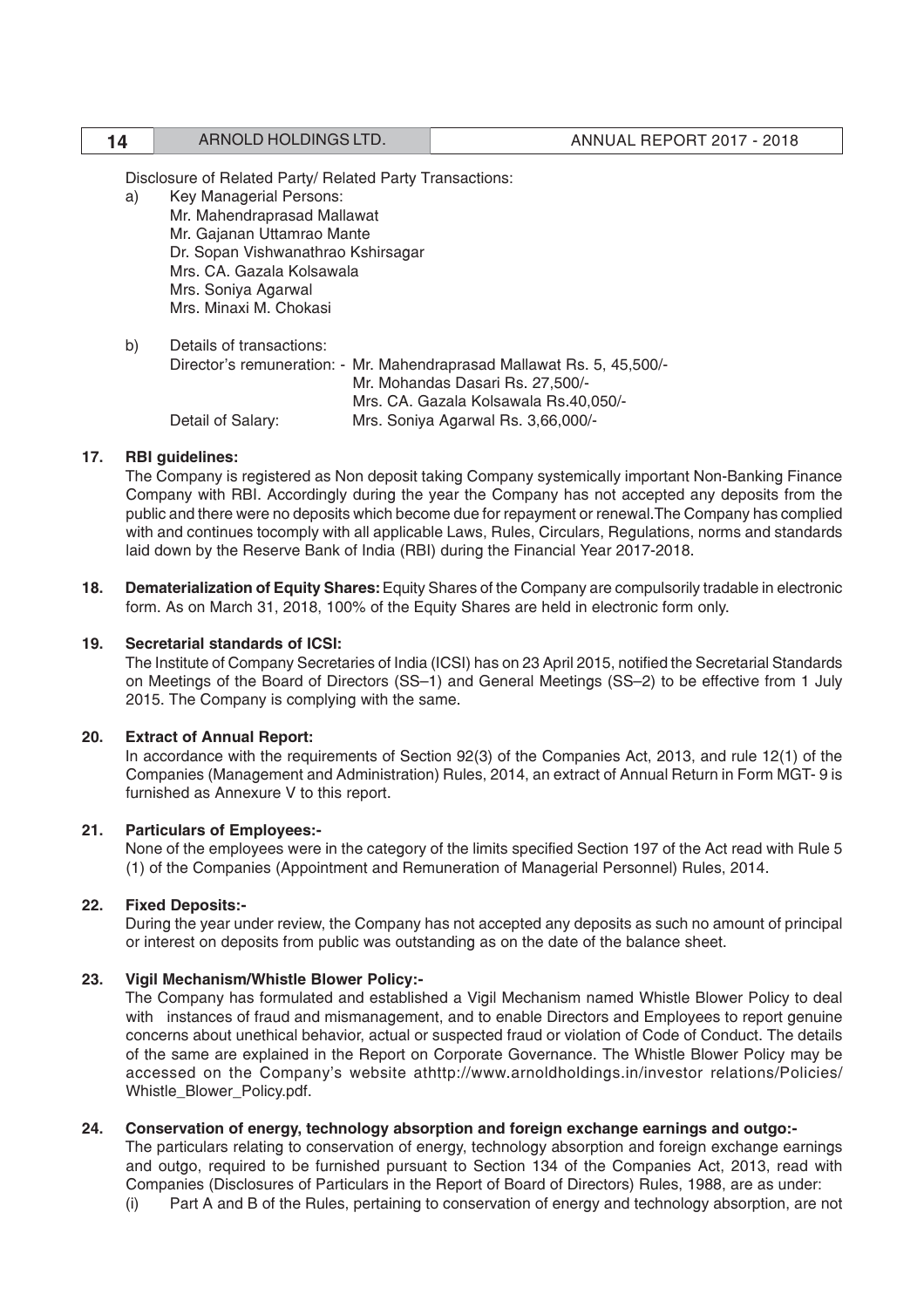Disclosure of Related Party/ Related Party Transactions:

a) Key Managerial Persons:
   Mr. Mahendraprasad Mallawat
   Mr. Gajanan Uttamrao Mante
   Dr. Sopan Vishwanathrao Kshirsagar
   Mrs. CA. Gazala Kolsawala
   Mrs. Soniya Agarwal
   Mrs. Minaxi M. Chokasi

b) Details of transactions:
   Director's remuneration: - Mr. Mahendraprasad Mallawat Rs. 5, 45,500/-
   Mr. Mohandas Dasari Rs. 27,500/-
   Mrs. CA. Gazala Kolsawala Rs.40,050/-
   Detail of Salary: Mrs. Soniya Agarwal Rs. 3,66,000/-

**17. RBI guidelines:**

The Company is registered as Non deposit taking Company systemically important Non-Banking Finance Company with RBI. Accordingly during the year the Company has not accepted any deposits from the public and there were no deposits which become due for repayment or renewal.The Company has complied with and continues tocomply with all applicable Laws, Rules, Circulars, Regulations, norms and standards laid down by the Reserve Bank of India (RBI) during the Financial Year 2017-2018.

**18. Dematerialization of Equity Shares:** Equity Shares of the Company are compulsorily tradable in electronic form. As on March 31, 2018, 100% of the Equity Shares are held in electronic form only.

**19. Secretarial standards of ICSI:**

The Institute of Company Secretaries of India (ICSI) has on 23 April 2015, notified the Secretarial Standards on Meetings of the Board of Directors (SS–1) and General Meetings (SS–2) to be effective from 1 July 2015. The Company is complying with the same.

**20. Extract of Annual Report:**

In accordance with the requirements of Section 92(3) of the Companies Act, 2013, and rule 12(1) of the Companies (Management and Administration) Rules, 2014, an extract of Annual Return in Form MGT- 9 is furnished as Annexure V to this report.

**21. Particulars of Employees:-**

None of the employees were in the category of the limits specified Section 197 of the Act read with Rule 5 (1) of the Companies (Appointment and Remuneration of Managerial Personnel) Rules, 2014.

**22. Fixed Deposits:-**

During the year under review, the Company has not accepted any deposits as such no amount of principal or interest on deposits from public was outstanding as on the date of the balance sheet.

**23. Vigil Mechanism/Whistle Blower Policy:-**

The Company has formulated and established a Vigil Mechanism named Whistle Blower Policy to deal with instances of fraud and mismanagement, and to enable Directors and Employees to report genuine concerns about unethical behavior, actual or suspected fraud or violation of Code of Conduct. The details of the same are explained in the Report on Corporate Governance. The Whistle Blower Policy may be accessed on the Company's website athttp://www.arnoldholdings.in/investor relations/Policies/ Whistle_Blower_Policy.pdf.

**24. Conservation of energy, technology absorption and foreign exchange earnings and outgo:-**

The particulars relating to conservation of energy, technology absorption and foreign exchange earnings and outgo, required to be furnished pursuant to Section 134 of the Companies Act, 2013, read with Companies (Disclosures of Particulars in the Report of Board of Directors) Rules, 1988, are as under:

(i) Part A and B of the Rules, pertaining to conservation of energy and technology absorption, are not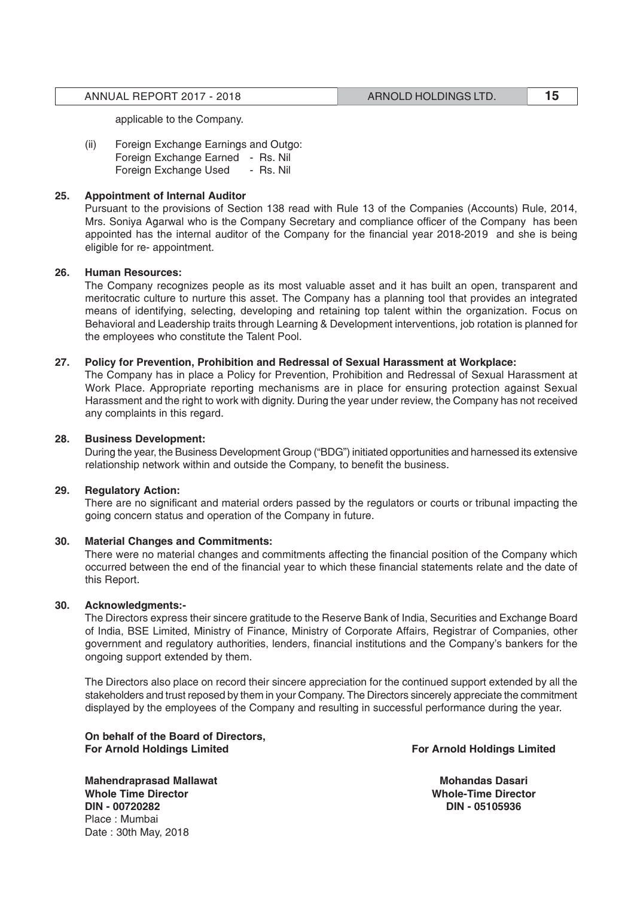applicable to the Company.

(ii) Foreign Exchange Earnings and Outgo:
Foreign Exchange Earned - Rs. Nil
Foreign Exchange Used - Rs. Nil

**25. Appointment of Internal Auditor**

Pursuant to the provisions of Section 138 read with Rule 13 of the Companies (Accounts) Rule, 2014, Mrs. Soniya Agarwal who is the Company Secretary and compliance officer of the Company has been appointed has the internal auditor of the Company for the financial year 2018-2019 and she is being eligible for re- appointment.

**26. Human Resources:**

The Company recognizes people as its most valuable asset and it has built an open, transparent and meritocratic culture to nurture this asset. The Company has a planning tool that provides an integrated means of identifying, selecting, developing and retaining top talent within the organization. Focus on Behavioral and Leadership traits through Learning & Development interventions, job rotation is planned for the employees who constitute the Talent Pool.

**27. Policy for Prevention, Prohibition and Redressal of Sexual Harassment at Workplace:**

The Company has in place a Policy for Prevention, Prohibition and Redressal of Sexual Harassment at Work Place. Appropriate reporting mechanisms are in place for ensuring protection against Sexual Harassment and the right to work with dignity. During the year under review, the Company has not received any complaints in this regard.

**28. Business Development:**

During the year, the Business Development Group ("BDG") initiated opportunities and harnessed its extensive relationship network within and outside the Company, to benefit the business.

**29. Regulatory Action:**

There are no significant and material orders passed by the regulators or courts or tribunal impacting the going concern status and operation of the Company in future.

**30. Material Changes and Commitments:**

There were no material changes and commitments affecting the financial position of the Company which occurred between the end of the financial year to which these financial statements relate and the date of this Report.

**30. Acknowledgments:-**

The Directors express their sincere gratitude to the Reserve Bank of India, Securities and Exchange Board of India, BSE Limited, Ministry of Finance, Ministry of Corporate Affairs, Registrar of Companies, other government and regulatory authorities, lenders, financial institutions and the Company's bankers for the ongoing support extended by them.

The Directors also place on record their sincere appreciation for the continued support extended by all the stakeholders and trust reposed by them in your Company. The Directors sincerely appreciate the commitment displayed by the employees of the Company and resulting in successful performance during the year.

**On behalf of the Board of Directors,**
**For Arnold Holdings Limited**

**Mahendraprasad Mallawat**
**Whole Time Director**
**DIN - 00720282**
Place : Mumbai
Date : 30th May, 2018

**For Arnold Holdings Limited**

**Mohandas Dasari**
**Whole-Time Director**
**DIN - 05105936**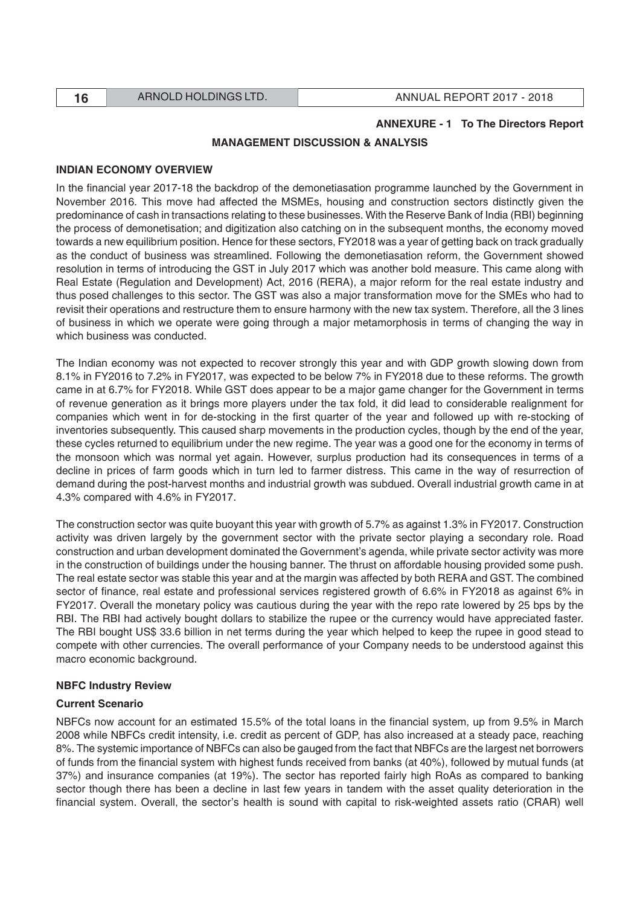**ANNEXURE - 1 To The Directors Report**

## MANAGEMENT DISCUSSION & ANALYSIS

### INDIAN ECONOMY OVERVIEW

In the financial year 2017-18 the backdrop of the demonetiasation programme launched by the Government in November 2016. This move had affected the MSMEs, housing and construction sectors distinctly given the predominance of cash in transactions relating to these businesses. With the Reserve Bank of India (RBI) beginning the process of demonetisation; and digitization also catching on in the subsequent months, the economy moved towards a new equilibrium position. Hence for these sectors, FY2018 was a year of getting back on track gradually as the conduct of business was streamlined. Following the demonetiasation reform, the Government showed resolution in terms of introducing the GST in July 2017 which was another bold measure. This came along with Real Estate (Regulation and Development) Act, 2016 (RERA), a major reform for the real estate industry and thus posed challenges to this sector. The GST was also a major transformation move for the SMEs who had to revisit their operations and restructure them to ensure harmony with the new tax system. Therefore, all the 3 lines of business in which we operate were going through a major metamorphosis in terms of changing the way in which business was conducted.

The Indian economy was not expected to recover strongly this year and with GDP growth slowing down from 8.1% in FY2016 to 7.2% in FY2017, was expected to be below 7% in FY2018 due to these reforms. The growth came in at 6.7% for FY2018. While GST does appear to be a major game changer for the Government in terms of revenue generation as it brings more players under the tax fold, it did lead to considerable realignment for companies which went in for de-stocking in the first quarter of the year and followed up with re-stocking of inventories subsequently. This caused sharp movements in the production cycles, though by the end of the year, these cycles returned to equilibrium under the new regime. The year was a good one for the economy in terms of the monsoon which was normal yet again. However, surplus production had its consequences in terms of a decline in prices of farm goods which in turn led to farmer distress. This came in the way of resurrection of demand during the post-harvest months and industrial growth was subdued. Overall industrial growth came in at 4.3% compared with 4.6% in FY2017.

The construction sector was quite buoyant this year with growth of 5.7% as against 1.3% in FY2017. Construction activity was driven largely by the government sector with the private sector playing a secondary role. Road construction and urban development dominated the Government's agenda, while private sector activity was more in the construction of buildings under the housing banner. The thrust on affordable housing provided some push. The real estate sector was stable this year and at the margin was affected by both RERA and GST. The combined sector of finance, real estate and professional services registered growth of 6.6% in FY2018 as against 6% in FY2017. Overall the monetary policy was cautious during the year with the repo rate lowered by 25 bps by the RBI. The RBI had actively bought dollars to stabilize the rupee or the currency would have appreciated faster. The RBI bought US$ 33.6 billion in net terms during the year which helped to keep the rupee in good stead to compete with other currencies. The overall performance of your Company needs to be understood against this macro economic background.

### NBFC Industry Review

#### Current Scenario

NBFCs now account for an estimated 15.5% of the total loans in the financial system, up from 9.5% in March 2008 while NBFCs credit intensity, i.e. credit as percent of GDP, has also increased at a steady pace, reaching 8%. The systemic importance of NBFCs can also be gauged from the fact that NBFCs are the largest net borrowers of funds from the financial system with highest funds received from banks (at 40%), followed by mutual funds (at 37%) and insurance companies (at 19%). The sector has reported fairly high RoAs as compared to banking sector though there has been a decline in last few years in tandem with the asset quality deterioration in the financial system. Overall, the sector's health is sound with capital to risk-weighted assets ratio (CRAR) well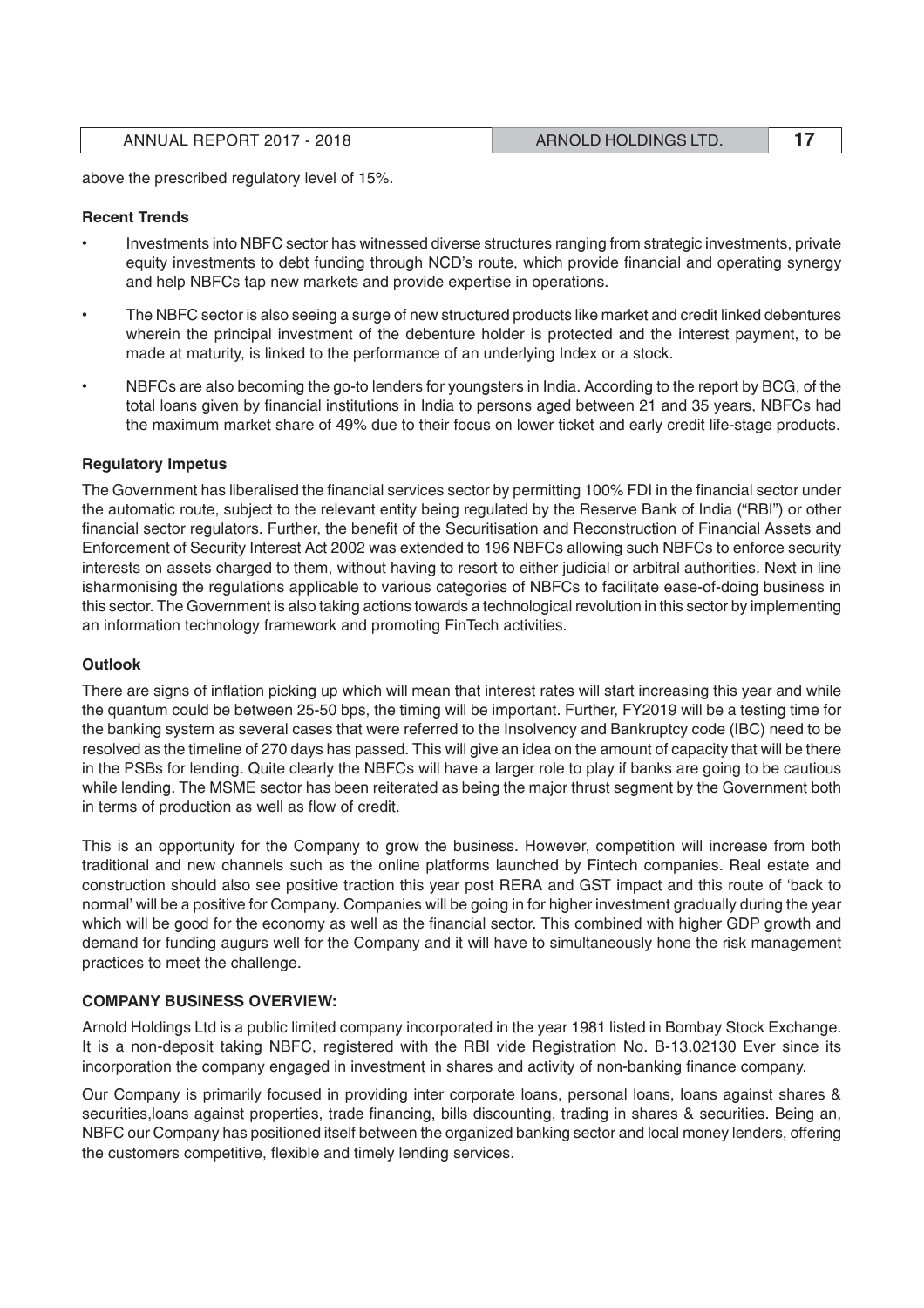above the prescribed regulatory level of 15%.

**Recent Trends**

- Investments into NBFC sector has witnessed diverse structures ranging from strategic investments, private equity investments to debt funding through NCD's route, which provide financial and operating synergy and help NBFCs tap new markets and provide expertise in operations.
- The NBFC sector is also seeing a surge of new structured products like market and credit linked debentures wherein the principal investment of the debenture holder is protected and the interest payment, to be made at maturity, is linked to the performance of an underlying Index or a stock.
- NBFCs are also becoming the go-to lenders for youngsters in India. According to the report by BCG, of the total loans given by financial institutions in India to persons aged between 21 and 35 years, NBFCs had the maximum market share of 49% due to their focus on lower ticket and early credit life-stage products.

**Regulatory Impetus**

The Government has liberalised the financial services sector by permitting 100% FDI in the financial sector under the automatic route, subject to the relevant entity being regulated by the Reserve Bank of India ("RBI") or other financial sector regulators. Further, the benefit of the Securitisation and Reconstruction of Financial Assets and Enforcement of Security Interest Act 2002 was extended to 196 NBFCs allowing such NBFCs to enforce security interests on assets charged to them, without having to resort to either judicial or arbitral authorities. Next in line isharmonising the regulations applicable to various categories of NBFCs to facilitate ease-of-doing business in this sector. The Government is also taking actions towards a technological revolution in this sector by implementing an information technology framework and promoting FinTech activities.

**Outlook**

There are signs of inflation picking up which will mean that interest rates will start increasing this year and while the quantum could be between 25-50 bps, the timing will be important. Further, FY2019 will be a testing time for the banking system as several cases that were referred to the Insolvency and Bankruptcy code (IBC) need to be resolved as the timeline of 270 days has passed. This will give an idea on the amount of capacity that will be there in the PSBs for lending. Quite clearly the NBFCs will have a larger role to play if banks are going to be cautious while lending. The MSME sector has been reiterated as being the major thrust segment by the Government both in terms of production as well as flow of credit.

This is an opportunity for the Company to grow the business. However, competition will increase from both traditional and new channels such as the online platforms launched by Fintech companies. Real estate and construction should also see positive traction this year post RERA and GST impact and this route of 'back to normal' will be a positive for Company. Companies will be going in for higher investment gradually during the year which will be good for the economy as well as the financial sector. This combined with higher GDP growth and demand for funding augurs well for the Company and it will have to simultaneously hone the risk management practices to meet the challenge.

**COMPANY BUSINESS OVERVIEW:**

Arnold Holdings Ltd is a public limited company incorporated in the year 1981 listed in Bombay Stock Exchange. It is a non-deposit taking NBFC, registered with the RBI vide Registration No. B-13.02130 Ever since its incorporation the company engaged in investment in shares and activity of non-banking finance company.

Our Company is primarily focused in providing inter corporate loans, personal loans, loans against shares & securities,loans against properties, trade financing, bills discounting, trading in shares & securities. Being an, NBFC our Company has positioned itself between the organized banking sector and local money lenders, offering the customers competitive, flexible and timely lending services.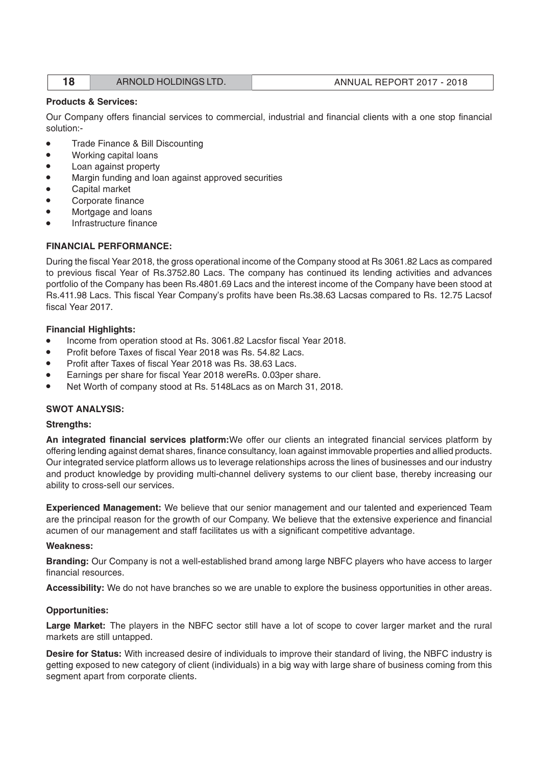**Products & Services:**

Our Company offers financial services to commercial, industrial and financial clients with a one stop financial solution:-

- Trade Finance & Bill Discounting
- Working capital loans
- Loan against property
- Margin funding and loan against approved securities
- Capital market
- Corporate finance
- Mortgage and loans
- Infrastructure finance

**FINANCIAL PERFORMANCE:**

During the fiscal Year 2018, the gross operational income of the Company stood at Rs 3061.82 Lacs as compared to previous fiscal Year of Rs.3752.80 Lacs. The company has continued its lending activities and advances portfolio of the Company has been Rs.4801.69 Lacs and the interest income of the Company have been stood at Rs.411.98 Lacs. This fiscal Year Company's profits have been Rs.38.63 Lacsas compared to Rs. 12.75 Lacsof fiscal Year 2017.

**Financial Highlights:**

- Income from operation stood at Rs. 3061.82 Lacsfor fiscal Year 2018.
- Profit before Taxes of fiscal Year 2018 was Rs. 54.82 Lacs.
- Profit after Taxes of fiscal Year 2018 was Rs. 38.63 Lacs.
- Earnings per share for fiscal Year 2018 wereRs. 0.03per share.
- Net Worth of company stood at Rs. 5148Lacs as on March 31, 2018.

**SWOT ANALYSIS:**

**Strengths:**

**An integrated financial services platform:**We offer our clients an integrated financial services platform by offering lending against demat shares, finance consultancy, loan against immovable properties and allied products. Our integrated service platform allows us to leverage relationships across the lines of businesses and our industry and product knowledge by providing multi-channel delivery systems to our client base, thereby increasing our ability to cross-sell our services.

**Experienced Management:** We believe that our senior management and our talented and experienced Team are the principal reason for the growth of our Company. We believe that the extensive experience and financial acumen of our management and staff facilitates us with a significant competitive advantage.

**Weakness:**

**Branding:** Our Company is not a well-established brand among large NBFC players who have access to larger financial resources.

**Accessibility:** We do not have branches so we are unable to explore the business opportunities in other areas.

**Opportunities:**

**Large Market:** The players in the NBFC sector still have a lot of scope to cover larger market and the rural markets are still untapped.

**Desire for Status:** With increased desire of individuals to improve their standard of living, the NBFC industry is getting exposed to new category of client (individuals) in a big way with large share of business coming from this segment apart from corporate clients.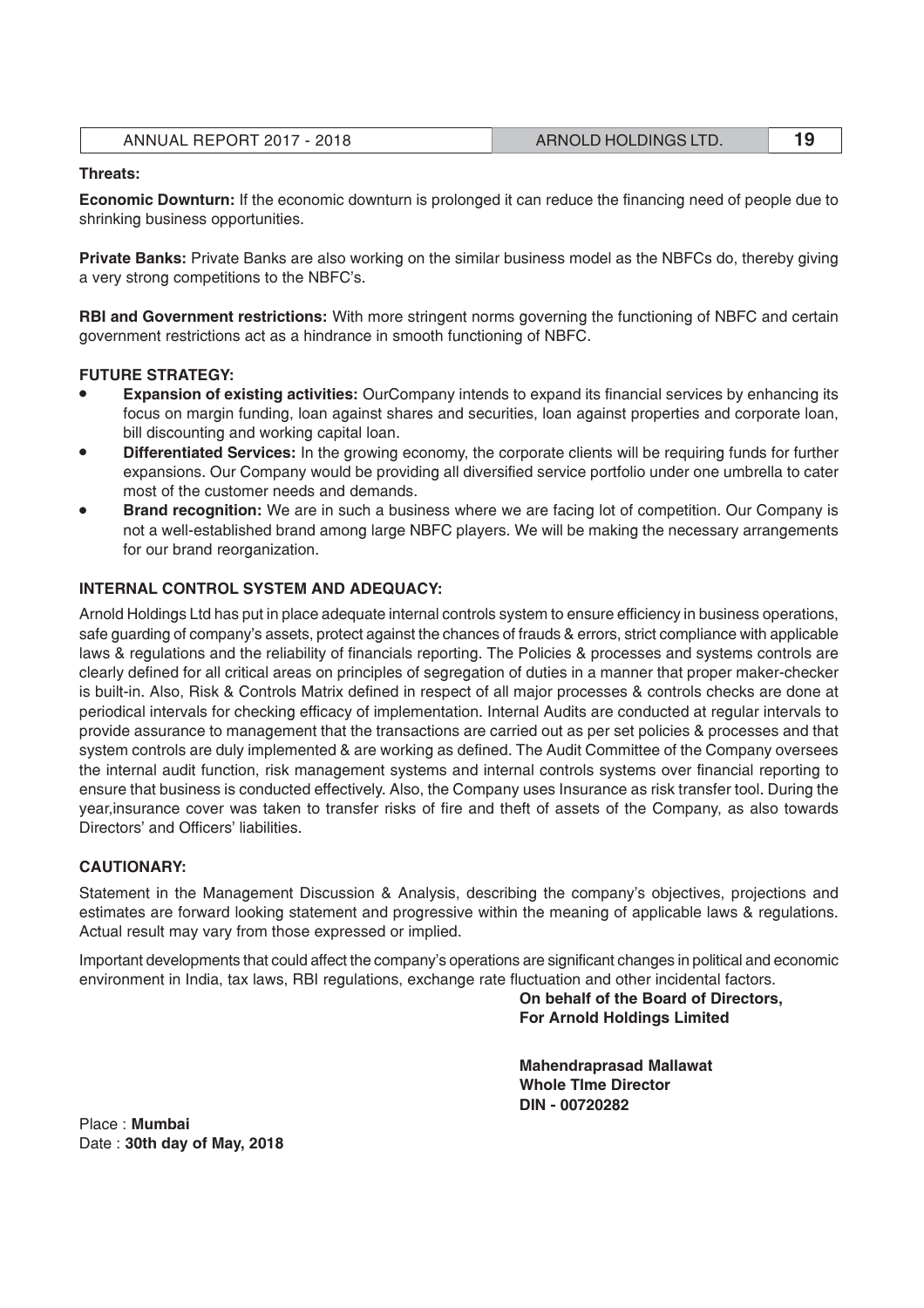**Threats:**

**Economic Downturn:** If the economic downturn is prolonged it can reduce the financing need of people due to shrinking business opportunities.

**Private Banks:** Private Banks are also working on the similar business model as the NBFCs do, thereby giving a very strong competitions to the NBFC's.

**RBI and Government restrictions:** With more stringent norms governing the functioning of NBFC and certain government restrictions act as a hindrance in smooth functioning of NBFC.

**FUTURE STRATEGY:**

- **Expansion of existing activities:** OurCompany intends to expand its financial services by enhancing its focus on margin funding, loan against shares and securities, loan against properties and corporate loan, bill discounting and working capital loan.
- **Differentiated Services:** In the growing economy, the corporate clients will be requiring funds for further expansions. Our Company would be providing all diversified service portfolio under one umbrella to cater most of the customer needs and demands.
- **Brand recognition:** We are in such a business where we are facing lot of competition. Our Company is not a well-established brand among large NBFC players. We will be making the necessary arrangements for our brand reorganization.

**INTERNAL CONTROL SYSTEM AND ADEQUACY:**

Arnold Holdings Ltd has put in place adequate internal controls system to ensure efficiency in business operations, safe guarding of company's assets, protect against the chances of frauds & errors, strict compliance with applicable laws & regulations and the reliability of financials reporting. The Policies & processes and systems controls are clearly defined for all critical areas on principles of segregation of duties in a manner that proper maker-checker is built-in. Also, Risk & Controls Matrix defined in respect of all major processes & controls checks are done at periodical intervals for checking efficacy of implementation. Internal Audits are conducted at regular intervals to provide assurance to management that the transactions are carried out as per set policies & processes and that system controls are duly implemented & are working as defined. The Audit Committee of the Company oversees the internal audit function, risk management systems and internal controls systems over financial reporting to ensure that business is conducted effectively. Also, the Company uses Insurance as risk transfer tool. During the year,insurance cover was taken to transfer risks of fire and theft of assets of the Company, as also towards Directors' and Officers' liabilities.

**CAUTIONARY:**

Statement in the Management Discussion & Analysis, describing the company's objectives, projections and estimates are forward looking statement and progressive within the meaning of applicable laws & regulations. Actual result may vary from those expressed or implied.

Important developments that could affect the company's operations are significant changes in political and economic environment in India, tax laws, RBI regulations, exchange rate fluctuation and other incidental factors.

**On behalf of the Board of Directors,**
**For Arnold Holdings Limited**

**Mahendraprasad Mallawat**
**Whole TIme Director**
**DIN - 00720282**

Place : **Mumbai**
Date : **30th day of May, 2018**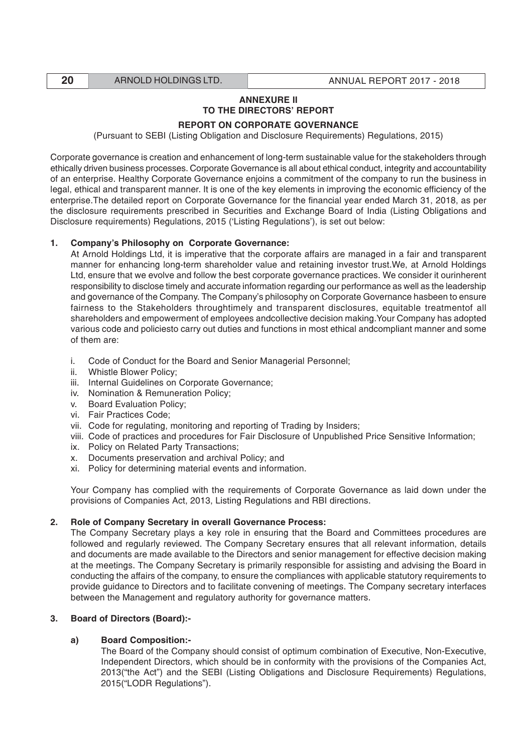## ANNEXURE II
## TO THE DIRECTORS' REPORT

### REPORT ON CORPORATE GOVERNANCE

(Pursuant to SEBI (Listing Obligation and Disclosure Requirements) Regulations, 2015)

Corporate governance is creation and enhancement of long-term sustainable value for the stakeholders through ethically driven business processes. Corporate Governance is all about ethical conduct, integrity and accountability of an enterprise. Healthy Corporate Governance enjoins a commitment of the company to run the business in legal, ethical and transparent manner. It is one of the key elements in improving the economic efficiency of the enterprise.The detailed report on Corporate Governance for the financial year ended March 31, 2018, as per the disclosure requirements prescribed in Securities and Exchange Board of India (Listing Obligations and Disclosure requirements) Regulations, 2015 ('Listing Regulations'), is set out below:

**1. Company's Philosophy on Corporate Governance:**

At Arnold Holdings Ltd, it is imperative that the corporate affairs are managed in a fair and transparent manner for enhancing long-term shareholder value and retaining investor trust.We, at Arnold Holdings Ltd, ensure that we evolve and follow the best corporate governance practices. We consider it ourinherent responsibility to disclose timely and accurate information regarding our performance as well as the leadership and governance of the Company. The Company's philosophy on Corporate Governance hasbeen to ensure fairness to the Stakeholders throughtimely and transparent disclosures, equitable treatmentof all shareholders and empowerment of employees andcollective decision making.Your Company has adopted various code and policiesto carry out duties and functions in most ethical andcompliant manner and some of them are:

i. Code of Conduct for the Board and Senior Managerial Personnel;
ii. Whistle Blower Policy;
iii. Internal Guidelines on Corporate Governance;
iv. Nomination & Remuneration Policy;
v. Board Evaluation Policy;
vi. Fair Practices Code;
vii. Code for regulating, monitoring and reporting of Trading by Insiders;
viii. Code of practices and procedures for Fair Disclosure of Unpublished Price Sensitive Information;
ix. Policy on Related Party Transactions;
x. Documents preservation and archival Policy; and
xi. Policy for determining material events and information.

Your Company has complied with the requirements of Corporate Governance as laid down under the provisions of Companies Act, 2013, Listing Regulations and RBI directions.

**2. Role of Company Secretary in overall Governance Process:**

The Company Secretary plays a key role in ensuring that the Board and Committees procedures are followed and regularly reviewed. The Company Secretary ensures that all relevant information, details and documents are made available to the Directors and senior management for effective decision making at the meetings. The Company Secretary is primarily responsible for assisting and advising the Board in conducting the affairs of the company, to ensure the compliances with applicable statutory requirements to provide guidance to Directors and to facilitate convening of meetings. The Company secretary interfaces between the Management and regulatory authority for governance matters.

**3. Board of Directors (Board):-**

**a) Board Composition:-**

The Board of the Company should consist of optimum combination of Executive, Non-Executive, Independent Directors, which should be in conformity with the provisions of the Companies Act, 2013("the Act") and the SEBI (Listing Obligations and Disclosure Requirements) Regulations, 2015("LODR Regulations").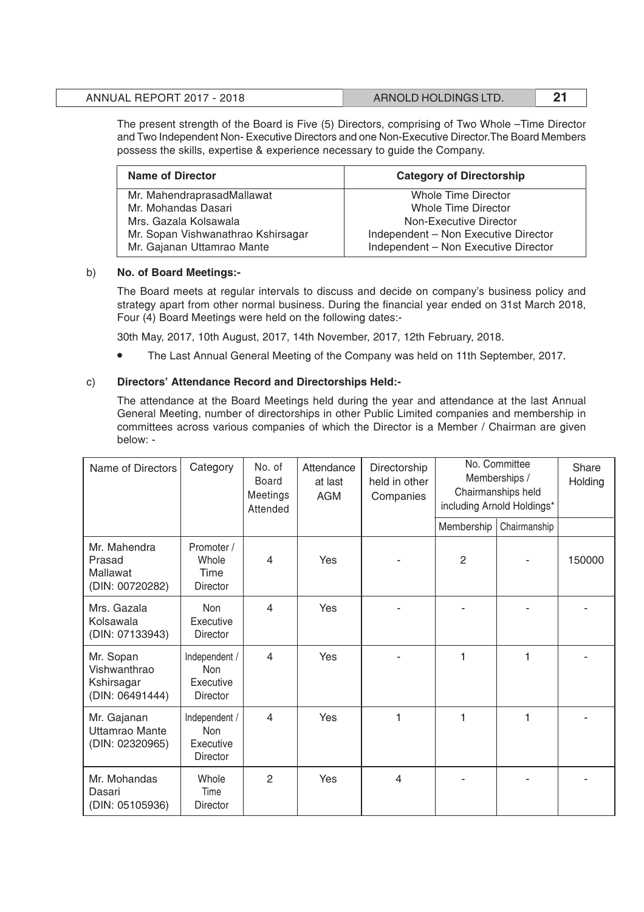The present strength of the Board is Five (5) Directors, comprising of Two Whole –Time Director and Two Independent Non- Executive Directors and one Non-Executive Director.The Board Members possess the skills, expertise & experience necessary to guide the Company.

| Name of Director | Category of Directorship |
|---|---|
| Mr. MahendraprasadMallawat | Whole Time Director |
| Mr. Mohandas Dasari | Whole Time Director |
| Mrs. Gazala Kolsawala | Non-Executive Director |
| Mr. Sopan Vishwanathrao Kshirsagar | Independent – Non Executive Director |
| Mr. Gajanan Uttamrao Mante | Independent – Non Executive Director |

b) **No. of Board Meetings:-**

The Board meets at regular intervals to discuss and decide on company's business policy and strategy apart from other normal business. During the financial year ended on 31st March 2018, Four (4) Board Meetings were held on the following dates:-

30th May, 2017, 10th August, 2017, 14th November, 2017, 12th February, 2018.

- The Last Annual General Meeting of the Company was held on 11th September, 2017.

c) **Directors' Attendance Record and Directorships Held:-**

The attendance at the Board Meetings held during the year and attendance at the last Annual General Meeting, number of directorships in other Public Limited companies and membership in committees across various companies of which the Director is a Member / Chairman are given below: -

| Name of Directors | Category | No. of Board Meetings Attended | Attendance at last AGM | Directorship held in other Companies | No. Committee Memberships / Chairmanships held including Arnold Holdings* | | Share Holding |
|---|---|---|---|---|---|---|---|
| | | | | | Membership | Chairmanship | |
| Mr. Mahendra Prasad Mallawat (DIN: 00720282) | Promoter / Whole Time Director | 4 | Yes | - | 2 | - | 150000 |
| Mrs. Gazala Kolsawala (DIN: 07133943) | Non Executive Director | 4 | Yes | - | - | - | - |
| Mr. Sopan Vishwanthrao Kshirsagar (DIN: 06491444) | Independent / Non Executive Director | 4 | Yes | - | 1 | 1 | - |
| Mr. Gajanan Uttamrao Mante (DIN: 02320965) | Independent / Non Executive Director | 4 | Yes | 1 | 1 | 1 | - |
| Mr. Mohandas Dasari (DIN: 05105936) | Whole Time Director | 2 | Yes | 4 | - | - | - |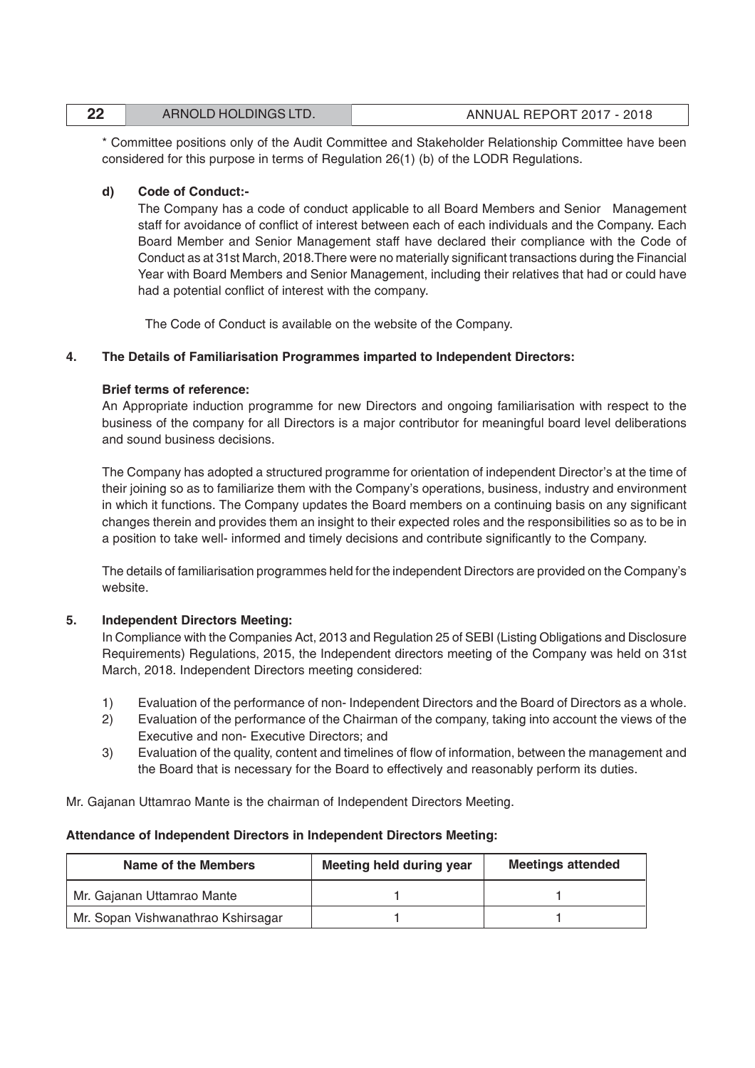* Committee positions only of the Audit Committee and Stakeholder Relationship Committee have been considered for this purpose in terms of Regulation 26(1) (b) of the LODR Regulations.

**d) Code of Conduct:-**

The Company has a code of conduct applicable to all Board Members and Senior Management staff for avoidance of conflict of interest between each of each individuals and the Company. Each Board Member and Senior Management staff have declared their compliance with the Code of Conduct as at 31st March, 2018.There were no materially significant transactions during the Financial Year with Board Members and Senior Management, including their relatives that had or could have had a potential conflict of interest with the company.

The Code of Conduct is available on the website of the Company.

**4. The Details of Familiarisation Programmes imparted to Independent Directors:**

**Brief terms of reference:**

An Appropriate induction programme for new Directors and ongoing familiarisation with respect to the business of the company for all Directors is a major contributor for meaningful board level deliberations and sound business decisions.

The Company has adopted a structured programme for orientation of independent Director's at the time of their joining so as to familiarize them with the Company's operations, business, industry and environment in which it functions. The Company updates the Board members on a continuing basis on any significant changes therein and provides them an insight to their expected roles and the responsibilities so as to be in a position to take well- informed and timely decisions and contribute significantly to the Company.

The details of familiarisation programmes held for the independent Directors are provided on the Company's website.

**5. Independent Directors Meeting:**

In Compliance with the Companies Act, 2013 and Regulation 25 of SEBI (Listing Obligations and Disclosure Requirements) Regulations, 2015, the Independent directors meeting of the Company was held on 31st March, 2018. Independent Directors meeting considered:

1) Evaluation of the performance of non- Independent Directors and the Board of Directors as a whole.
2) Evaluation of the performance of the Chairman of the company, taking into account the views of the Executive and non- Executive Directors; and
3) Evaluation of the quality, content and timelines of flow of information, between the management and the Board that is necessary for the Board to effectively and reasonably perform its duties.

Mr. Gajanan Uttamrao Mante is the chairman of Independent Directors Meeting.

**Attendance of Independent Directors in Independent Directors Meeting:**

| Name of the Members | Meeting held during year | Meetings attended |
|---|---|---|
| Mr. Gajanan Uttamrao Mante | 1 | 1 |
| Mr. Sopan Vishwanathrao Kshirsagar | 1 | 1 |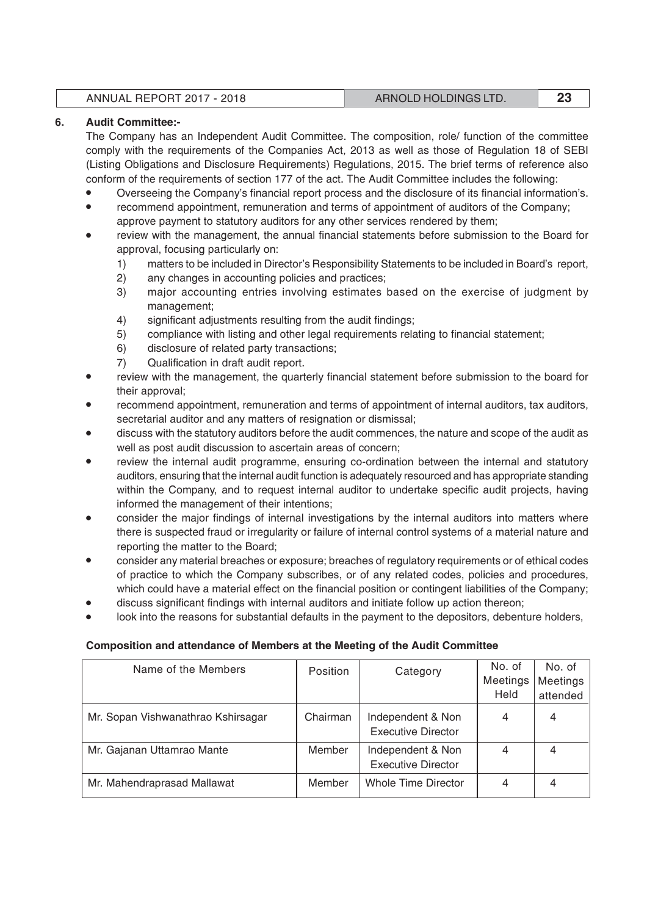## 6. Audit Committee:-

The Company has an Independent Audit Committee. The composition, role/ function of the committee comply with the requirements of the Companies Act, 2013 as well as those of Regulation 18 of SEBI (Listing Obligations and Disclosure Requirements) Regulations, 2015. The brief terms of reference also conform of the requirements of section 177 of the act. The Audit Committee includes the following:

- Overseeing the Company's financial report process and the disclosure of its financial information's.
- recommend appointment, remuneration and terms of appointment of auditors of the Company; approve payment to statutory auditors for any other services rendered by them;
- review with the management, the annual financial statements before submission to the Board for approval, focusing particularly on:
  1) matters to be included in Director's Responsibility Statements to be included in Board's report,
  2) any changes in accounting policies and practices;
  3) major accounting entries involving estimates based on the exercise of judgment by management;
  4) significant adjustments resulting from the audit findings;
  5) compliance with listing and other legal requirements relating to financial statement;
  6) disclosure of related party transactions;
  7) Qualification in draft audit report.
- review with the management, the quarterly financial statement before submission to the board for their approval;
- recommend appointment, remuneration and terms of appointment of internal auditors, tax auditors, secretarial auditor and any matters of resignation or dismissal;
- discuss with the statutory auditors before the audit commences, the nature and scope of the audit as well as post audit discussion to ascertain areas of concern;
- review the internal audit programme, ensuring co-ordination between the internal and statutory auditors, ensuring that the internal audit function is adequately resourced and has appropriate standing within the Company, and to request internal auditor to undertake specific audit projects, having informed the management of their intentions;
- consider the major findings of internal investigations by the internal auditors into matters where there is suspected fraud or irregularity or failure of internal control systems of a material nature and reporting the matter to the Board;
- consider any material breaches or exposure; breaches of regulatory requirements or of ethical codes of practice to which the Company subscribes, or of any related codes, policies and procedures, which could have a material effect on the financial position or contingent liabilities of the Company;
- discuss significant findings with internal auditors and initiate follow up action thereon;
- look into the reasons for substantial defaults in the payment to the depositors, debenture holders,

**Composition and attendance of Members at the Meeting of the Audit Committee**

| Name of the Members | Position | Category | No. of Meetings Held | No. of Meetings attended |
|---|---|---|---|---|
| Mr. Sopan Vishwanathrao Kshirsagar | Chairman | Independent & Non Executive Director | 4 | 4 |
| Mr. Gajanan Uttamrao Mante | Member | Independent & Non Executive Director | 4 | 4 |
| Mr. Mahendraprasad Mallawat | Member | Whole Time Director | 4 | 4 |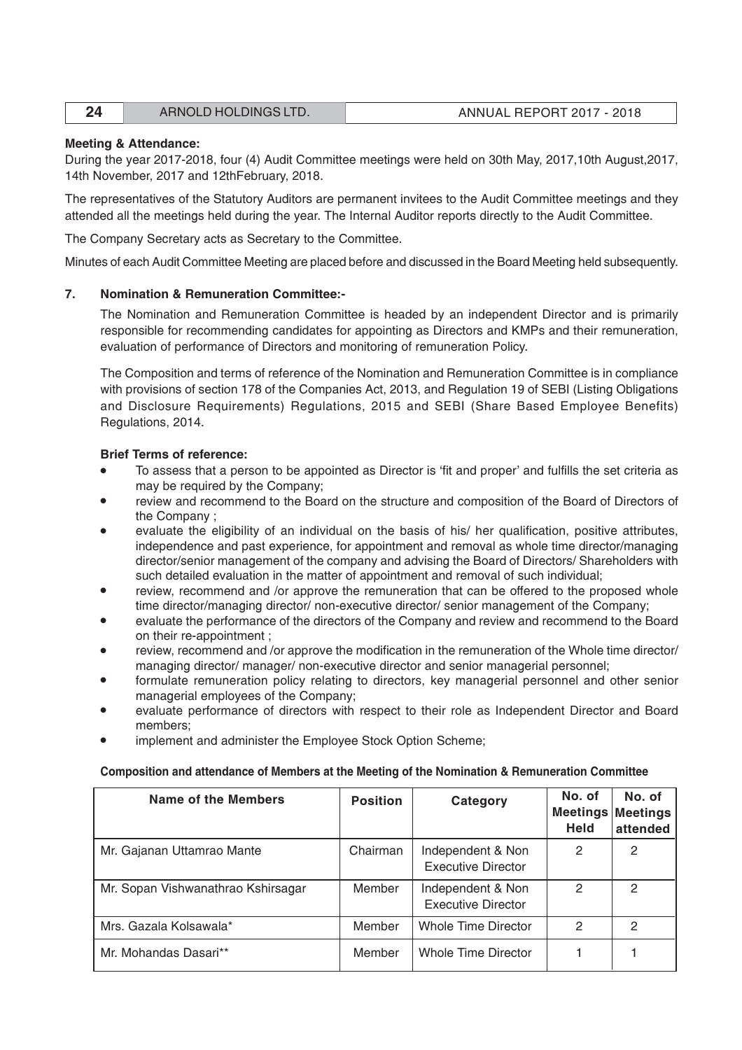**Meeting & Attendance:**

During the year 2017-2018, four (4) Audit Committee meetings were held on 30th May, 2017,10th August,2017, 14th November, 2017 and 12thFebruary, 2018.

The representatives of the Statutory Auditors are permanent invitees to the Audit Committee meetings and they attended all the meetings held during the year. The Internal Auditor reports directly to the Audit Committee.

The Company Secretary acts as Secretary to the Committee.

Minutes of each Audit Committee Meeting are placed before and discussed in the Board Meeting held subsequently.

## 7. Nomination & Remuneration Committee:-

The Nomination and Remuneration Committee is headed by an independent Director and is primarily responsible for recommending candidates for appointing as Directors and KMPs and their remuneration, evaluation of performance of Directors and monitoring of remuneration Policy.

The Composition and terms of reference of the Nomination and Remuneration Committee is in compliance with provisions of section 178 of the Companies Act, 2013, and Regulation 19 of SEBI (Listing Obligations and Disclosure Requirements) Regulations, 2015 and SEBI (Share Based Employee Benefits) Regulations, 2014.

**Brief Terms of reference:**

- To assess that a person to be appointed as Director is 'fit and proper' and fulfills the set criteria as may be required by the Company;
- review and recommend to the Board on the structure and composition of the Board of Directors of the Company ;
- evaluate the eligibility of an individual on the basis of his/ her qualification, positive attributes, independence and past experience, for appointment and removal as whole time director/managing director/senior management of the company and advising the Board of Directors/ Shareholders with such detailed evaluation in the matter of appointment and removal of such individual;
- review, recommend and /or approve the remuneration that can be offered to the proposed whole time director/managing director/ non-executive director/ senior management of the Company;
- evaluate the performance of the directors of the Company and review and recommend to the Board on their re-appointment ;
- review, recommend and /or approve the modification in the remuneration of the Whole time director/ managing director/ manager/ non-executive director and senior managerial personnel;
- formulate remuneration policy relating to directors, key managerial personnel and other senior managerial employees of the Company;
- evaluate performance of directors with respect to their role as Independent Director and Board members;
- implement and administer the Employee Stock Option Scheme;

**Composition and attendance of Members at the Meeting of the Nomination & Remuneration Committee**

| Name of the Members | Position | Category | No. of Meetings Held | No. of Meetings attended |
|---|---|---|---|---|
| Mr. Gajanan Uttamrao Mante | Chairman | Independent & Non Executive Director | 2 | 2 |
| Mr. Sopan Vishwanathrao Kshirsagar | Member | Independent & Non Executive Director | 2 | 2 |
| Mrs. Gazala Kolsawala* | Member | Whole Time Director | 2 | 2 |
| Mr. Mohandas Dasari** | Member | Whole Time Director | 1 | 1 |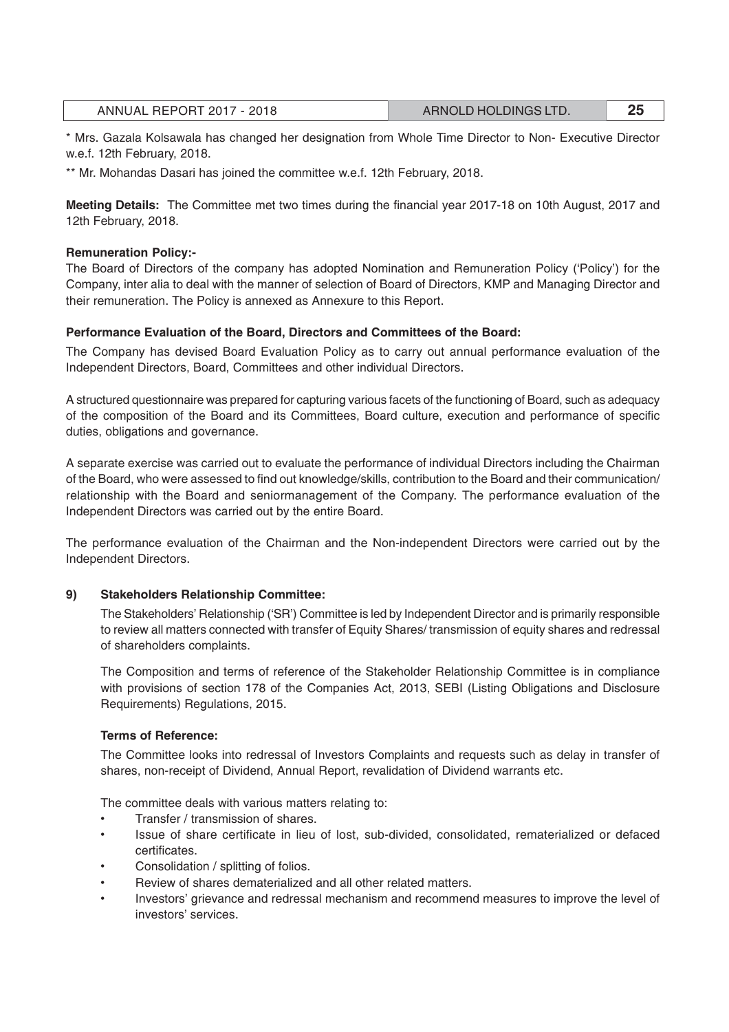* Mrs. Gazala Kolsawala has changed her designation from Whole Time Director to Non- Executive Director w.e.f. 12th February, 2018.

** Mr. Mohandas Dasari has joined the committee w.e.f. 12th February, 2018.

**Meeting Details:** The Committee met two times during the financial year 2017-18 on 10th August, 2017 and 12th February, 2018.

**Remuneration Policy:-**

The Board of Directors of the company has adopted Nomination and Remuneration Policy ('Policy') for the Company, inter alia to deal with the manner of selection of Board of Directors, KMP and Managing Director and their remuneration. The Policy is annexed as Annexure to this Report.

**Performance Evaluation of the Board, Directors and Committees of the Board:**

The Company has devised Board Evaluation Policy as to carry out annual performance evaluation of the Independent Directors, Board, Committees and other individual Directors.

A structured questionnaire was prepared for capturing various facets of the functioning of Board, such as adequacy of the composition of the Board and its Committees, Board culture, execution and performance of specific duties, obligations and governance.

A separate exercise was carried out to evaluate the performance of individual Directors including the Chairman of the Board, who were assessed to find out knowledge/skills, contribution to the Board and their communication/ relationship with the Board and seniormanagement of the Company. The performance evaluation of the Independent Directors was carried out by the entire Board.

The performance evaluation of the Chairman and the Non-independent Directors were carried out by the Independent Directors.

**9) Stakeholders Relationship Committee:**

The Stakeholders' Relationship ('SR') Committee is led by Independent Director and is primarily responsible to review all matters connected with transfer of Equity Shares/ transmission of equity shares and redressal of shareholders complaints.

The Composition and terms of reference of the Stakeholder Relationship Committee is in compliance with provisions of section 178 of the Companies Act, 2013, SEBI (Listing Obligations and Disclosure Requirements) Regulations, 2015.

**Terms of Reference:**

The Committee looks into redressal of Investors Complaints and requests such as delay in transfer of shares, non-receipt of Dividend, Annual Report, revalidation of Dividend warrants etc.

The committee deals with various matters relating to:

- Transfer / transmission of shares.
- Issue of share certificate in lieu of lost, sub-divided, consolidated, rematerialized or defaced certificates.
- Consolidation / splitting of folios.
- Review of shares dematerialized and all other related matters.
- Investors' grievance and redressal mechanism and recommend measures to improve the level of investors' services.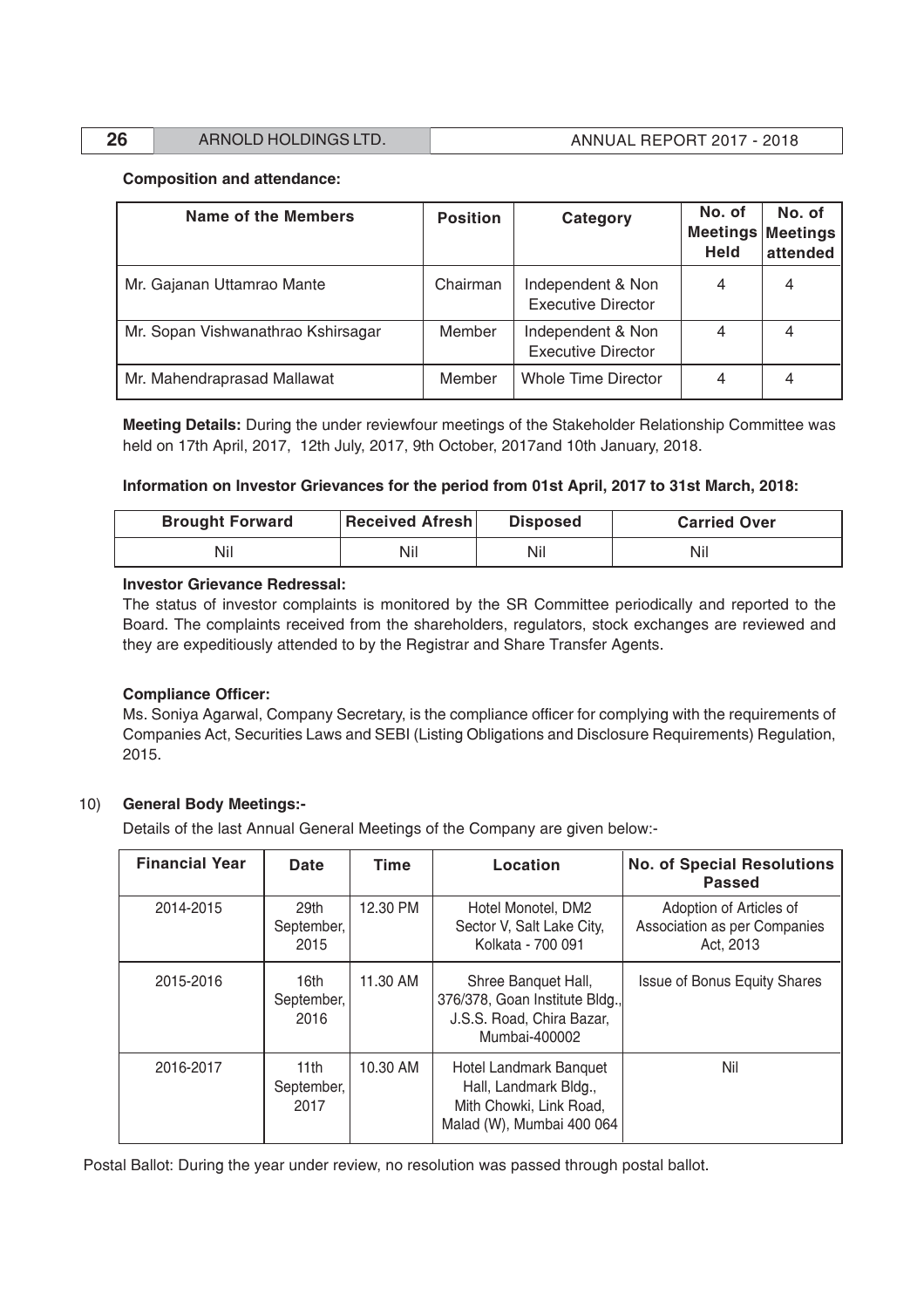**Composition and attendance:**

| Name of the Members | Position | Category | No. of Meetings Held | No. of Meetings attended |
|---|---|---|---|---|
| Mr. Gajanan Uttamrao Mante | Chairman | Independent & Non Executive Director | 4 | 4 |
| Mr. Sopan Vishwanathrao Kshirsagar | Member | Independent & Non Executive Director | 4 | 4 |
| Mr. Mahendraprasad Mallawat | Member | Whole Time Director | 4 | 4 |

**Meeting Details:** During the under reviewfour meetings of the Stakeholder Relationship Committee was held on 17th April, 2017, 12th July, 2017, 9th October, 2017and 10th January, 2018.

**Information on Investor Grievances for the period from 01st April, 2017 to 31st March, 2018:**

| Brought Forward | Received Afresh | Disposed | Carried Over |
|---|---|---|---|
| Nil | Nil | Nil | Nil |

**Investor Grievance Redressal:**

The status of investor complaints is monitored by the SR Committee periodically and reported to the Board. The complaints received from the shareholders, regulators, stock exchanges are reviewed and they are expeditiously attended to by the Registrar and Share Transfer Agents.

**Compliance Officer:**

Ms. Soniya Agarwal, Company Secretary, is the compliance officer for complying with the requirements of Companies Act, Securities Laws and SEBI (Listing Obligations and Disclosure Requirements) Regulation, 2015.

10) **General Body Meetings:-**

Details of the last Annual General Meetings of the Company are given below:-

| Financial Year | Date | Time | Location | No. of Special Resolutions Passed |
|---|---|---|---|---|
| 2014-2015 | 29th September, 2015 | 12.30 PM | Hotel Monotel, DM2 Sector V, Salt Lake City, Kolkata - 700 091 | Adoption of Articles of Association as per Companies Act, 2013 |
| 2015-2016 | 16th September, 2016 | 11.30 AM | Shree Banquet Hall, 376/378, Goan Institute Bldg., J.S.S. Road, Chira Bazar, Mumbai-400002 | Issue of Bonus Equity Shares |
| 2016-2017 | 11th September, 2017 | 10.30 AM | Hotel Landmark Banquet Hall, Landmark Bldg., Mith Chowki, Link Road, Malad (W), Mumbai 400 064 | Nil |

Postal Ballot: During the year under review, no resolution was passed through postal ballot.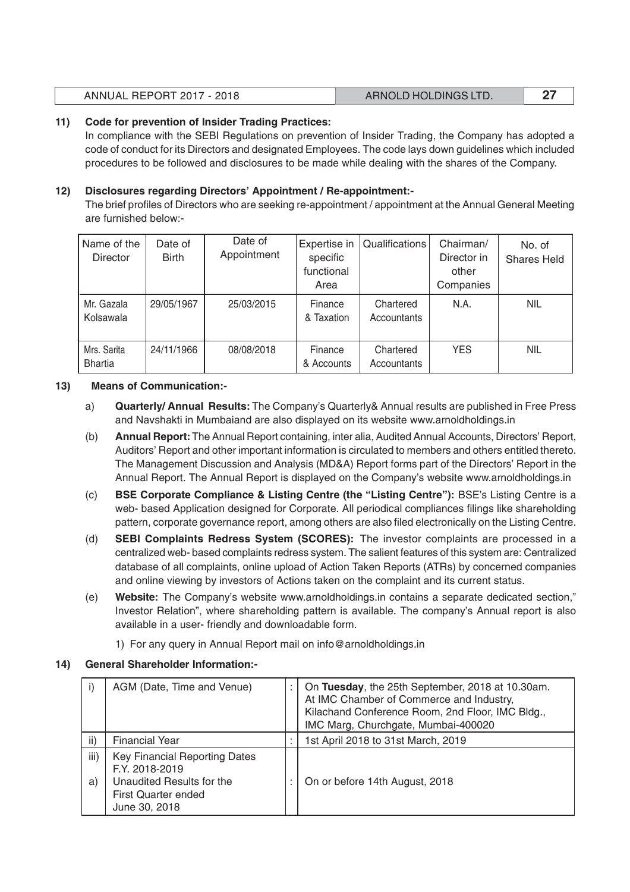**11) Code for prevention of Insider Trading Practices:**

In compliance with the SEBI Regulations on prevention of Insider Trading, the Company has adopted a code of conduct for its Directors and designated Employees. The code lays down guidelines which included procedures to be followed and disclosures to be made while dealing with the shares of the Company.

**12) Disclosures regarding Directors' Appointment / Re-appointment:-**

The brief profiles of Directors who are seeking re-appointment / appointment at the Annual General Meeting are furnished below:-

| Name of the Director | Date of Birth | Date of Appointment | Expertise in specific functional Area | Qualifications | Chairman/ Director in other Companies | No. of Shares Held |
|---|---|---|---|---|---|---|
| Mr. Gazala Kolsawala | 29/05/1967 | 25/03/2015 | Finance & Taxation | Chartered Accountants | N.A. | NIL |
| Mrs. Sarita Bhartia | 24/11/1966 | 08/08/2018 | Finance & Accounts | Chartered Accountants | YES | NIL |

**13) Means of Communication:-**

a) **Quarterly/ Annual Results:** The Company's Quarterly& Annual results are published in Free Press and Navshakti in Mumbaiand are also displayed on its website www.arnoldholdings.in

(b) **Annual Report:** The Annual Report containing, inter alia, Audited Annual Accounts, Directors' Report, Auditors' Report and other important information is circulated to members and others entitled thereto. The Management Discussion and Analysis (MD&A) Report forms part of the Directors' Report in the Annual Report. The Annual Report is displayed on the Company's website www.arnoldholdings.in

(c) **BSE Corporate Compliance & Listing Centre (the "Listing Centre"):** BSE's Listing Centre is a web- based Application designed for Corporate. All periodical compliances filings like shareholding pattern, corporate governance report, among others are also filed electronically on the Listing Centre.

(d) **SEBI Complaints Redress System (SCORES):** The investor complaints are processed in a centralized web- based complaints redress system. The salient features of this system are: Centralized database of all complaints, online upload of Action Taken Reports (ATRs) by concerned companies and online viewing by investors of Actions taken on the complaint and its current status.

(e) **Website:** The Company's website www.arnoldholdings.in contains a separate dedicated section," Investor Relation", where shareholding pattern is available. The company's Annual report is also available in a user- friendly and downloadable form.

1) For any query in Annual Report mail on info@arnoldholdings.in

**14) General Shareholder Information:-**

| | | | |
|---|---|---|---|
| i) | AGM (Date, Time and Venue) | : | On **Tuesday**, the 25th September, 2018 at 10.30am. At IMC Chamber of Commerce and Industry, Kilachand Conference Room, 2nd Floor, IMC Bldg., IMC Marg, Churchgate, Mumbai-400020 |
| ii) | Financial Year | : | 1st April 2018 to 31st March, 2019 |
| iii) | Key Financial Reporting Dates F.Y. 2018-2019 | | |
| a) | Unaudited Results for the First Quarter ended June 30, 2018 | : | On or before 14th August, 2018 |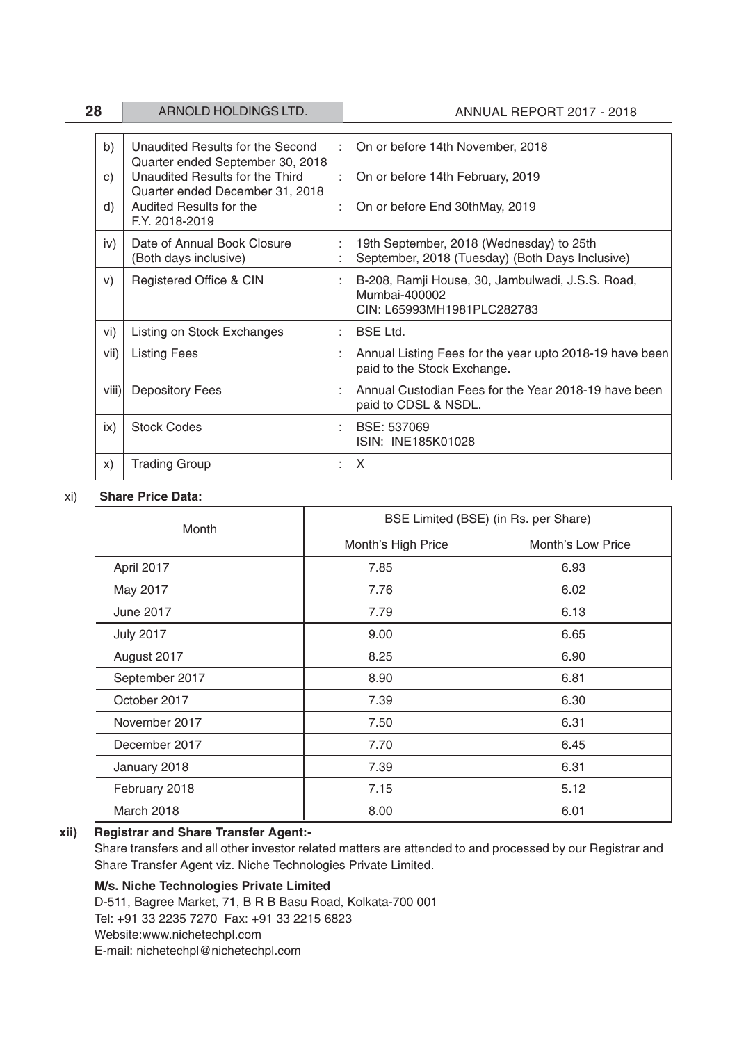| | | | |
|---|---|---|---|
| b) | Unaudited Results for the Second Quarter ended September 30, 2018 | : | On or before 14th November, 2018 |
| c) | Unaudited Results for the Third Quarter ended December 31, 2018 | : | On or before 14th February, 2019 |
| d) | Audited Results for the F.Y. 2018-2019 | : | On or before End 30thMay, 2019 |
| iv) | Date of Annual Book Closure (Both days inclusive) | : | 19th September, 2018 (Wednesday) to 25th September, 2018 (Tuesday) (Both Days Inclusive) |
| v) | Registered Office & CIN | : | B-208, Ramji House, 30, Jambulwadi, J.S.S. Road, Mumbai-400002<br>CIN: L65993MH1981PLC282783 |
| vi) | Listing on Stock Exchanges | : | BSE Ltd. |
| vii) | Listing Fees | : | Annual Listing Fees for the year upto 2018-19 have been paid to the Stock Exchange. |
| viii) | Depository Fees | : | Annual Custodian Fees for the Year 2018-19 have been paid to CDSL & NSDL. |
| ix) | Stock Codes | : | BSE: 537069<br>ISIN: INE185K01028 |
| x) | Trading Group | : | X |

xi) **Share Price Data:**

| Month | BSE Limited (BSE) (in Rs. per Share) | |
|---|---|---|
| | Month's High Price | Month's Low Price |
| April 2017 | 7.85 | 6.93 |
| May 2017 | 7.76 | 6.02 |
| June 2017 | 7.79 | 6.13 |
| July 2017 | 9.00 | 6.65 |
| August 2017 | 8.25 | 6.90 |
| September 2017 | 8.90 | 6.81 |
| October 2017 | 7.39 | 6.30 |
| November 2017 | 7.50 | 6.31 |
| December 2017 | 7.70 | 6.45 |
| January 2018 | 7.39 | 6.31 |
| February 2018 | 7.15 | 5.12 |
| March 2018 | 8.00 | 6.01 |

**xii) Registrar and Share Transfer Agent:-**

Share transfers and all other investor related matters are attended to and processed by our Registrar and Share Transfer Agent viz. Niche Technologies Private Limited.

**M/s. Niche Technologies Private Limited**

D-511, Bagree Market, 71, B R B Basu Road, Kolkata-700 001
Tel: +91 33 2235 7270 Fax: +91 33 2215 6823
Website:www.nichetechpl.com
E-mail: nichetechpl@nichetechpl.com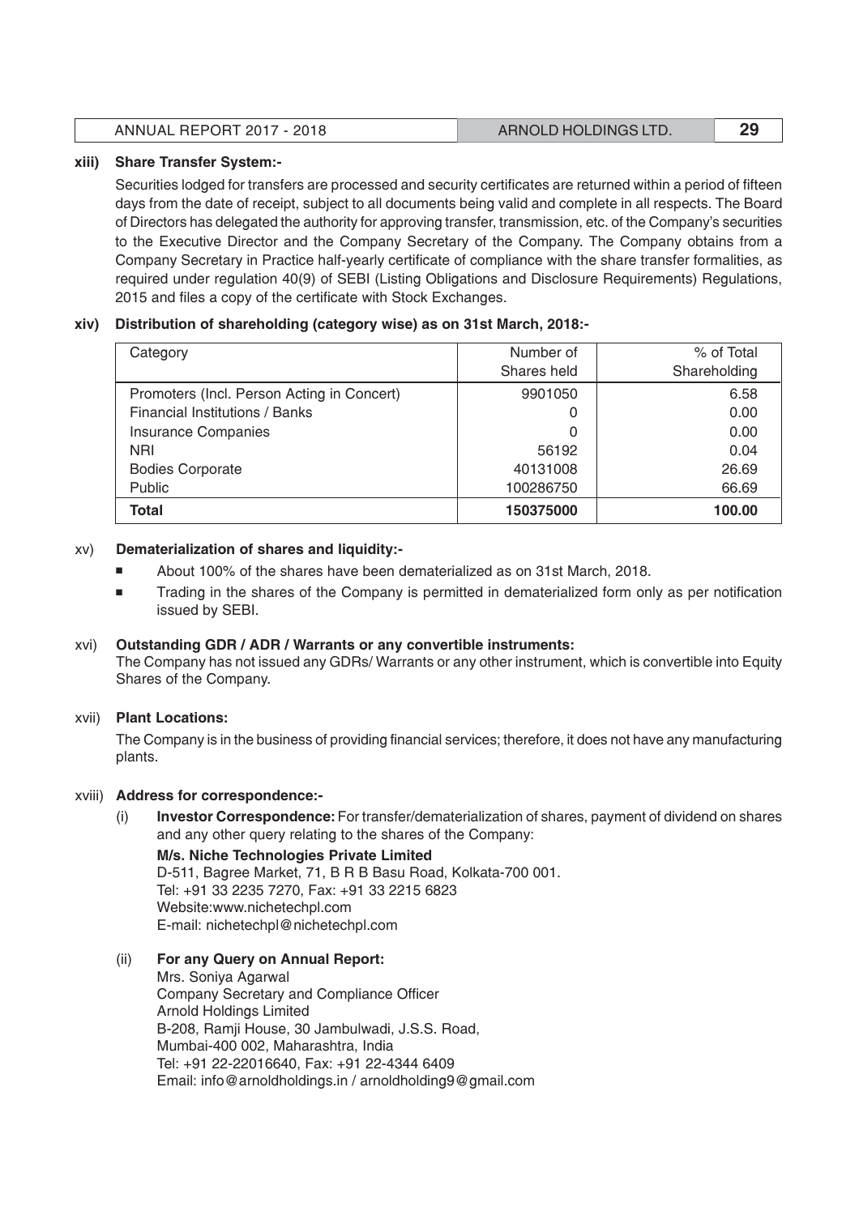**xiii) Share Transfer System:-**

Securities lodged for transfers are processed and security certificates are returned within a period of fifteen days from the date of receipt, subject to all documents being valid and complete in all respects. The Board of Directors has delegated the authority for approving transfer, transmission, etc. of the Company's securities to the Executive Director and the Company Secretary of the Company. The Company obtains from a Company Secretary in Practice half-yearly certificate of compliance with the share transfer formalities, as required under regulation 40(9) of SEBI (Listing Obligations and Disclosure Requirements) Regulations, 2015 and files a copy of the certificate with Stock Exchanges.

**xiv) Distribution of shareholding (category wise) as on 31st March, 2018:-**

| Category | Number of Shares held | % of Total Shareholding |
|---|---:|---:|
| Promoters (Incl. Person Acting in Concert) | 9901050 | 6.58 |
| Financial Institutions / Banks | 0 | 0.00 |
| Insurance Companies | 0 | 0.00 |
| NRI | 56192 | 0.04 |
| Bodies Corporate | 40131008 | 26.69 |
| Public | 100286750 | 66.69 |
| **Total** | **150375000** | **100.00** |

xv) **Dematerialization of shares and liquidity:-**

- About 100% of the shares have been dematerialized as on 31st March, 2018.
- Trading in the shares of the Company is permitted in dematerialized form only as per notification issued by SEBI.

xvi) **Outstanding GDR / ADR / Warrants or any convertible instruments:**

The Company has not issued any GDRs/ Warrants or any other instrument, which is convertible into Equity Shares of the Company.

xvii) **Plant Locations:**

The Company is in the business of providing financial services; therefore, it does not have any manufacturing plants.

xviii) **Address for correspondence:-**

(i) **Investor Correspondence:** For transfer/dematerialization of shares, payment of dividend on shares and any other query relating to the shares of the Company:

**M/s. Niche Technologies Private Limited**
D-511, Bagree Market, 71, B R B Basu Road, Kolkata-700 001.
Tel: +91 33 2235 7270, Fax: +91 33 2215 6823
Website:www.nichetechpl.com
E-mail: nichetechpl@nichetechpl.com

(ii) **For any Query on Annual Report:**

Mrs. Soniya Agarwal
Company Secretary and Compliance Officer
Arnold Holdings Limited
B-208, Ramji House, 30 Jambulwadi, J.S.S. Road,
Mumbai-400 002, Maharashtra, India
Tel: +91 22-22016640, Fax: +91 22-4344 6409
Email: info@arnoldholdings.in / arnoldholding9@gmail.com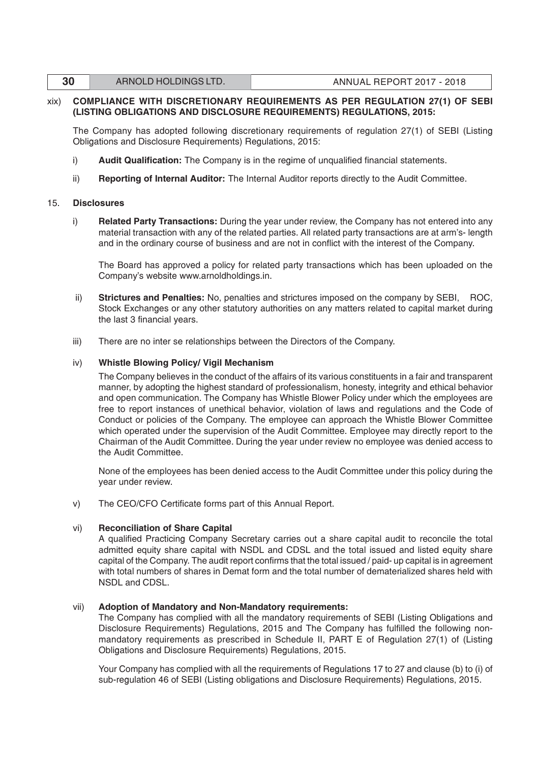xix) **COMPLIANCE WITH DISCRETIONARY REQUIREMENTS AS PER REGULATION 27(1) OF SEBI (LISTING OBLIGATIONS AND DISCLOSURE REQUIREMENTS) REGULATIONS, 2015:**

The Company has adopted following discretionary requirements of regulation 27(1) of SEBI (Listing Obligations and Disclosure Requirements) Regulations, 2015:

i) **Audit Qualification:** The Company is in the regime of unqualified financial statements.

ii) **Reporting of Internal Auditor:** The Internal Auditor reports directly to the Audit Committee.

15. **Disclosures**

i) **Related Party Transactions:** During the year under review, the Company has not entered into any material transaction with any of the related parties. All related party transactions are at arm's- length and in the ordinary course of business and are not in conflict with the interest of the Company.

The Board has approved a policy for related party transactions which has been uploaded on the Company's website www.arnoldholdings.in.

ii) **Strictures and Penalties:** No, penalties and strictures imposed on the company by SEBI, ROC, Stock Exchanges or any other statutory authorities on any matters related to capital market during the last 3 financial years.

iii) There are no inter se relationships between the Directors of the Company.

iv) **Whistle Blowing Policy/ Vigil Mechanism**

The Company believes in the conduct of the affairs of its various constituents in a fair and transparent manner, by adopting the highest standard of professionalism, honesty, integrity and ethical behavior and open communication. The Company has Whistle Blower Policy under which the employees are free to report instances of unethical behavior, violation of laws and regulations and the Code of Conduct or policies of the Company. The employee can approach the Whistle Blower Committee which operated under the supervision of the Audit Committee. Employee may directly report to the Chairman of the Audit Committee. During the year under review no employee was denied access to the Audit Committee.

None of the employees has been denied access to the Audit Committee under this policy during the year under review.

v) The CEO/CFO Certificate forms part of this Annual Report.

vi) **Reconciliation of Share Capital**

A qualified Practicing Company Secretary carries out a share capital audit to reconcile the total admitted equity share capital with NSDL and CDSL and the total issued and listed equity share capital of the Company. The audit report confirms that the total issued / paid- up capital is in agreement with total numbers of shares in Demat form and the total number of dematerialized shares held with NSDL and CDSL.

vii) **Adoption of Mandatory and Non-Mandatory requirements:**

The Company has complied with all the mandatory requirements of SEBI (Listing Obligations and Disclosure Requirements) Regulations, 2015 and The Company has fulfilled the following non-mandatory requirements as prescribed in Schedule II, PART E of Regulation 27(1) of (Listing Obligations and Disclosure Requirements) Regulations, 2015.

Your Company has complied with all the requirements of Regulations 17 to 27 and clause (b) to (i) of sub-regulation 46 of SEBI (Listing obligations and Disclosure Requirements) Regulations, 2015.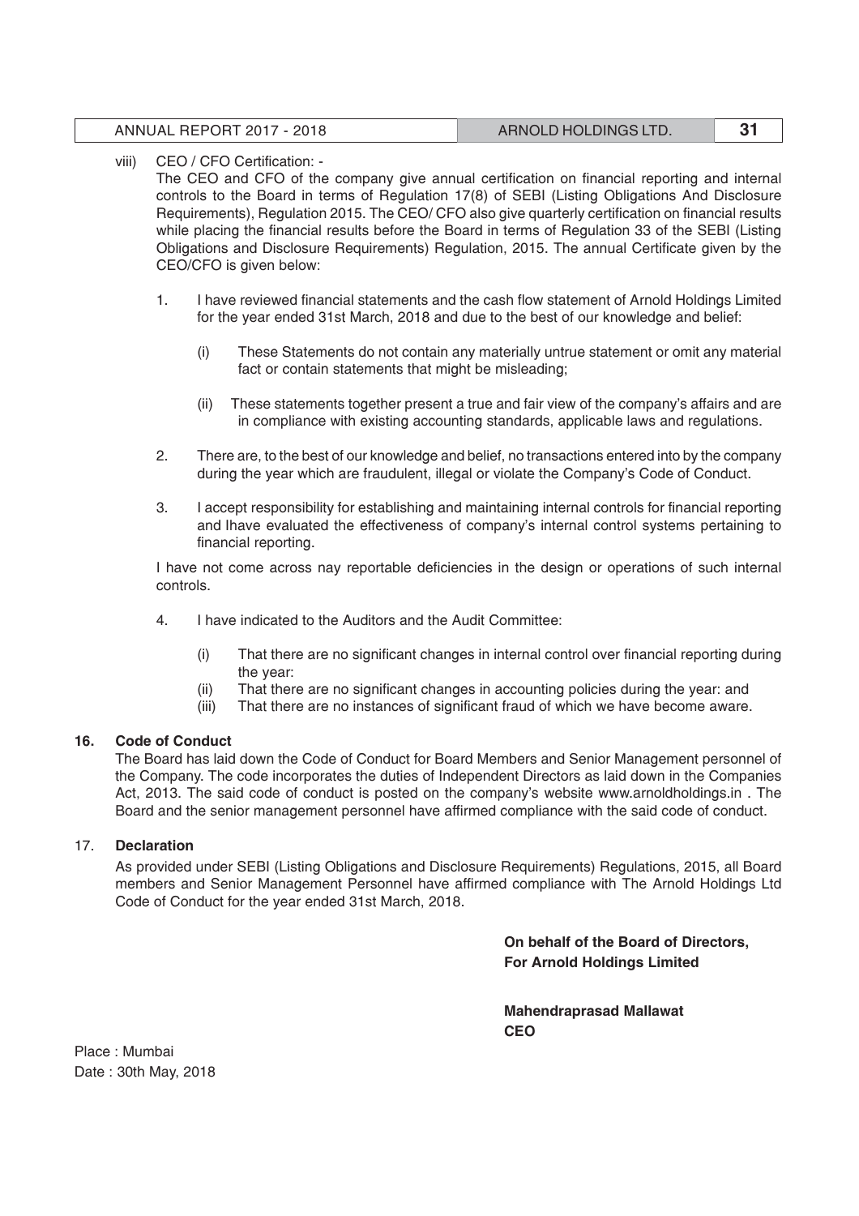viii) CEO / CFO Certification: -

The CEO and CFO of the company give annual certification on financial reporting and internal controls to the Board in terms of Regulation 17(8) of SEBI (Listing Obligations And Disclosure Requirements), Regulation 2015. The CEO/ CFO also give quarterly certification on financial results while placing the financial results before the Board in terms of Regulation 33 of the SEBI (Listing Obligations and Disclosure Requirements) Regulation, 2015. The annual Certificate given by the CEO/CFO is given below:

1. I have reviewed financial statements and the cash flow statement of Arnold Holdings Limited for the year ended 31st March, 2018 and due to the best of our knowledge and belief:

   (i) These Statements do not contain any materially untrue statement or omit any material fact or contain statements that might be misleading;

   (ii) These statements together present a true and fair view of the company's affairs and are in compliance with existing accounting standards, applicable laws and regulations.

2. There are, to the best of our knowledge and belief, no transactions entered into by the company during the year which are fraudulent, illegal or violate the Company's Code of Conduct.

3. I accept responsibility for establishing and maintaining internal controls for financial reporting and Ihave evaluated the effectiveness of company's internal control systems pertaining to financial reporting.

I have not come across nay reportable deficiencies in the design or operations of such internal controls.

4. I have indicated to the Auditors and the Audit Committee:

   (i) That there are no significant changes in internal control over financial reporting during the year:

   (ii) That there are no significant changes in accounting policies during the year: and

   (iii) That there are no instances of significant fraud of which we have become aware.

**16. Code of Conduct**

The Board has laid down the Code of Conduct for Board Members and Senior Management personnel of the Company. The code incorporates the duties of Independent Directors as laid down in the Companies Act, 2013. The said code of conduct is posted on the company's website www.arnoldholdings.in . The Board and the senior management personnel have affirmed compliance with the said code of conduct.

17. **Declaration**

As provided under SEBI (Listing Obligations and Disclosure Requirements) Regulations, 2015, all Board members and Senior Management Personnel have affirmed compliance with The Arnold Holdings Ltd Code of Conduct for the year ended 31st March, 2018.

**On behalf of the Board of Directors,**
**For Arnold Holdings Limited**

**Mahendraprasad Mallawat**
**CEO**

Place : Mumbai
Date : 30th May, 2018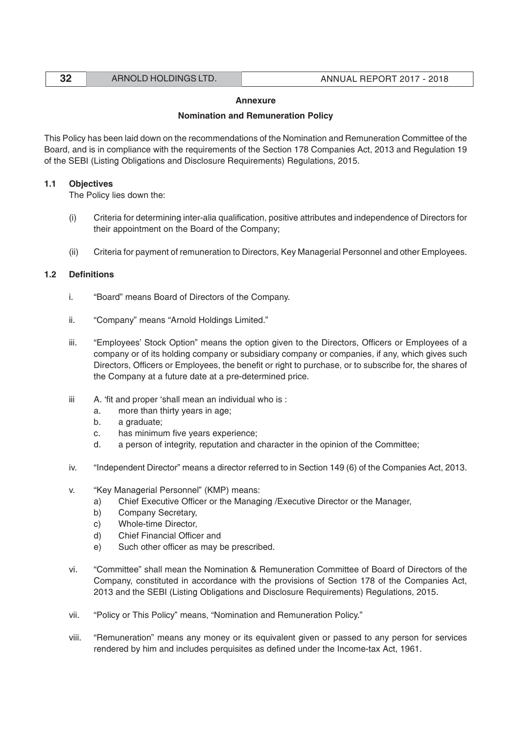## Annexure

## Nomination and Remuneration Policy

This Policy has been laid down on the recommendations of the Nomination and Remuneration Committee of the Board, and is in compliance with the requirements of the Section 178 Companies Act, 2013 and Regulation 19 of the SEBI (Listing Obligations and Disclosure Requirements) Regulations, 2015.

### 1.1 Objectives

The Policy lies down the:

(i) Criteria for determining inter-alia qualification, positive attributes and independence of Directors for their appointment on the Board of the Company;

(ii) Criteria for payment of remuneration to Directors, Key Managerial Personnel and other Employees.

### 1.2 Definitions

i. "Board" means Board of Directors of the Company.

ii. "Company" means "Arnold Holdings Limited."

iii. "Employees' Stock Option" means the option given to the Directors, Officers or Employees of a company or of its holding company or subsidiary company or companies, if any, which gives such Directors, Officers or Employees, the benefit or right to purchase, or to subscribe for, the shares of the Company at a future date at a pre-determined price.

iii A. 'fit and proper 'shall mean an individual who is :

a. more than thirty years in age;
b. a graduate;
c. has minimum five years experience;
d. a person of integrity, reputation and character in the opinion of the Committee;

iv. "Independent Director" means a director referred to in Section 149 (6) of the Companies Act, 2013.

v. "Key Managerial Personnel" (KMP) means:

a) Chief Executive Officer or the Managing /Executive Director or the Manager,
b) Company Secretary,
c) Whole-time Director,
d) Chief Financial Officer and
e) Such other officer as may be prescribed.

vi. "Committee" shall mean the Nomination & Remuneration Committee of Board of Directors of the Company, constituted in accordance with the provisions of Section 178 of the Companies Act, 2013 and the SEBI (Listing Obligations and Disclosure Requirements) Regulations, 2015.

vii. "Policy or This Policy" means, "Nomination and Remuneration Policy."

viii. "Remuneration" means any money or its equivalent given or passed to any person for services rendered by him and includes perquisites as defined under the Income-tax Act, 1961.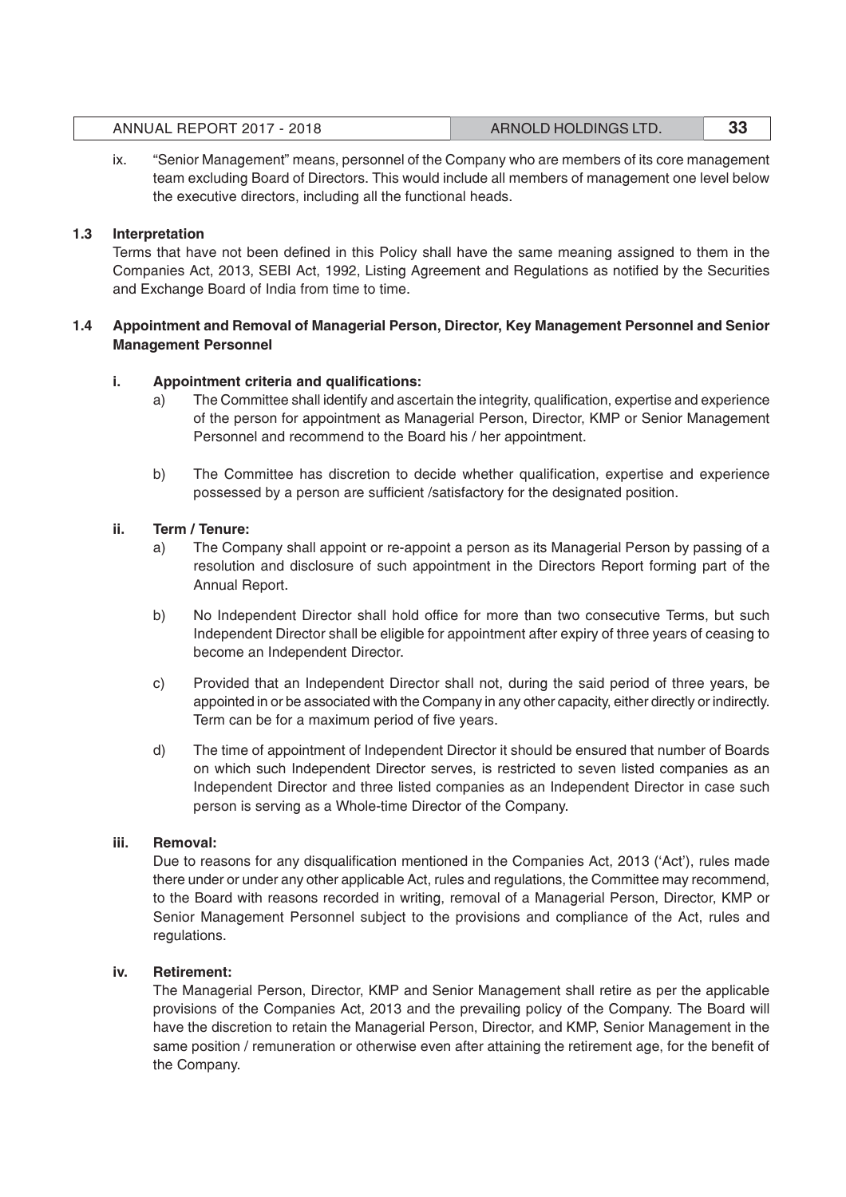ix. "Senior Management" means, personnel of the Company who are members of its core management team excluding Board of Directors. This would include all members of management one level below the executive directors, including all the functional heads.

**1.3 Interpretation**

Terms that have not been defined in this Policy shall have the same meaning assigned to them in the Companies Act, 2013, SEBI Act, 1992, Listing Agreement and Regulations as notified by the Securities and Exchange Board of India from time to time.

**1.4 Appointment and Removal of Managerial Person, Director, Key Management Personnel and Senior Management Personnel**

**i. Appointment criteria and qualifications:**

a) The Committee shall identify and ascertain the integrity, qualification, expertise and experience of the person for appointment as Managerial Person, Director, KMP or Senior Management Personnel and recommend to the Board his / her appointment.

b) The Committee has discretion to decide whether qualification, expertise and experience possessed by a person are sufficient /satisfactory for the designated position.

**ii. Term / Tenure:**

a) The Company shall appoint or re-appoint a person as its Managerial Person by passing of a resolution and disclosure of such appointment in the Directors Report forming part of the Annual Report.

b) No Independent Director shall hold office for more than two consecutive Terms, but such Independent Director shall be eligible for appointment after expiry of three years of ceasing to become an Independent Director.

c) Provided that an Independent Director shall not, during the said period of three years, be appointed in or be associated with the Company in any other capacity, either directly or indirectly. Term can be for a maximum period of five years.

d) The time of appointment of Independent Director it should be ensured that number of Boards on which such Independent Director serves, is restricted to seven listed companies as an Independent Director and three listed companies as an Independent Director in case such person is serving as a Whole-time Director of the Company.

**iii. Removal:**

Due to reasons for any disqualification mentioned in the Companies Act, 2013 ('Act'), rules made there under or under any other applicable Act, rules and regulations, the Committee may recommend, to the Board with reasons recorded in writing, removal of a Managerial Person, Director, KMP or Senior Management Personnel subject to the provisions and compliance of the Act, rules and regulations.

**iv. Retirement:**

The Managerial Person, Director, KMP and Senior Management shall retire as per the applicable provisions of the Companies Act, 2013 and the prevailing policy of the Company. The Board will have the discretion to retain the Managerial Person, Director, and KMP, Senior Management in the same position / remuneration or otherwise even after attaining the retirement age, for the benefit of the Company.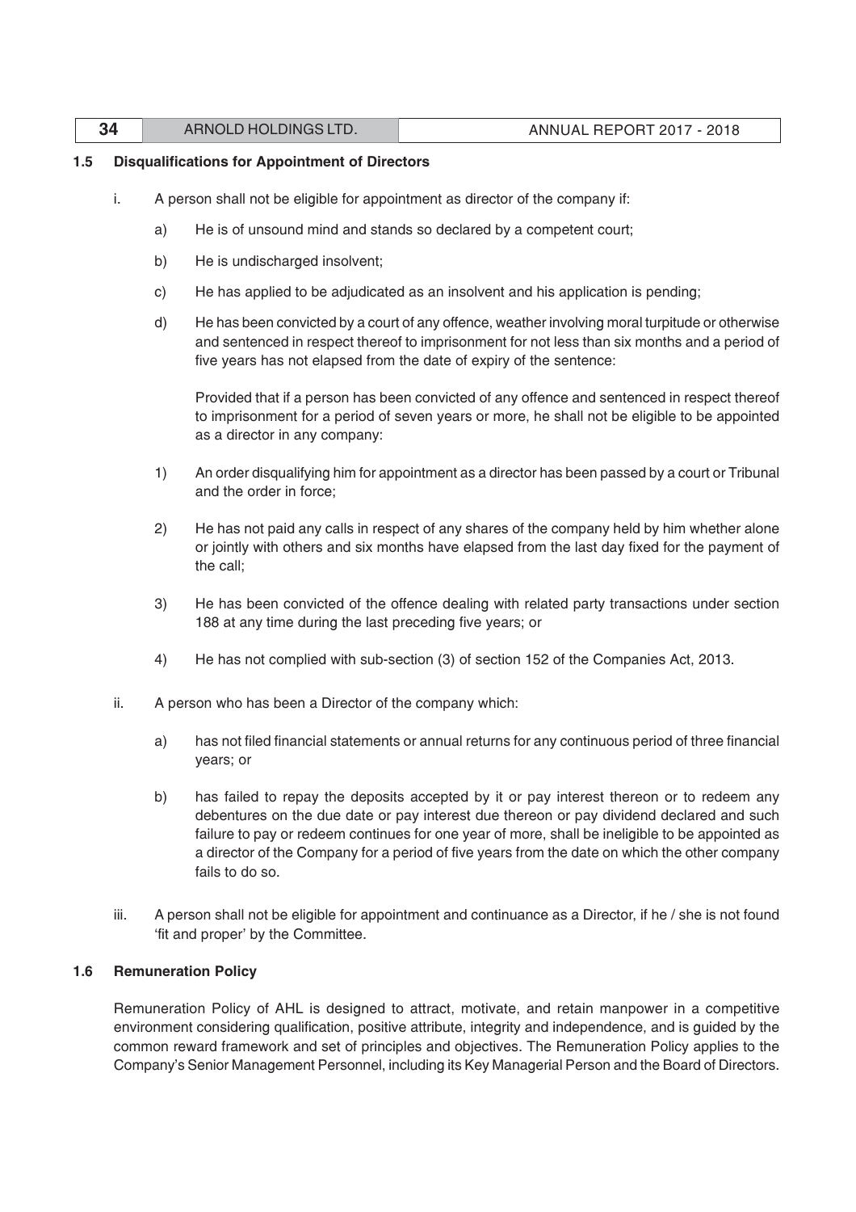### 1.5 Disqualifications for Appointment of Directors

i. A person shall not be eligible for appointment as director of the company if:

   a) He is of unsound mind and stands so declared by a competent court;

   b) He is undischarged insolvent;

   c) He has applied to be adjudicated as an insolvent and his application is pending;

   d) He has been convicted by a court of any offence, weather involving moral turpitude or otherwise and sentenced in respect thereof to imprisonment for not less than six months and a period of five years has not elapsed from the date of expiry of the sentence:

      Provided that if a person has been convicted of any offence and sentenced in respect thereof to imprisonment for a period of seven years or more, he shall not be eligible to be appointed as a director in any company:

   1) An order disqualifying him for appointment as a director has been passed by a court or Tribunal and the order in force;

   2) He has not paid any calls in respect of any shares of the company held by him whether alone or jointly with others and six months have elapsed from the last day fixed for the payment of the call;

   3) He has been convicted of the offence dealing with related party transactions under section 188 at any time during the last preceding five years; or

   4) He has not complied with sub-section (3) of section 152 of the Companies Act, 2013.

ii. A person who has been a Director of the company which:

   a) has not filed financial statements or annual returns for any continuous period of three financial years; or

   b) has failed to repay the deposits accepted by it or pay interest thereon or to redeem any debentures on the due date or pay interest due thereon or pay dividend declared and such failure to pay or redeem continues for one year of more, shall be ineligible to be appointed as a director of the Company for a period of five years from the date on which the other company fails to do so.

iii. A person shall not be eligible for appointment and continuance as a Director, if he / she is not found 'fit and proper' by the Committee.

### 1.6 Remuneration Policy

Remuneration Policy of AHL is designed to attract, motivate, and retain manpower in a competitive environment considering qualification, positive attribute, integrity and independence, and is guided by the common reward framework and set of principles and objectives. The Remuneration Policy applies to the Company's Senior Management Personnel, including its Key Managerial Person and the Board of Directors.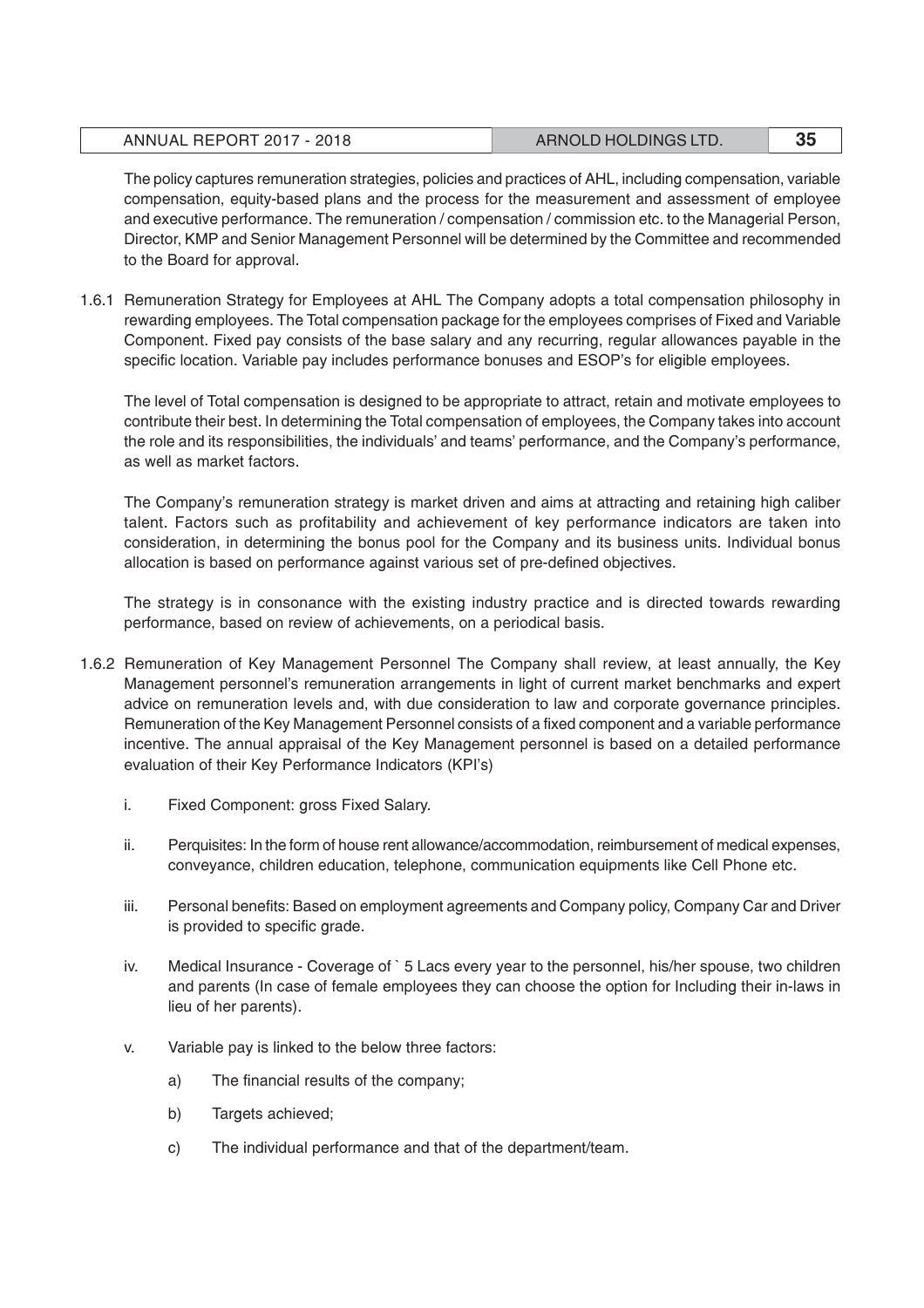The policy captures remuneration strategies, policies and practices of AHL, including compensation, variable compensation, equity-based plans and the process for the measurement and assessment of employee and executive performance. The remuneration / compensation / commission etc. to the Managerial Person, Director, KMP and Senior Management Personnel will be determined by the Committee and recommended to the Board for approval.

1.6.1 Remuneration Strategy for Employees at AHL The Company adopts a total compensation philosophy in rewarding employees. The Total compensation package for the employees comprises of Fixed and Variable Component. Fixed pay consists of the base salary and any recurring, regular allowances payable in the specific location. Variable pay includes performance bonuses and ESOP's for eligible employees.

The level of Total compensation is designed to be appropriate to attract, retain and motivate employees to contribute their best. In determining the Total compensation of employees, the Company takes into account the role and its responsibilities, the individuals' and teams' performance, and the Company's performance, as well as market factors.

The Company's remuneration strategy is market driven and aims at attracting and retaining high caliber talent. Factors such as profitability and achievement of key performance indicators are taken into consideration, in determining the bonus pool for the Company and its business units. Individual bonus allocation is based on performance against various set of pre-defined objectives.

The strategy is in consonance with the existing industry practice and is directed towards rewarding performance, based on review of achievements, on a periodical basis.

1.6.2 Remuneration of Key Management Personnel The Company shall review, at least annually, the Key Management personnel's remuneration arrangements in light of current market benchmarks and expert advice on remuneration levels and, with due consideration to law and corporate governance principles. Remuneration of the Key Management Personnel consists of a fixed component and a variable performance incentive. The annual appraisal of the Key Management personnel is based on a detailed performance evaluation of their Key Performance Indicators (KPI's)

i. Fixed Component: gross Fixed Salary.

ii. Perquisites: In the form of house rent allowance/accommodation, reimbursement of medical expenses, conveyance, children education, telephone, communication equipments like Cell Phone etc.

iii. Personal benefits: Based on employment agreements and Company policy, Company Car and Driver is provided to specific grade.

iv. Medical Insurance - Coverage of ` 5 Lacs every year to the personnel, his/her spouse, two children and parents (In case of female employees they can choose the option for Including their in-laws in lieu of her parents).

v. Variable pay is linked to the below three factors:

a) The financial results of the company;

b) Targets achieved;

c) The individual performance and that of the department/team.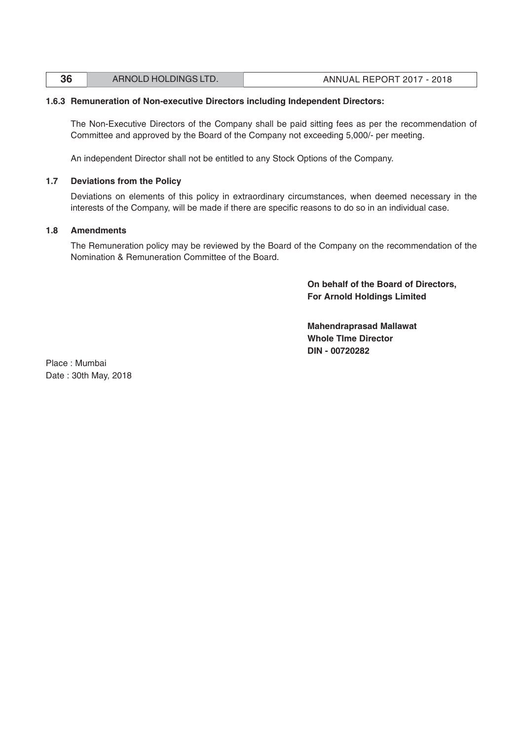### 1.6.3 Remuneration of Non-executive Directors including Independent Directors:

The Non-Executive Directors of the Company shall be paid sitting fees as per the recommendation of Committee and approved by the Board of the Company not exceeding 5,000/- per meeting.

An independent Director shall not be entitled to any Stock Options of the Company.

### 1.7 Deviations from the Policy

Deviations on elements of this policy in extraordinary circumstances, when deemed necessary in the interests of the Company, will be made if there are specific reasons to do so in an individual case.

### 1.8 Amendments

The Remuneration policy may be reviewed by the Board of the Company on the recommendation of the Nomination & Remuneration Committee of the Board.

**On behalf of the Board of Directors,**
**For Arnold Holdings Limited**

**Mahendraprasad Mallawat**
**Whole TIme Director**
**DIN - 00720282**

Place : Mumbai
Date : 30th May, 2018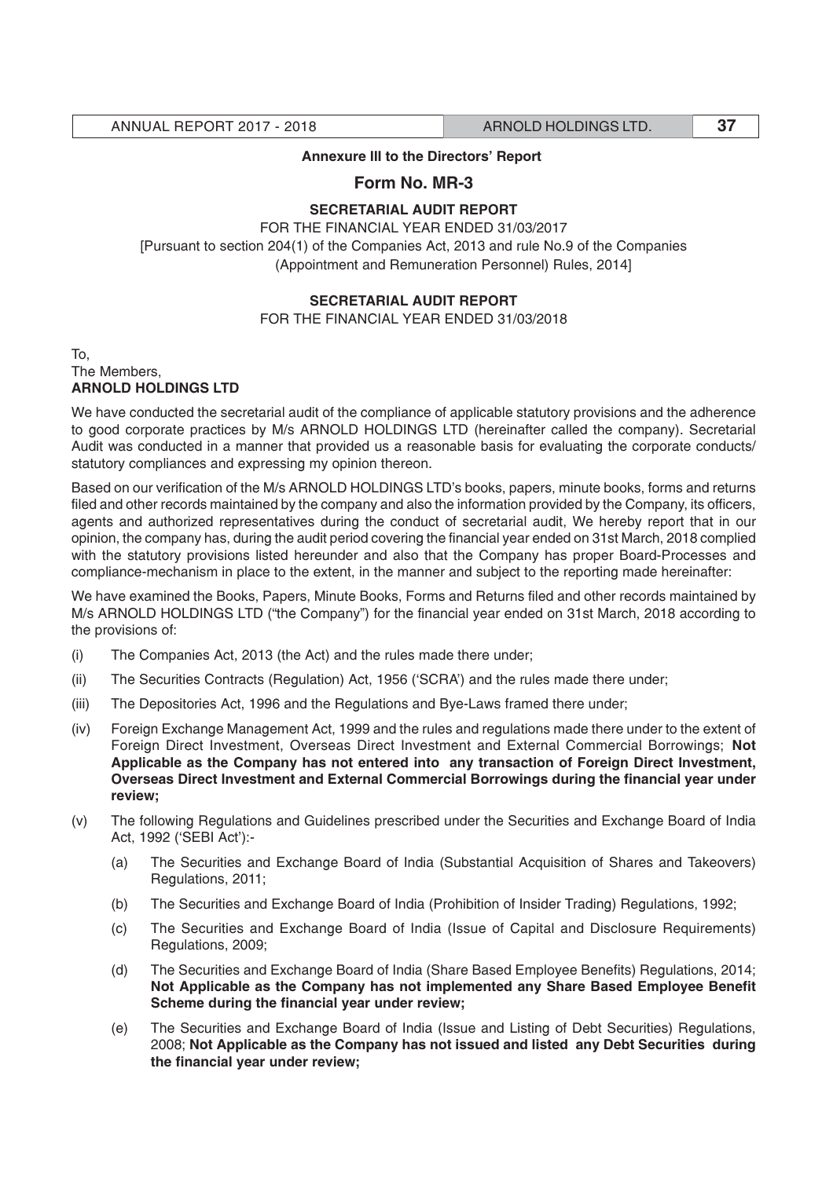**Annexure III to the Directors' Report**

## Form No. MR-3

**SECRETARIAL AUDIT REPORT**

FOR THE FINANCIAL YEAR ENDED 31/03/2017

[Pursuant to section 204(1) of the Companies Act, 2013 and rule No.9 of the Companies (Appointment and Remuneration Personnel) Rules, 2014]

**SECRETARIAL AUDIT REPORT**

FOR THE FINANCIAL YEAR ENDED 31/03/2018

To,
The Members,
**ARNOLD HOLDINGS LTD**

We have conducted the secretarial audit of the compliance of applicable statutory provisions and the adherence to good corporate practices by M/s ARNOLD HOLDINGS LTD (hereinafter called the company). Secretarial Audit was conducted in a manner that provided us a reasonable basis for evaluating the corporate conducts/ statutory compliances and expressing my opinion thereon.

Based on our verification of the M/s ARNOLD HOLDINGS LTD's books, papers, minute books, forms and returns filed and other records maintained by the company and also the information provided by the Company, its officers, agents and authorized representatives during the conduct of secretarial audit, We hereby report that in our opinion, the company has, during the audit period covering the financial year ended on 31st March, 2018 complied with the statutory provisions listed hereunder and also that the Company has proper Board-Processes and compliance-mechanism in place to the extent, in the manner and subject to the reporting made hereinafter:

We have examined the Books, Papers, Minute Books, Forms and Returns filed and other records maintained by M/s ARNOLD HOLDINGS LTD ("the Company") for the financial year ended on 31st March, 2018 according to the provisions of:

(i) The Companies Act, 2013 (the Act) and the rules made there under;

(ii) The Securities Contracts (Regulation) Act, 1956 ('SCRA') and the rules made there under;

(iii) The Depositories Act, 1996 and the Regulations and Bye-Laws framed there under;

(iv) Foreign Exchange Management Act, 1999 and the rules and regulations made there under to the extent of Foreign Direct Investment, Overseas Direct Investment and External Commercial Borrowings; **Not Applicable as the Company has not entered into any transaction of Foreign Direct Investment, Overseas Direct Investment and External Commercial Borrowings during the financial year under review;**

(v) The following Regulations and Guidelines prescribed under the Securities and Exchange Board of India Act, 1992 ('SEBI Act'):-

(a) The Securities and Exchange Board of India (Substantial Acquisition of Shares and Takeovers) Regulations, 2011;

(b) The Securities and Exchange Board of India (Prohibition of Insider Trading) Regulations, 1992;

(c) The Securities and Exchange Board of India (Issue of Capital and Disclosure Requirements) Regulations, 2009;

(d) The Securities and Exchange Board of India (Share Based Employee Benefits) Regulations, 2014; **Not Applicable as the Company has not implemented any Share Based Employee Benefit Scheme during the financial year under review;**

(e) The Securities and Exchange Board of India (Issue and Listing of Debt Securities) Regulations, 2008; **Not Applicable as the Company has not issued and listed any Debt Securities during the financial year under review;**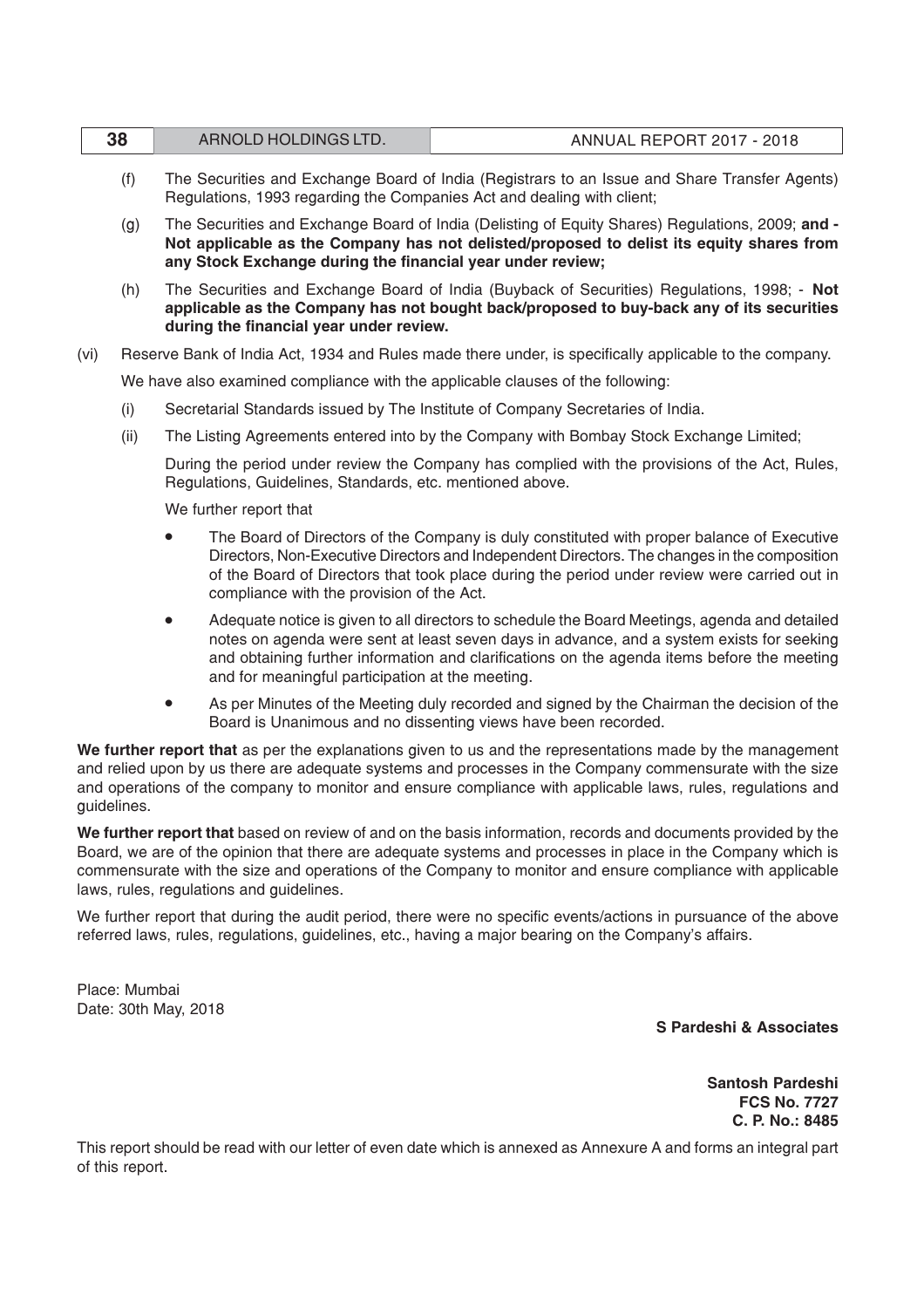(f) The Securities and Exchange Board of India (Registrars to an Issue and Share Transfer Agents) Regulations, 1993 regarding the Companies Act and dealing with client;

(g) The Securities and Exchange Board of India (Delisting of Equity Shares) Regulations, 2009; **and - Not applicable as the Company has not delisted/proposed to delist its equity shares from any Stock Exchange during the financial year under review;**

(h) The Securities and Exchange Board of India (Buyback of Securities) Regulations, 1998; - **Not applicable as the Company has not bought back/proposed to buy-back any of its securities during the financial year under review.**

(vi) Reserve Bank of India Act, 1934 and Rules made there under, is specifically applicable to the company.

We have also examined compliance with the applicable clauses of the following:

(i) Secretarial Standards issued by The Institute of Company Secretaries of India.

(ii) The Listing Agreements entered into by the Company with Bombay Stock Exchange Limited;

During the period under review the Company has complied with the provisions of the Act, Rules, Regulations, Guidelines, Standards, etc. mentioned above.

We further report that

- The Board of Directors of the Company is duly constituted with proper balance of Executive Directors, Non-Executive Directors and Independent Directors. The changes in the composition of the Board of Directors that took place during the period under review were carried out in compliance with the provision of the Act.
- Adequate notice is given to all directors to schedule the Board Meetings, agenda and detailed notes on agenda were sent at least seven days in advance, and a system exists for seeking and obtaining further information and clarifications on the agenda items before the meeting and for meaningful participation at the meeting.
- As per Minutes of the Meeting duly recorded and signed by the Chairman the decision of the Board is Unanimous and no dissenting views have been recorded.

**We further report that** as per the explanations given to us and the representations made by the management and relied upon by us there are adequate systems and processes in the Company commensurate with the size and operations of the company to monitor and ensure compliance with applicable laws, rules, regulations and guidelines.

**We further report that** based on review of and on the basis information, records and documents provided by the Board, we are of the opinion that there are adequate systems and processes in place in the Company which is commensurate with the size and operations of the Company to monitor and ensure compliance with applicable laws, rules, regulations and guidelines.

We further report that during the audit period, there were no specific events/actions in pursuance of the above referred laws, rules, regulations, guidelines, etc., having a major bearing on the Company's affairs.

Place: Mumbai
Date: 30th May, 2018

**S Pardeshi & Associates**

**Santosh Pardeshi**
**FCS No. 7727**
**C. P. No.: 8485**

This report should be read with our letter of even date which is annexed as Annexure A and forms an integral part of this report.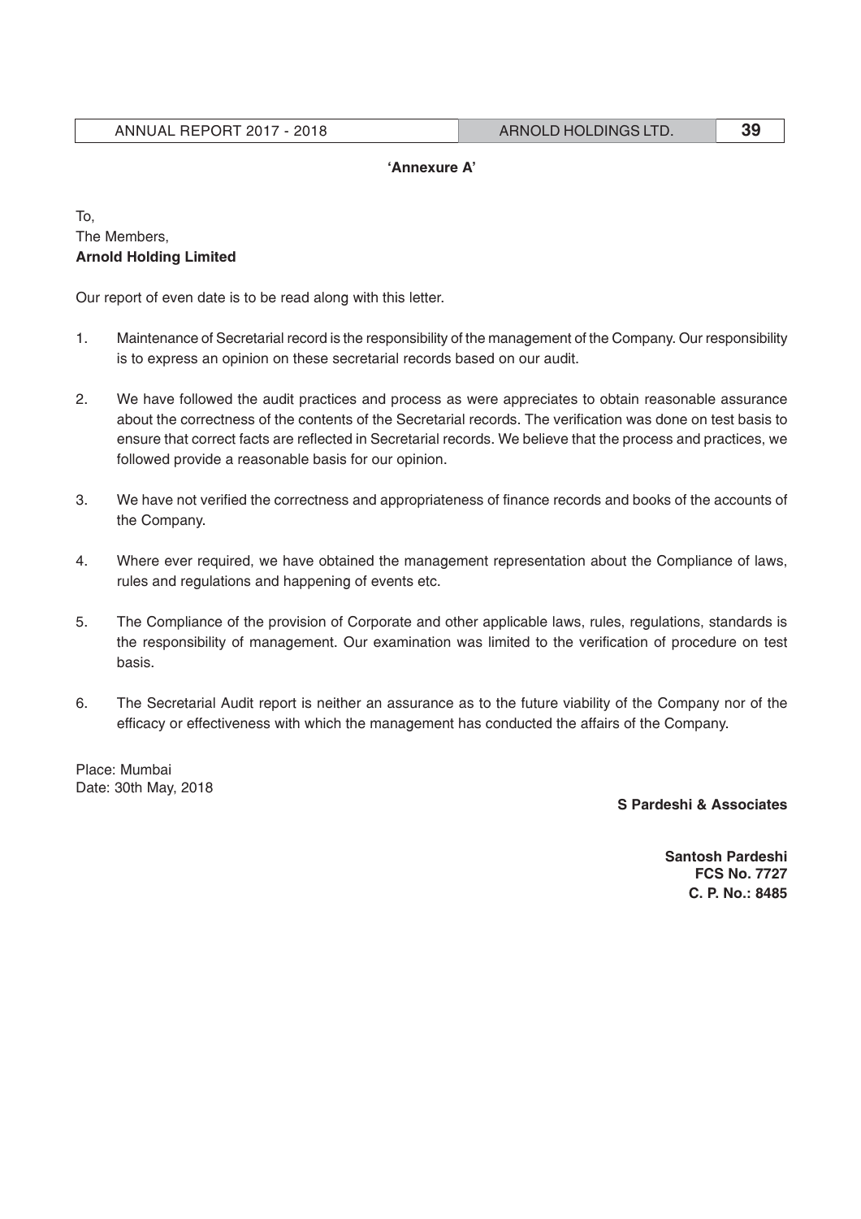**'Annexure A'**

To,
The Members,
**Arnold Holding Limited**

Our report of even date is to be read along with this letter.

1. Maintenance of Secretarial record is the responsibility of the management of the Company. Our responsibility is to express an opinion on these secretarial records based on our audit.

2. We have followed the audit practices and process as were appreciates to obtain reasonable assurance about the correctness of the contents of the Secretarial records. The verification was done on test basis to ensure that correct facts are reflected in Secretarial records. We believe that the process and practices, we followed provide a reasonable basis for our opinion.

3. We have not verified the correctness and appropriateness of finance records and books of the accounts of the Company.

4. Where ever required, we have obtained the management representation about the Compliance of laws, rules and regulations and happening of events etc.

5. The Compliance of the provision of Corporate and other applicable laws, rules, regulations, standards is the responsibility of management. Our examination was limited to the verification of procedure on test basis.

6. The Secretarial Audit report is neither an assurance as to the future viability of the Company nor of the efficacy or effectiveness with which the management has conducted the affairs of the Company.

Place: Mumbai
Date: 30th May, 2018

**S Pardeshi & Associates**

**Santosh Pardeshi**
**FCS No. 7727**
**C. P. No.: 8485**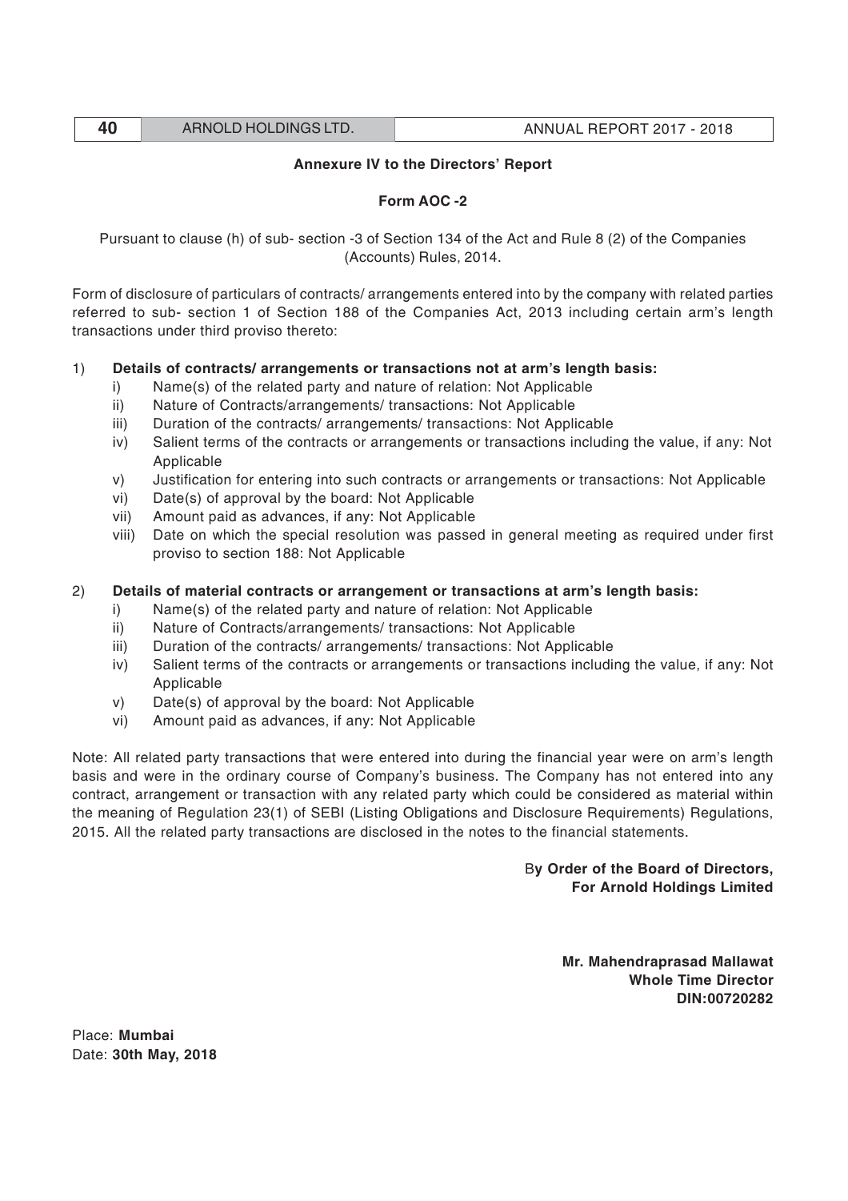## Annexure IV to the Directors' Report

### Form AOC -2

Pursuant to clause (h) of sub- section -3 of Section 134 of the Act and Rule 8 (2) of the Companies (Accounts) Rules, 2014.

Form of disclosure of particulars of contracts/ arrangements entered into by the company with related parties referred to sub- section 1 of Section 188 of the Companies Act, 2013 including certain arm's length transactions under third proviso thereto:

1) **Details of contracts/ arrangements or transactions not at arm's length basis:**
   - i) Name(s) of the related party and nature of relation: Not Applicable
   - ii) Nature of Contracts/arrangements/ transactions: Not Applicable
   - iii) Duration of the contracts/ arrangements/ transactions: Not Applicable
   - iv) Salient terms of the contracts or arrangements or transactions including the value, if any: Not Applicable
   - v) Justification for entering into such contracts or arrangements or transactions: Not Applicable
   - vi) Date(s) of approval by the board: Not Applicable
   - vii) Amount paid as advances, if any: Not Applicable
   - viii) Date on which the special resolution was passed in general meeting as required under first proviso to section 188: Not Applicable

2) **Details of material contracts or arrangement or transactions at arm's length basis:**
   - i) Name(s) of the related party and nature of relation: Not Applicable
   - ii) Nature of Contracts/arrangements/ transactions: Not Applicable
   - iii) Duration of the contracts/ arrangements/ transactions: Not Applicable
   - iv) Salient terms of the contracts or arrangements or transactions including the value, if any: Not Applicable
   - v) Date(s) of approval by the board: Not Applicable
   - vi) Amount paid as advances, if any: Not Applicable

Note: All related party transactions that were entered into during the financial year were on arm's length basis and were in the ordinary course of Company's business. The Company has not entered into any contract, arrangement or transaction with any related party which could be considered as material within the meaning of Regulation 23(1) of SEBI (Listing Obligations and Disclosure Requirements) Regulations, 2015. All the related party transactions are disclosed in the notes to the financial statements.

**By Order of the Board of Directors,**
**For Arnold Holdings Limited**

**Mr. Mahendraprasad Mallawat**
**Whole Time Director**
**DIN:00720282**

Place: **Mumbai**
Date: **30th May, 2018**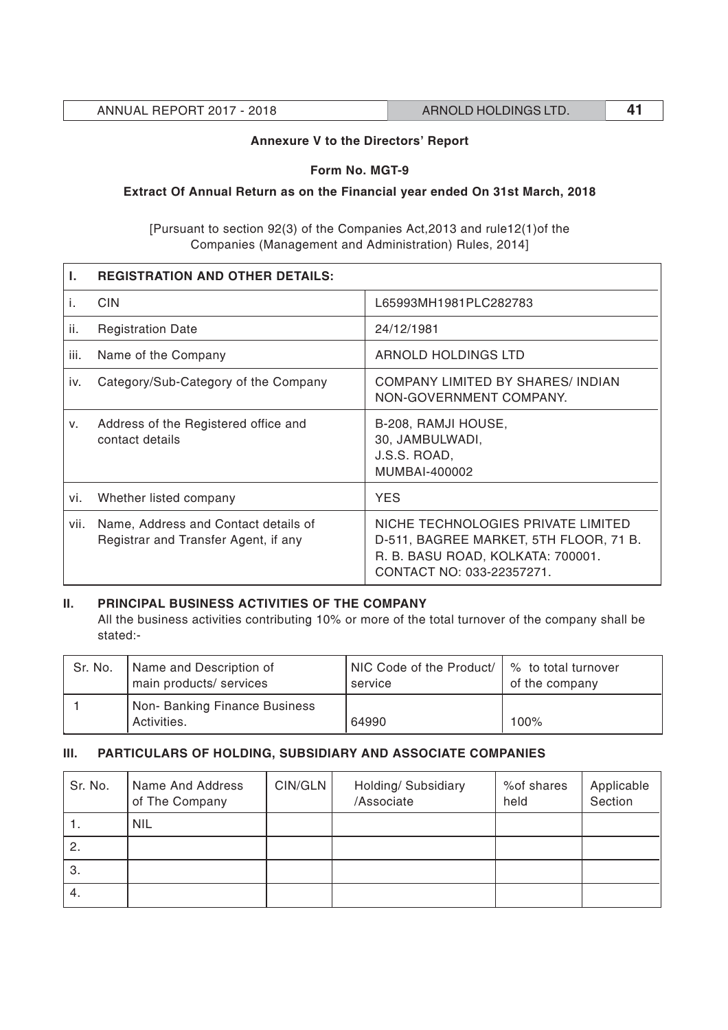**Annexure V to the Directors' Report**

**Form No. MGT-9**

**Extract Of Annual Return as on the Financial year ended On 31st March, 2018**

[Pursuant to section 92(3) of the Companies Act,2013 and rule12(1)of the Companies (Management and Administration) Rules, 2014]

| I. | REGISTRATION AND OTHER DETAILS: | |
|---|---|---|
| i. | CIN | L65993MH1981PLC282783 |
| ii. | Registration Date | 24/12/1981 |
| iii. | Name of the Company | ARNOLD HOLDINGS LTD |
| iv. | Category/Sub-Category of the Company | COMPANY LIMITED BY SHARES/ INDIAN NON-GOVERNMENT COMPANY. |
| v. | Address of the Registered office and contact details | B-208, RAMJI HOUSE, 30, JAMBULWADI, J.S.S. ROAD, MUMBAI-400002 |
| vi. | Whether listed company | YES |
| vii. | Name, Address and Contact details of Registrar and Transfer Agent, if any | NICHE TECHNOLOGIES PRIVATE LIMITED D-511, BAGREE MARKET, 5TH FLOOR, 71 B. R. B. BASU ROAD, KOLKATA: 700001. CONTACT NO: 033-22357271. |

## II. PRINCIPAL BUSINESS ACTIVITIES OF THE COMPANY

All the business activities contributing 10% or more of the total turnover of the company shall be stated:-

| Sr. No. | Name and Description of main products/ services | NIC Code of the Product/ service | % to total turnover of the company |
|---|---|---|---|
| 1 | Non- Banking Finance Business Activities. | 64990 | 100% |

## III. PARTICULARS OF HOLDING, SUBSIDIARY AND ASSOCIATE COMPANIES

| Sr. No. | Name And Address of The Company | CIN/GLN | Holding/ Subsidiary /Associate | %of shares held | Applicable Section |
|---|---|---|---|---|---|
| 1. | NIL | | | | |
| 2. | | | | | |
| 3. | | | | | |
| 4. | | | | | |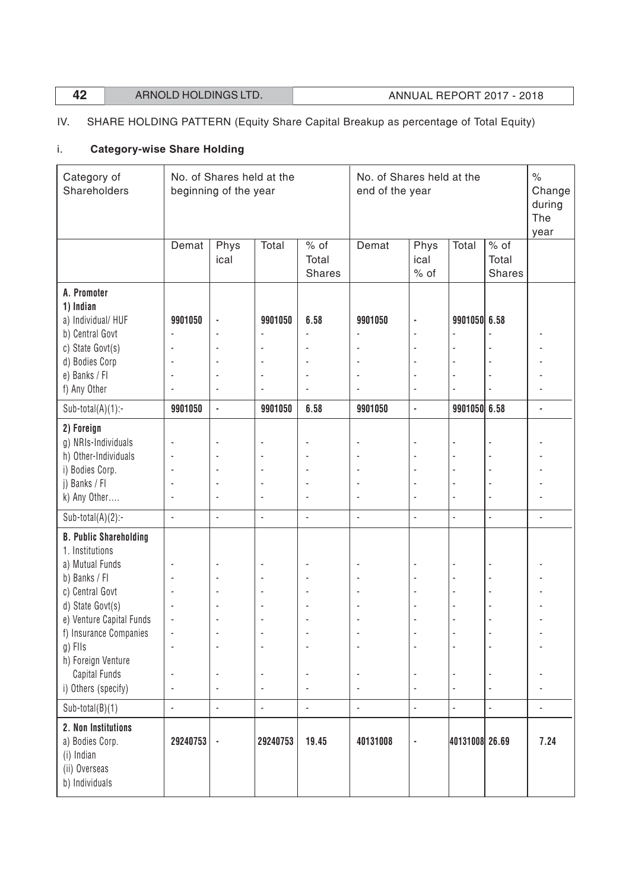IV. SHARE HOLDING PATTERN (Equity Share Capital Breakup as percentage of Total Equity)

i. **Category-wise Share Holding**

| Category of Shareholders | No. of Shares held at the beginning of the year | | | | No. of Shares held at the end of the year | | | | % Change during The year |
|---|---|---|---|---|---|---|---|---|---|
| | Demat | Physical | Total | % of Total Shares | Demat | Physical % of | Total | % of Total Shares | |
| **A. Promoter** | | | | | | | | | |
| **1) Indian** | | | | | | | | | |
| a) Individual/ HUF | **9901050** | - | **9901050** | **6.58** | **9901050** | - | **9901050** | **6.58** | |
| b) Central Govt | - | - | - | - | - | - | - | - | - |
| c) State Govt(s) | - | - | - | - | - | - | - | - | - |
| d) Bodies Corp | - | - | - | - | - | - | - | - | - |
| e) Banks / FI | - | - | - | - | - | - | - | - | - |
| f) Any Other | - | - | - | - | - | - | - | - | - |
| Sub-total(A)(1):- | **9901050** | - | **9901050** | **6.58** | **9901050** | - | **9901050** | **6.58** | - |
| **2) Foreign** | | | | | | | | | |
| g) NRIs-Individuals | - | - | - | - | - | - | - | - | - |
| h) Other-Individuals | - | - | - | - | - | - | - | - | - |
| i) Bodies Corp. | - | - | - | - | - | - | - | - | - |
| j) Banks / FI | - | - | - | - | - | - | - | - | - |
| k) Any Other.... | - | - | - | - | - | - | - | - | - |
| Sub-total(A)(2):- | - | - | - | - | - | - | - | - | - |
| **B. Public Shareholding** | | | | | | | | | |
| 1. Institutions | | | | | | | | | |
| a) Mutual Funds | - | - | - | - | - | - | - | - | - |
| b) Banks / FI | - | - | - | - | - | - | - | - | - |
| c) Central Govt | - | - | - | - | - | - | - | - | - |
| d) State Govt(s) | - | - | - | - | - | - | - | - | - |
| e) Venture Capital Funds | - | - | - | - | - | - | - | - | - |
| f) Insurance Companies | - | - | - | - | - | - | - | - | - |
| g) FIIs | - | - | - | - | - | - | - | - | - |
| h) Foreign Venture Capital Funds | - | - | - | - | - | - | - | - | - |
| i) Others (specify) | - | - | - | - | - | - | - | - | - |
| Sub-total(B)(1) | - | - | - | - | - | - | - | - | - |
| **2. Non Institutions** | | | | | | | | | |
| a) Bodies Corp. | **29240753** | - | **29240753** | **19.45** | **40131008** | - | **40131008** | **26.69** | **7.24** |
| (i) Indian | | | | | | | | | |
| (ii) Overseas | | | | | | | | | |
| b) Individuals | | | | | | | | | |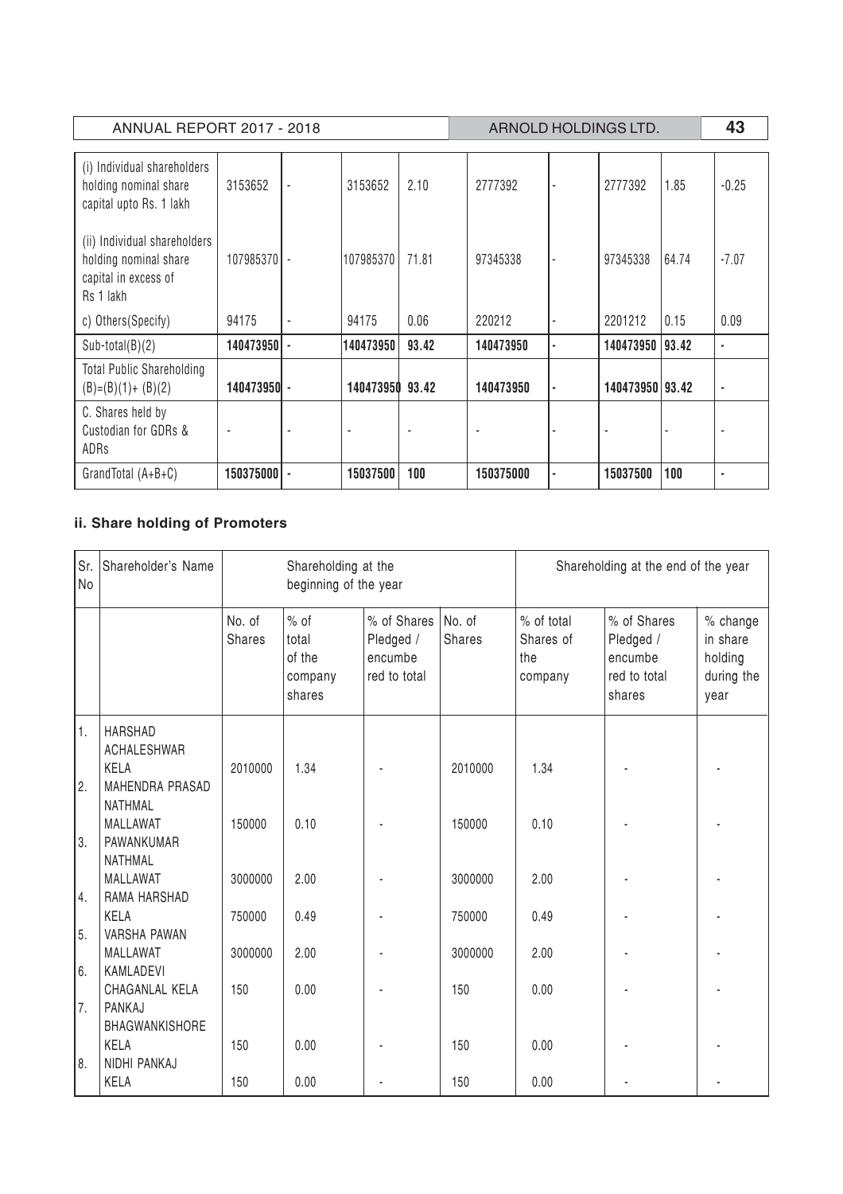| (i) Individual shareholders holding nominal share capital upto Rs. 1 lakh | 3153652 | - | 3153652 | 2.10 | 2777392 | - | 2777392 | 1.85 | -0.25 |
|---|---|---|---|---|---|---|---|---|---|
| (ii) Individual shareholders holding nominal share capital in excess of Rs 1 lakh | 107985370 | - | 107985370 | 71.81 | 97345338 | - | 97345338 | 64.74 | -7.07 |
| c) Others(Specify) | 94175 | - | 94175 | 0.06 | 220212 | - | 2201212 | 0.15 | 0.09 |
| Sub-total(B)(2) | **140473950** | **-** | **140473950** | **93.42** | **140473950** | **-** | **140473950** | **93.42** | **-** |
| Total Public Shareholding (B)=(B)(1)+ (B)(2) | **140473950** | **-** | **140473950** | **93.42** | **140473950** | **-** | **140473950** | **93.42** | **-** |
| C. Shares held by Custodian for GDRs & ADRs | - | - | - | - | - | - | - | - | - |
| GrandTotal (A+B+C) | **150375000** | **-** | **15037500** | **100** | **150375000** | **-** | **15037500** | **100** | **-** |

## ii. Share holding of Promoters

| Sr. No | Shareholder's Name | Shareholding at the beginning of the year | | | Shareholding at the end of the year | | | |
|---|---|---|---|---|---|---|---|---|
| | | No. of Shares | % of total of the company shares | % of Shares Pledged / encumbe red to total | No. of Shares | % of total Shares of the company | % of Shares Pledged / encumbe red to total shares | % change in share holding during the year |
| 1. | HARSHAD ACHALESHWAR KELA | 2010000 | 1.34 | - | 2010000 | 1.34 | - | - |
| 2. | MAHENDRA PRASAD NATHMAL MALLAWAT | 150000 | 0.10 | - | 150000 | 0.10 | - | - |
| 3. | PAWANKUMAR NATHMAL MALLAWAT | 3000000 | 2.00 | - | 3000000 | 2.00 | - | - |
| 4. | RAMA HARSHAD KELA | 750000 | 0.49 | - | 750000 | 0.49 | - | - |
| 5. | VARSHA PAWAN MALLAWAT | 3000000 | 2.00 | - | 3000000 | 2.00 | - | - |
| 6. | KAMLADEVI CHAGANLAL KELA | 150 | 0.00 | - | 150 | 0.00 | - | - |
| 7. | PANKAJ BHAGWANKISHORE KELA | 150 | 0.00 | - | 150 | 0.00 | - | - |
| 8. | NIDHI PANKAJ KELA | 150 | 0.00 | - | 150 | 0.00 | - | - |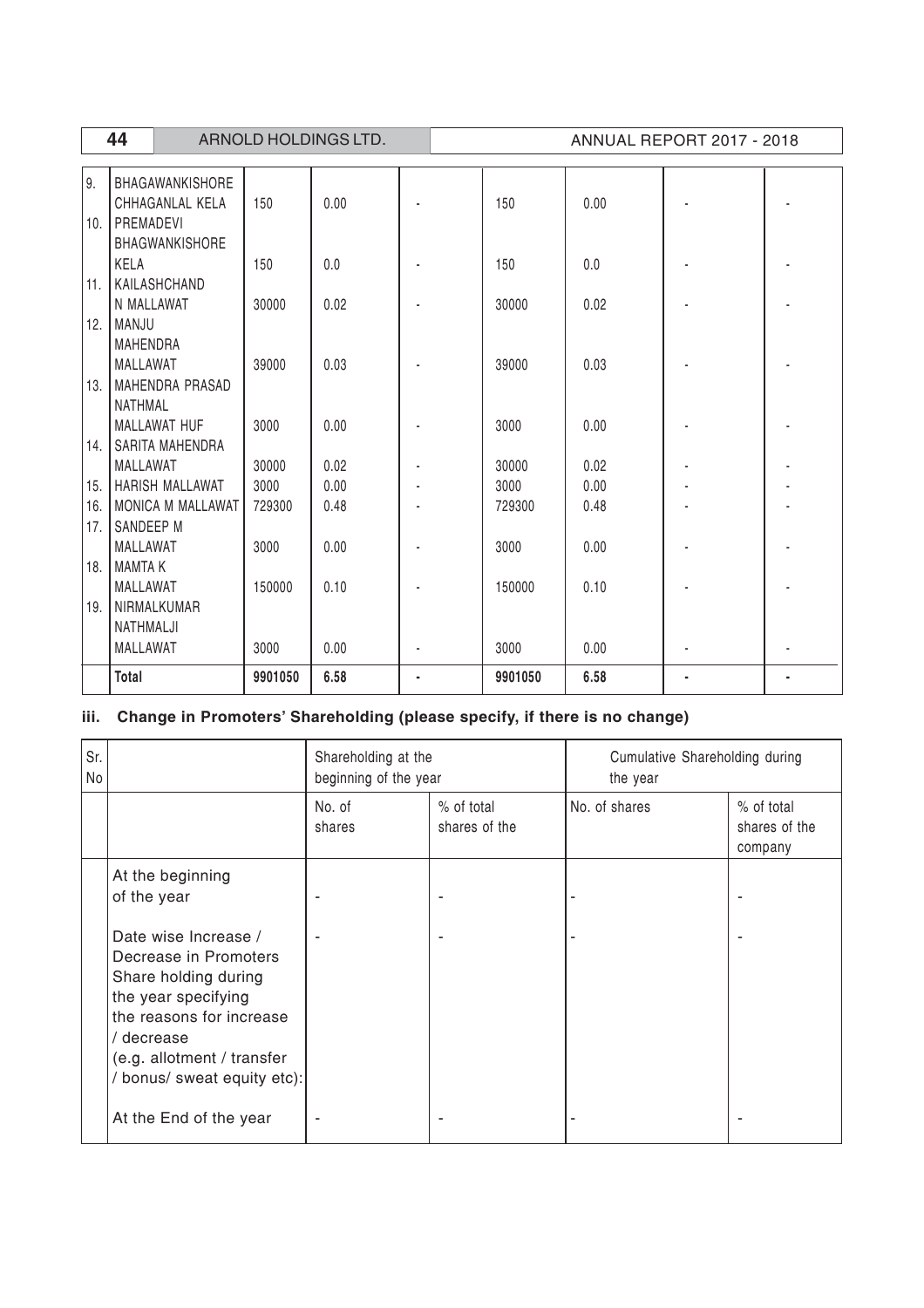| | | | | | | | | |
|---|---|---|---|---|---|---|---|---|
| 9. | BHAGAWANKISHORE CHHAGANLAL KELA | 150 | 0.00 | - | 150 | 0.00 | - | - |
| 10. | PREMADEVI BHAGWANKISHORE KELA | 150 | 0.0 | - | 150 | 0.0 | - | - |
| 11. | KAILASHCHAND N MALLAWAT | 30000 | 0.02 | - | 30000 | 0.02 | - | - |
| 12. | MANJU MAHENDRA MALLAWAT | 39000 | 0.03 | - | 39000 | 0.03 | - | - |
| 13. | MAHENDRA PRASAD NATHMAL MALLAWAT HUF | 3000 | 0.00 | - | 3000 | 0.00 | - | - |
| 14. | SARITA MAHENDRA MALLAWAT | 30000 | 0.02 | - | 30000 | 0.02 | - | - |
| 15. | HARISH MALLAWAT | 3000 | 0.00 | - | 3000 | 0.00 | - | - |
| 16. | MONICA M MALLAWAT | 729300 | 0.48 | - | 729300 | 0.48 | - | - |
| 17. | SANDEEP M MALLAWAT | 3000 | 0.00 | - | 3000 | 0.00 | - | - |
| 18. | MAMTA K MALLAWAT | 150000 | 0.10 | - | 150000 | 0.10 | - | - |
| 19. | NIRMALKUMAR NATHMALJI MALLAWAT | 3000 | 0.00 | - | 3000 | 0.00 | - | - |
| | **Total** | **9901050** | **6.58** | **-** | **9901050** | **6.58** | **-** | **-** |

### iii. Change in Promoters' Shareholding (please specify, if there is no change)

| Sr. No | | Shareholding at the beginning of the year | | Cumulative Shareholding during the year | |
|---|---|---|---|---|---|
| | | No. of shares | % of total shares of the | No. of shares | % of total shares of the company |
| | At the beginning of the year | - | - | - | - |
| | Date wise Increase / Decrease in Promoters Share holding during the year specifying the reasons for increase / decrease (e.g. allotment / transfer / bonus/ sweat equity etc): | - | - | - | - |
| | At the End of the year | - | - | - | - |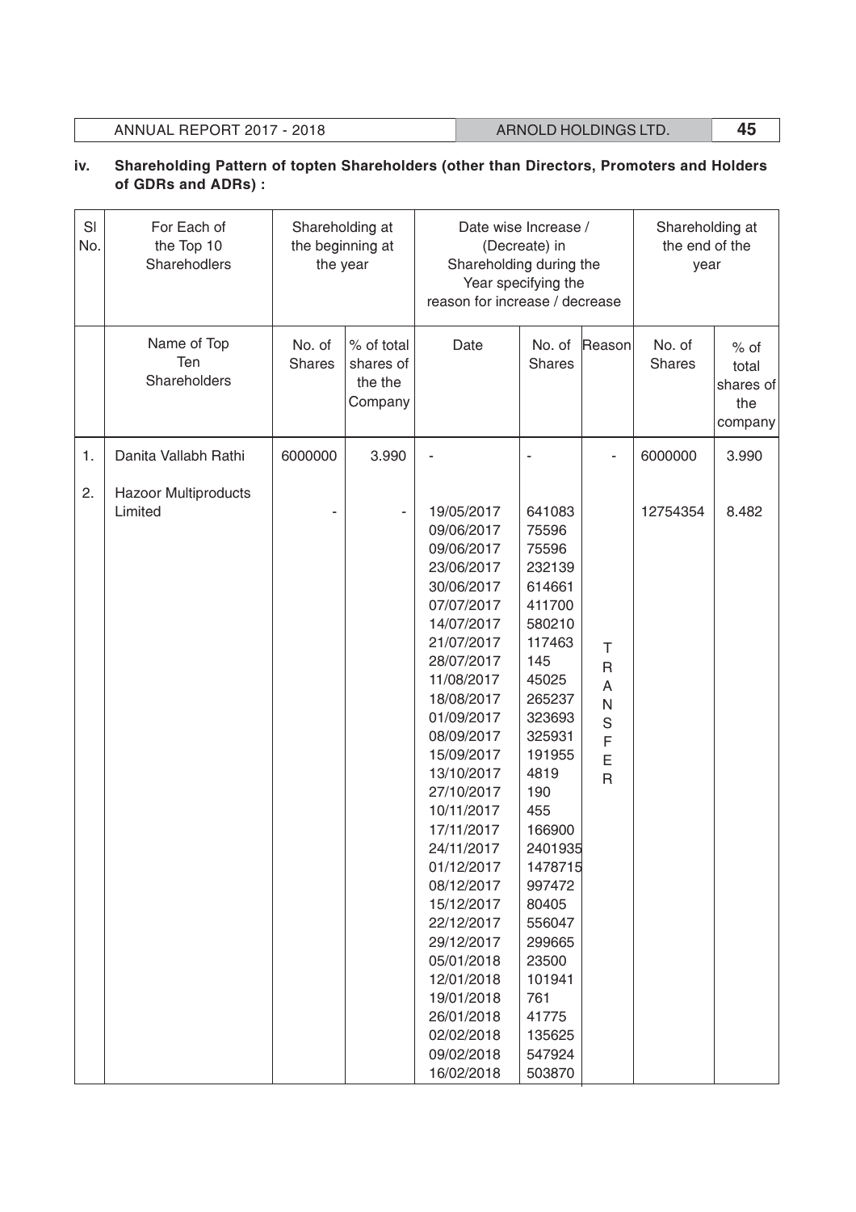## iv. Shareholding Pattern of topten Shareholders (other than Directors, Promoters and Holders of GDRs and ADRs) :

| Sl No. | For Each of the Top 10 Sharehodlers | Shareholding at the beginning at the year | | Date wise Increase / (Decreate) in Shareholding during the Year specifying the reason for increase / decrease | | | Shareholding at the end of the year | |
|---|---|---|---|---|---|---|---|---|
| | Name of Top Ten Shareholders | No. of Shares | % of total shares of the the Company | Date | No. of Shares | Reason | No. of Shares | % of total shares of the company |
| 1. | Danita Vallabh Rathi | 6000000 | 3.990 | - | - | - | 6000000 | 3.990 |
| 2. | Hazoor Multiproducts Limited | - | - | 19/05/2017 | 641083 | TRANSFER | 12754354 | 8.482 |
| | | | | 09/06/2017 | 75596 | | | |
| | | | | 09/06/2017 | 75596 | | | |
| | | | | 23/06/2017 | 232139 | | | |
| | | | | 30/06/2017 | 614661 | | | |
| | | | | 07/07/2017 | 411700 | | | |
| | | | | 14/07/2017 | 580210 | | | |
| | | | | 21/07/2017 | 117463 | | | |
| | | | | 28/07/2017 | 145 | | | |
| | | | | 11/08/2017 | 45025 | | | |
| | | | | 18/08/2017 | 265237 | | | |
| | | | | 01/09/2017 | 323693 | | | |
| | | | | 08/09/2017 | 325931 | | | |
| | | | | 15/09/2017 | 191955 | | | |
| | | | | 13/10/2017 | 4819 | | | |
| | | | | 27/10/2017 | 190 | | | |
| | | | | 10/11/2017 | 455 | | | |
| | | | | 17/11/2017 | 166900 | | | |
| | | | | 24/11/2017 | 2401935 | | | |
| | | | | 01/12/2017 | 1478715 | | | |
| | | | | 08/12/2017 | 997472 | | | |
| | | | | 15/12/2017 | 80405 | | | |
| | | | | 22/12/2017 | 556047 | | | |
| | | | | 29/12/2017 | 299665 | | | |
| | | | | 05/01/2018 | 23500 | | | |
| | | | | 12/01/2018 | 101941 | | | |
| | | | | 19/01/2018 | 761 | | | |
| | | | | 26/01/2018 | 41775 | | | |
| | | | | 02/02/2018 | 135625 | | | |
| | | | | 09/02/2018 | 547924 | | | |
| | | | | 16/02/2018 | 503870 | | | |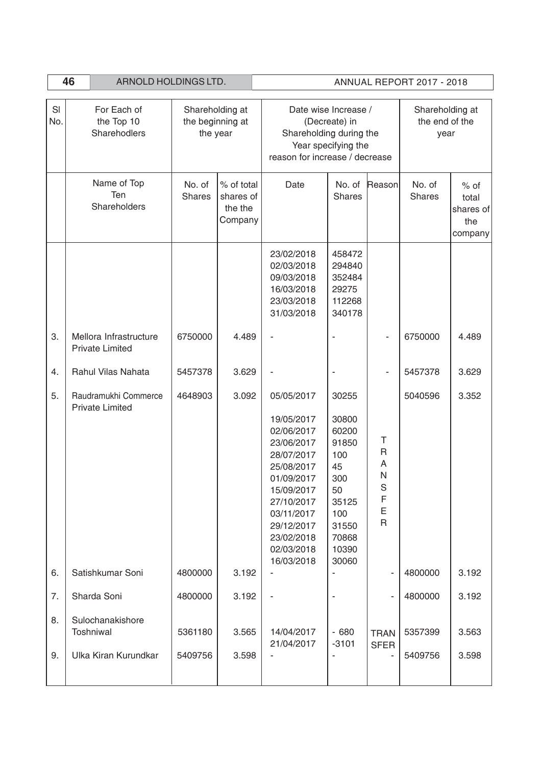| Sl No. | For Each of the Top 10 Sharehodlers | Shareholding at the beginning at the year | | Date wise Increase / (Decrease) in Shareholding during the Year specifying the reason for increase / decrease | | | Shareholding at the end of the year | |
|---|---|---|---|---|---|---|---|---|
| | Name of Top Ten Shareholders | No. of Shares | % of total shares of the the Company | Date | No. of Shares | Reason | No. of Shares | % of total shares of the company |
| | | | | 23/02/2018<br>02/03/2018<br>09/03/2018<br>16/03/2018<br>23/03/2018<br>31/03/2018 | 458472<br>294840<br>352484<br>29275<br>112268<br>340178 | | | |
| 3. | Mellora Infrastructure Private Limited | 6750000 | 4.489 | - | - | - | 6750000 | 4.489 |
| 4. | Rahul Vilas Nahata | 5457378 | 3.629 | - | - | - | 5457378 | 3.629 |
| 5. | Raudramukhi Commerce Private Limited | 4648903 | 3.092 | 05/05/2017<br>19/05/2017<br>02/06/2017<br>23/06/2017<br>28/07/2017<br>25/08/2017<br>01/09/2017<br>15/09/2017<br>27/10/2017<br>03/11/2017<br>29/12/2017<br>23/02/2018<br>02/03/2018<br>16/03/2018 | 30255<br>30800<br>60200<br>91850<br>100<br>45<br>300<br>50<br>35125<br>100<br>31550<br>70868<br>10390<br>30060 | TRANSFER | 5040596 | 3.352 |
| 6. | Satishkumar Soni | 4800000 | 3.192 | - | - | - | 4800000 | 3.192 |
| 7. | Sharda Soni | 4800000 | 3.192 | - | - | - | 4800000 | 3.192 |
| 8. | Sulochanakishore Toshniwal | 5361180 | 3.565 | 14/04/2017<br>21/04/2017 | - 680<br>-3101 | TRANSFER | 5357399 | 3.563 |
| 9. | Ulka Kiran Kurundkar | 5409756 | 3.598 | - | - | - | 5409756 | 3.598 |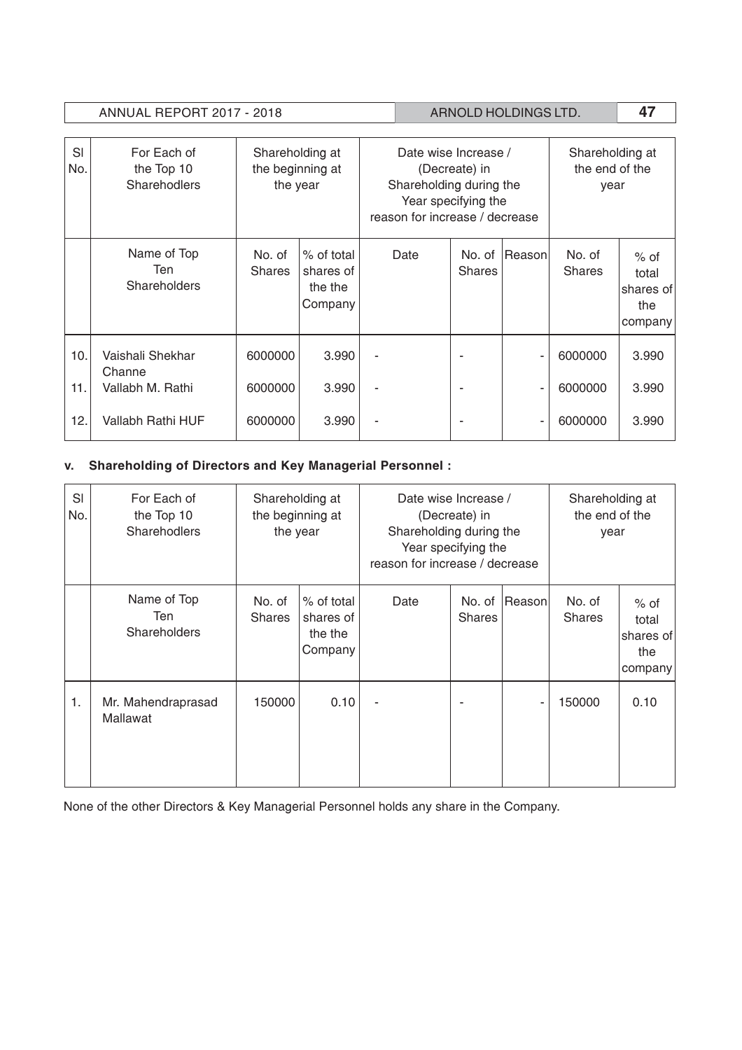| Sl No. | For Each of the Top 10 Sharehodlers | Shareholding at the beginning at the year | | Date wise Increase / (Decreate) in Shareholding during the Year specifying the reason for increase / decrease | | | Shareholding at the end of the year | |
|---|---|---|---|---|---|---|---|---|
| | Name of Top Ten Shareholders | No. of Shares | % of total shares of the the Company | Date | No. of Shares | Reason | No. of Shares | % of total shares of the company |
| 10. | Vaishali Shekhar Channe | 6000000 | 3.990 | - | - | - | 6000000 | 3.990 |
| 11. | Vallabh M. Rathi | 6000000 | 3.990 | - | - | - | 6000000 | 3.990 |
| 12. | Vallabh Rathi HUF | 6000000 | 3.990 | - | - | - | 6000000 | 3.990 |

### v. Shareholding of Directors and Key Managerial Personnel :

| Sl No. | For Each of the Top 10 Sharehodlers | Shareholding at the beginning at the year | | Date wise Increase / (Decreate) in Shareholding during the Year specifying the reason for increase / decrease | | | Shareholding at the end of the year | |
|---|---|---|---|---|---|---|---|---|
| | Name of Top Ten Shareholders | No. of Shares | % of total shares of the the Company | Date | No. of Shares | Reason | No. of Shares | % of total shares of the company |
| 1. | Mr. Mahendraprasad Mallawat | 150000 | 0.10 | - | - | - | 150000 | 0.10 |

None of the other Directors & Key Managerial Personnel holds any share in the Company.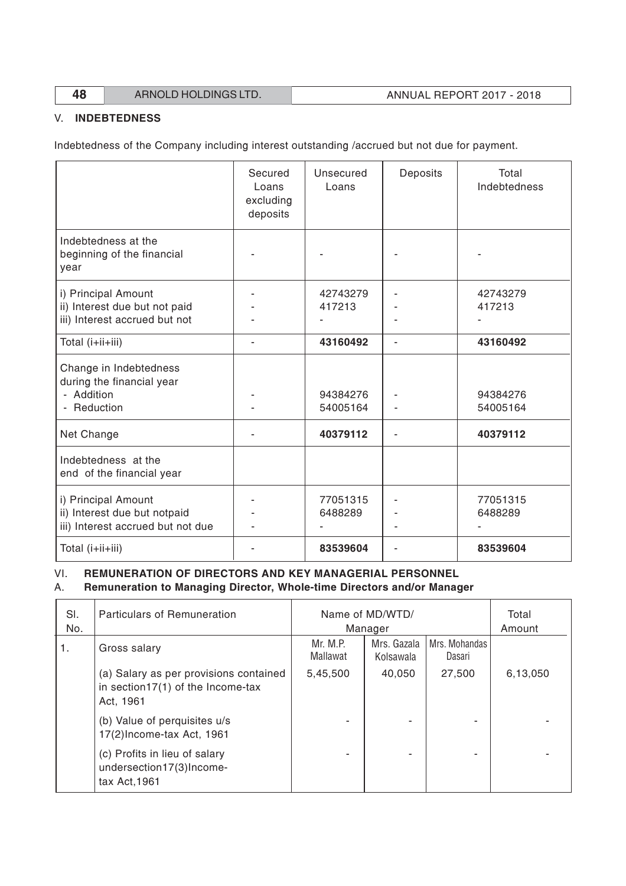## V. INDEBTEDNESS

Indebtedness of the Company including interest outstanding /accrued but not due for payment.

| | Secured Loans excluding deposits | Unsecured Loans | Deposits | Total Indebtedness |
|---|---|---|---|---|
| Indebtedness at the beginning of the financial year | - | - | - | - |
| i) Principal Amount | - | 42743279 | - | 42743279 |
| ii) Interest due but not paid | - | 417213 | - | 417213 |
| iii) Interest accrued but not | - | - | - | - |
| Total (i+ii+iii) | - | **43160492** | - | **43160492** |
| Change in Indebtedness during the financial year | | | | |
| - Addition | - | 94384276 | - | 94384276 |
| - Reduction | - | 54005164 | - | 54005164 |
| Net Change | - | **40379112** | - | **40379112** |
| Indebtedness at the end of the financial year | | | | |
| i) Principal Amount | - | 77051315 | - | 77051315 |
| ii) Interest due but notpaid | - | 6488289 | - | 6488289 |
| iii) Interest accrued but not due | - | - | - | - |
| Total (i+ii+iii) | - | **83539604** | - | **83539604** |

## VI. REMUNERATION OF DIRECTORS AND KEY MANAGERIAL PERSONNEL

### A. Remuneration to Managing Director, Whole-time Directors and/or Manager

| Sl. No. | Particulars of Remuneration | Name of MD/WTD/ Manager | | | Total Amount |
|---|---|---|---|---|---|
| 1. | Gross salary | Mr. M.P. Mallawat | Mrs. Gazala Kolsawala | Mrs. Mohandas Dasari | |
| | (a) Salary as per provisions contained in section17(1) of the Income-tax Act, 1961 | 5,45,500 | 40,050 | 27,500 | 6,13,050 |
| | (b) Value of perquisites u/s 17(2)Income-tax Act, 1961 | - | - | - | - |
| | (c) Profits in lieu of salary undersection17(3)Income-tax Act,1961 | - | - | - | - |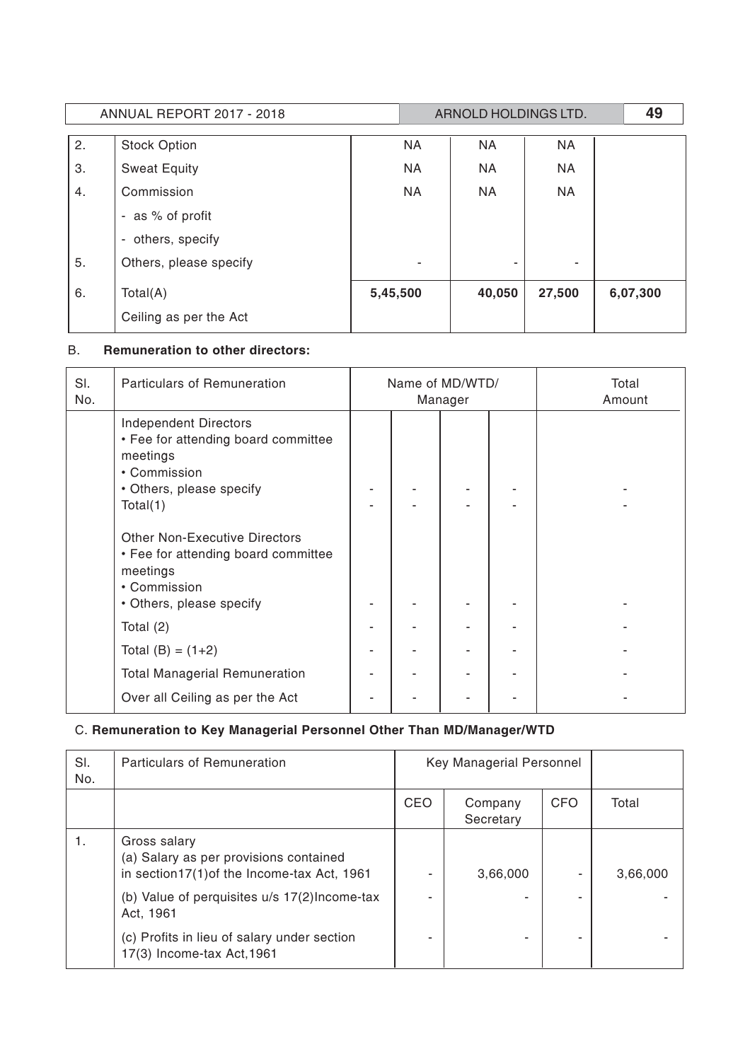| | | | | | |
|---|---|---|---|---|---|
| 2. | Stock Option | NA | NA | NA | |
| 3. | Sweat Equity | NA | NA | NA | |
| 4. | Commission | NA | NA | NA | |
| | - as % of profit | | | | |
| | - others, specify | | | | |
| 5. | Others, please specify | - | - | - | |
| 6. | Total(A) | **5,45,500** | **40,050** | **27,500** | **6,07,300** |
| | Ceiling as per the Act | | | | |

B. **Remuneration to other directors:**

| Sl. No. | Particulars of Remuneration | Name of MD/WTD/ Manager | | | | Total Amount |
|---|---|---|---|---|---|---|
| | Independent Directors<br>• Fee for attending board committee meetings<br>• Commission<br>• Others, please specify | - | - | - | - | - |
| | Total(1) | - | - | - | - | - |
| | Other Non-Executive Directors<br>• Fee for attending board committee meetings<br>• Commission<br>• Others, please specify | - | - | - | - | - |
| | Total (2) | - | - | - | - | - |
| | Total (B) = (1+2) | - | - | - | - | - |
| | Total Managerial Remuneration | - | - | - | - | - |
| | Over all Ceiling as per the Act | - | - | - | - | - |

C. **Remuneration to Key Managerial Personnel Other Than MD/Manager/WTD**

| Sl. No. | Particulars of Remuneration | Key Managerial Personnel | | | |
|---|---|---|---|---|---|
| | | CEO | Company Secretary | CFO | Total |
| 1. | Gross salary<br>(a) Salary as per provisions contained in section17(1)of the Income-tax Act, 1961 | - | 3,66,000 | - | 3,66,000 |
| | (b) Value of perquisites u/s 17(2)Income-tax Act, 1961 | - | - | - | - |
| | (c) Profits in lieu of salary under section 17(3) Income-tax Act,1961 | - | - | - | - |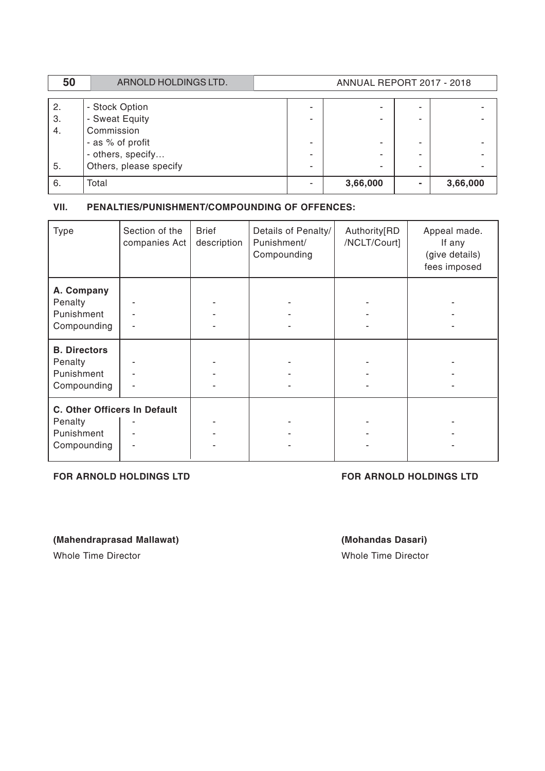| | | | | | |
|---|---|---|---|---|---|
| 2. | - Stock Option | - | - | - | - |
| 3. | - Sweat Equity | - | - | - | - |
| 4. | Commission | | | | |
| | - as % of profit | - | - | - | - |
| | - others, specify… | - | - | - | - |
| 5. | Others, please specify | - | - | - | - |
| 6. | Total | - | **3,66,000** | **-** | **3,66,000** |

### VII. PENALTIES/PUNISHMENT/COMPOUNDING OF OFFENCES:

| Type | Section of the companies Act | Brief description | Details of Penalty/ Punishment/ Compounding | Authority[RD /NCLT/Court] | Appeal made. If any (give details) fees imposed |
|---|---|---|---|---|---|
| **A. Company** | | | | | |
| Penalty | - | - | - | - | - |
| Punishment | - | - | - | - | - |
| Compounding | - | - | - | - | - |
| **B. Directors** | | | | | |
| Penalty | - | - | - | - | - |
| Punishment | - | - | - | - | - |
| Compounding | - | - | - | - | - |
| **C. Other Officers In Default** | | | | | |
| Penalty | - | - | - | - | - |
| Punishment | - | - | - | - | - |
| Compounding | - | - | - | - | - |

**FOR ARNOLD HOLDINGS LTD**

**(Mahendraprasad Mallawat)**
Whole Time Director

**FOR ARNOLD HOLDINGS LTD**

**(Mohandas Dasari)**
Whole Time Director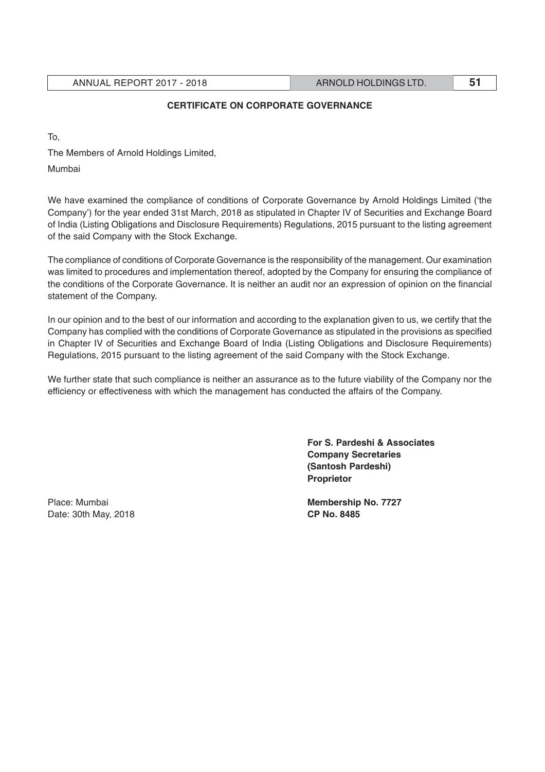## CERTIFICATE ON CORPORATE GOVERNANCE

To,

The Members of Arnold Holdings Limited,

Mumbai

We have examined the compliance of conditions of Corporate Governance by Arnold Holdings Limited ('the Company') for the year ended 31st March, 2018 as stipulated in Chapter IV of Securities and Exchange Board of India (Listing Obligations and Disclosure Requirements) Regulations, 2015 pursuant to the listing agreement of the said Company with the Stock Exchange.

The compliance of conditions of Corporate Governance is the responsibility of the management. Our examination was limited to procedures and implementation thereof, adopted by the Company for ensuring the compliance of the conditions of the Corporate Governance. It is neither an audit nor an expression of opinion on the financial statement of the Company.

In our opinion and to the best of our information and according to the explanation given to us, we certify that the Company has complied with the conditions of Corporate Governance as stipulated in the provisions as specified in Chapter IV of Securities and Exchange Board of India (Listing Obligations and Disclosure Requirements) Regulations, 2015 pursuant to the listing agreement of the said Company with the Stock Exchange.

We further state that such compliance is neither an assurance as to the future viability of the Company nor the efficiency or effectiveness with which the management has conducted the affairs of the Company.

**For S. Pardeshi & Associates**
**Company Secretaries**
**(Santosh Pardeshi)**
**Proprietor**

Place: Mumbai
Date: 30th May, 2018

**Membership No. 7727**
**CP No. 8485**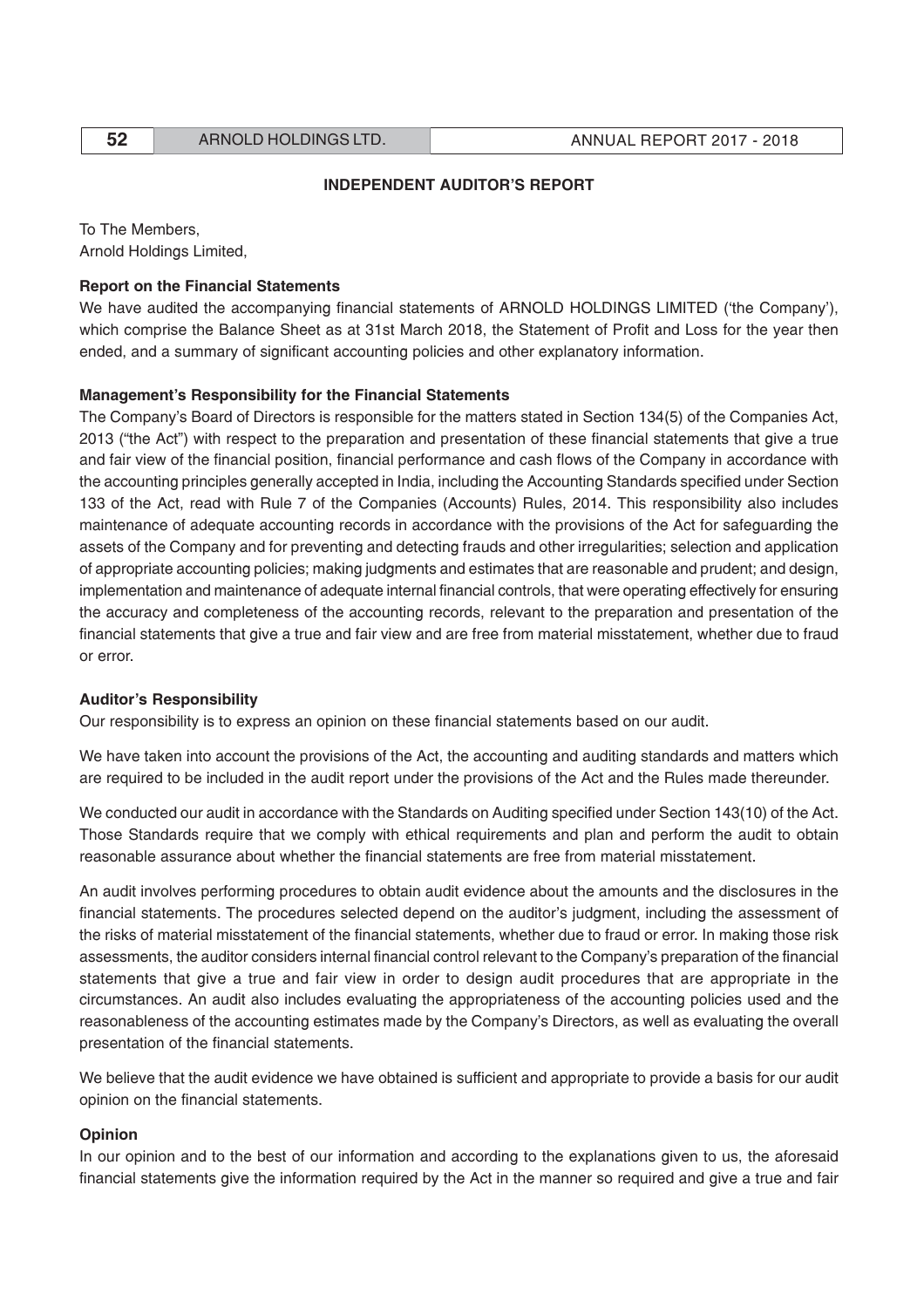## INDEPENDENT AUDITOR'S REPORT

To The Members,
Arnold Holdings Limited,

### Report on the Financial Statements

We have audited the accompanying financial statements of ARNOLD HOLDINGS LIMITED ('the Company'), which comprise the Balance Sheet as at 31st March 2018, the Statement of Profit and Loss for the year then ended, and a summary of significant accounting policies and other explanatory information.

### Management's Responsibility for the Financial Statements

The Company's Board of Directors is responsible for the matters stated in Section 134(5) of the Companies Act, 2013 ("the Act") with respect to the preparation and presentation of these financial statements that give a true and fair view of the financial position, financial performance and cash flows of the Company in accordance with the accounting principles generally accepted in India, including the Accounting Standards specified under Section 133 of the Act, read with Rule 7 of the Companies (Accounts) Rules, 2014. This responsibility also includes maintenance of adequate accounting records in accordance with the provisions of the Act for safeguarding the assets of the Company and for preventing and detecting frauds and other irregularities; selection and application of appropriate accounting policies; making judgments and estimates that are reasonable and prudent; and design, implementation and maintenance of adequate internal financial controls, that were operating effectively for ensuring the accuracy and completeness of the accounting records, relevant to the preparation and presentation of the financial statements that give a true and fair view and are free from material misstatement, whether due to fraud or error.

### Auditor's Responsibility

Our responsibility is to express an opinion on these financial statements based on our audit.

We have taken into account the provisions of the Act, the accounting and auditing standards and matters which are required to be included in the audit report under the provisions of the Act and the Rules made thereunder.

We conducted our audit in accordance with the Standards on Auditing specified under Section 143(10) of the Act. Those Standards require that we comply with ethical requirements and plan and perform the audit to obtain reasonable assurance about whether the financial statements are free from material misstatement.

An audit involves performing procedures to obtain audit evidence about the amounts and the disclosures in the financial statements. The procedures selected depend on the auditor's judgment, including the assessment of the risks of material misstatement of the financial statements, whether due to fraud or error. In making those risk assessments, the auditor considers internal financial control relevant to the Company's preparation of the financial statements that give a true and fair view in order to design audit procedures that are appropriate in the circumstances. An audit also includes evaluating the appropriateness of the accounting policies used and the reasonableness of the accounting estimates made by the Company's Directors, as well as evaluating the overall presentation of the financial statements.

We believe that the audit evidence we have obtained is sufficient and appropriate to provide a basis for our audit opinion on the financial statements.

### Opinion

In our opinion and to the best of our information and according to the explanations given to us, the aforesaid financial statements give the information required by the Act in the manner so required and give a true and fair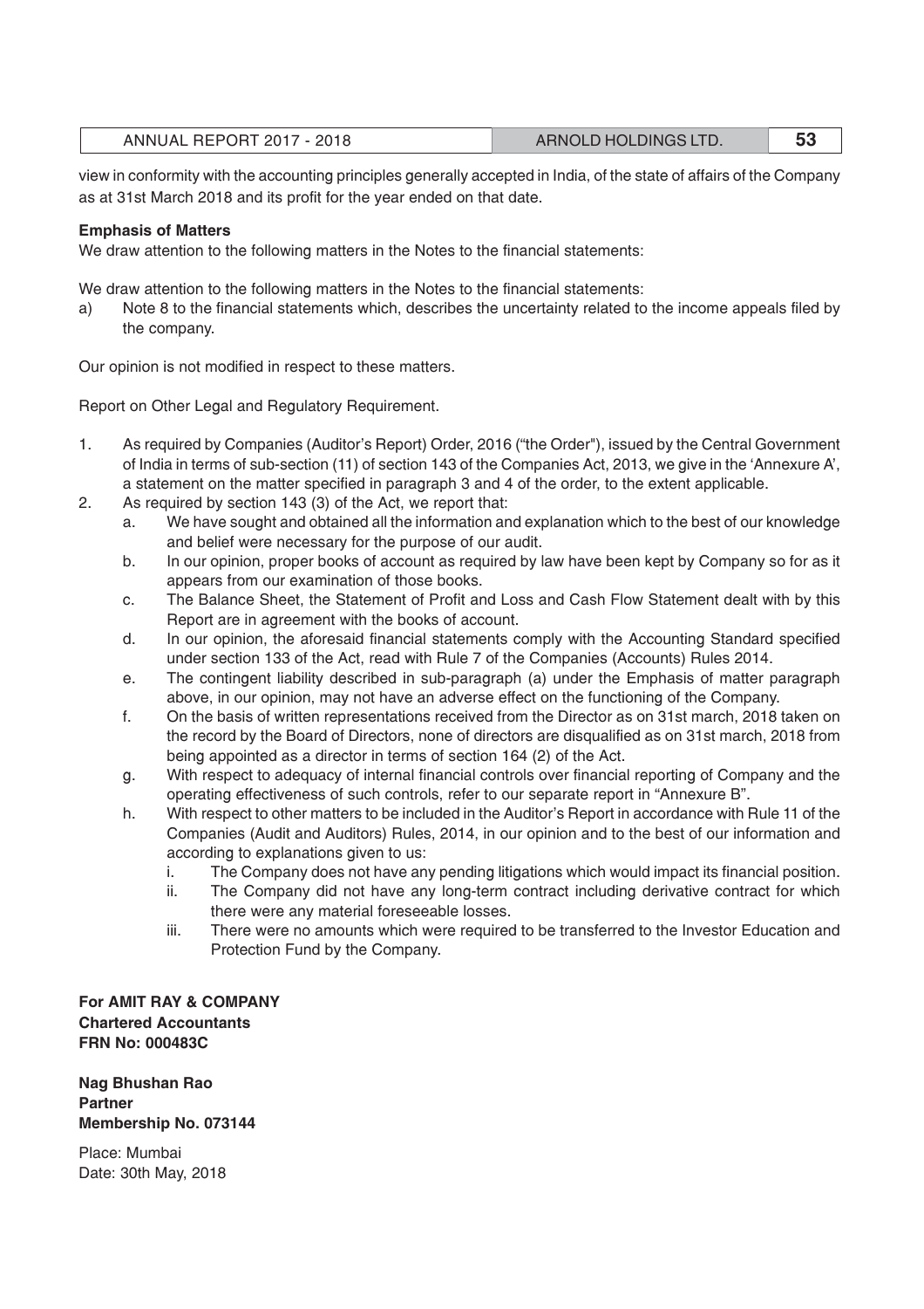view in conformity with the accounting principles generally accepted in India, of the state of affairs of the Company as at 31st March 2018 and its profit for the year ended on that date.

**Emphasis of Matters**

We draw attention to the following matters in the Notes to the financial statements:

We draw attention to the following matters in the Notes to the financial statements:

a) Note 8 to the financial statements which, describes the uncertainty related to the income appeals filed by the company.

Our opinion is not modified in respect to these matters.

Report on Other Legal and Regulatory Requirement.

1. As required by Companies (Auditor's Report) Order, 2016 ("the Order"), issued by the Central Government of India in terms of sub-section (11) of section 143 of the Companies Act, 2013, we give in the 'Annexure A', a statement on the matter specified in paragraph 3 and 4 of the order, to the extent applicable.
2. As required by section 143 (3) of the Act, we report that:
   a. We have sought and obtained all the information and explanation which to the best of our knowledge and belief were necessary for the purpose of our audit.
   b. In our opinion, proper books of account as required by law have been kept by Company so for as it appears from our examination of those books.
   c. The Balance Sheet, the Statement of Profit and Loss and Cash Flow Statement dealt with by this Report are in agreement with the books of account.
   d. In our opinion, the aforesaid financial statements comply with the Accounting Standard specified under section 133 of the Act, read with Rule 7 of the Companies (Accounts) Rules 2014.
   e. The contingent liability described in sub-paragraph (a) under the Emphasis of matter paragraph above, in our opinion, may not have an adverse effect on the functioning of the Company.
   f. On the basis of written representations received from the Director as on 31st march, 2018 taken on the record by the Board of Directors, none of directors are disqualified as on 31st march, 2018 from being appointed as a director in terms of section 164 (2) of the Act.
   g. With respect to adequacy of internal financial controls over financial reporting of Company and the operating effectiveness of such controls, refer to our separate report in "Annexure B".
   h. With respect to other matters to be included in the Auditor's Report in accordance with Rule 11 of the Companies (Audit and Auditors) Rules, 2014, in our opinion and to the best of our information and according to explanations given to us:
      i. The Company does not have any pending litigations which would impact its financial position.
      ii. The Company did not have any long-term contract including derivative contract for which there were any material foreseeable losses.
      iii. There were no amounts which were required to be transferred to the Investor Education and Protection Fund by the Company.

**For AMIT RAY & COMPANY**
**Chartered Accountants**
**FRN No: 000483C**

**Nag Bhushan Rao**
**Partner**
**Membership No. 073144**

Place: Mumbai
Date: 30th May, 2018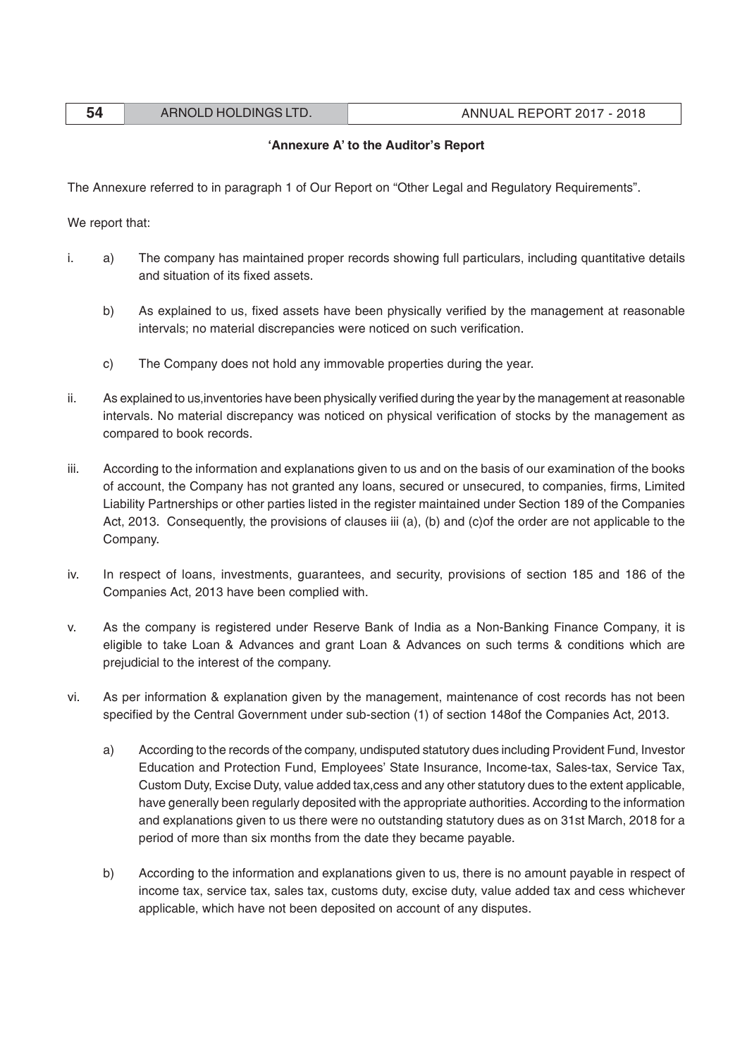## 'Annexure A' to the Auditor's Report

The Annexure referred to in paragraph 1 of Our Report on "Other Legal and Regulatory Requirements".

We report that:

i. a) The company has maintained proper records showing full particulars, including quantitative details and situation of its fixed assets.

   b) As explained to us, fixed assets have been physically verified by the management at reasonable intervals; no material discrepancies were noticed on such verification.

   c) The Company does not hold any immovable properties during the year.

ii. As explained to us,inventories have been physically verified during the year by the management at reasonable intervals. No material discrepancy was noticed on physical verification of stocks by the management as compared to book records.

iii. According to the information and explanations given to us and on the basis of our examination of the books of account, the Company has not granted any loans, secured or unsecured, to companies, firms, Limited Liability Partnerships or other parties listed in the register maintained under Section 189 of the Companies Act, 2013. Consequently, the provisions of clauses iii (a), (b) and (c)of the order are not applicable to the Company.

iv. In respect of loans, investments, guarantees, and security, provisions of section 185 and 186 of the Companies Act, 2013 have been complied with.

v. As the company is registered under Reserve Bank of India as a Non-Banking Finance Company, it is eligible to take Loan & Advances and grant Loan & Advances on such terms & conditions which are prejudicial to the interest of the company.

vi. As per information & explanation given by the management, maintenance of cost records has not been specified by the Central Government under sub-section (1) of section 148of the Companies Act, 2013.

   a) According to the records of the company, undisputed statutory dues including Provident Fund, Investor Education and Protection Fund, Employees' State Insurance, Income-tax, Sales-tax, Service Tax, Custom Duty, Excise Duty, value added tax,cess and any other statutory dues to the extent applicable, have generally been regularly deposited with the appropriate authorities. According to the information and explanations given to us there were no outstanding statutory dues as on 31st March, 2018 for a period of more than six months from the date they became payable.

   b) According to the information and explanations given to us, there is no amount payable in respect of income tax, service tax, sales tax, customs duty, excise duty, value added tax and cess whichever applicable, which have not been deposited on account of any disputes.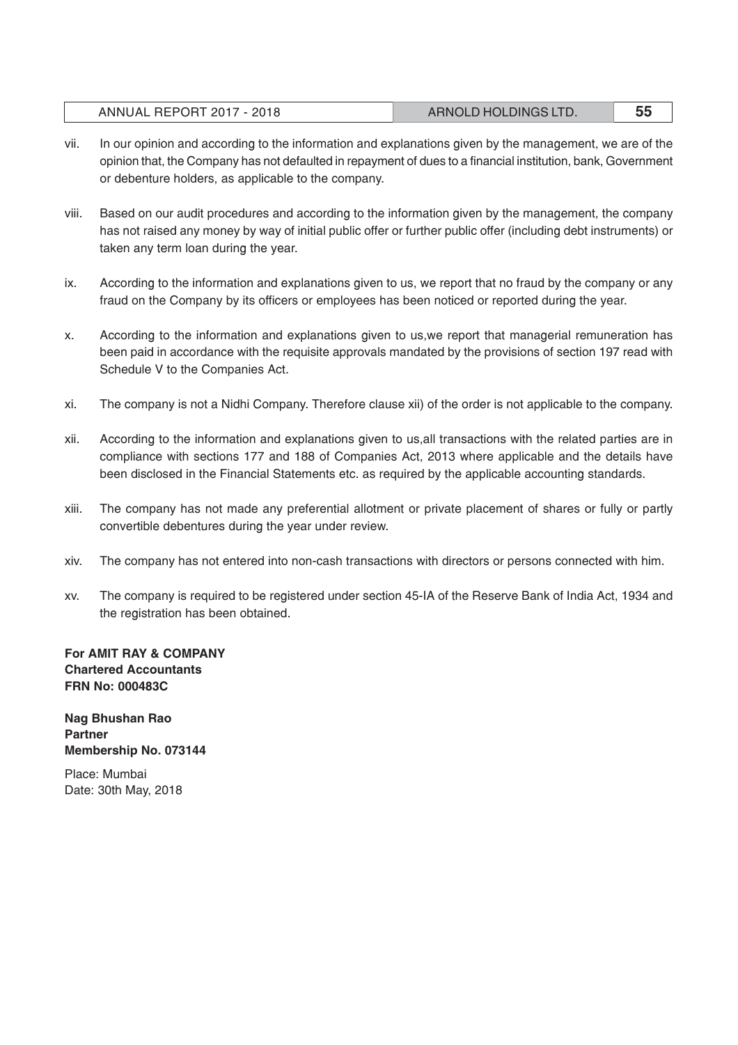vii. In our opinion and according to the information and explanations given by the management, we are of the opinion that, the Company has not defaulted in repayment of dues to a financial institution, bank, Government or debenture holders, as applicable to the company.

viii. Based on our audit procedures and according to the information given by the management, the company has not raised any money by way of initial public offer or further public offer (including debt instruments) or taken any term loan during the year.

ix. According to the information and explanations given to us, we report that no fraud by the company or any fraud on the Company by its officers or employees has been noticed or reported during the year.

x. According to the information and explanations given to us,we report that managerial remuneration has been paid in accordance with the requisite approvals mandated by the provisions of section 197 read with Schedule V to the Companies Act.

xi. The company is not a Nidhi Company. Therefore clause xii) of the order is not applicable to the company.

xii. According to the information and explanations given to us,all transactions with the related parties are in compliance with sections 177 and 188 of Companies Act, 2013 where applicable and the details have been disclosed in the Financial Statements etc. as required by the applicable accounting standards.

xiii. The company has not made any preferential allotment or private placement of shares or fully or partly convertible debentures during the year under review.

xiv. The company has not entered into non-cash transactions with directors or persons connected with him.

xv. The company is required to be registered under section 45-IA of the Reserve Bank of India Act, 1934 and the registration has been obtained.

**For AMIT RAY & COMPANY**
**Chartered Accountants**
**FRN No: 000483C**

**Nag Bhushan Rao**
**Partner**
**Membership No. 073144**

Place: Mumbai
Date: 30th May, 2018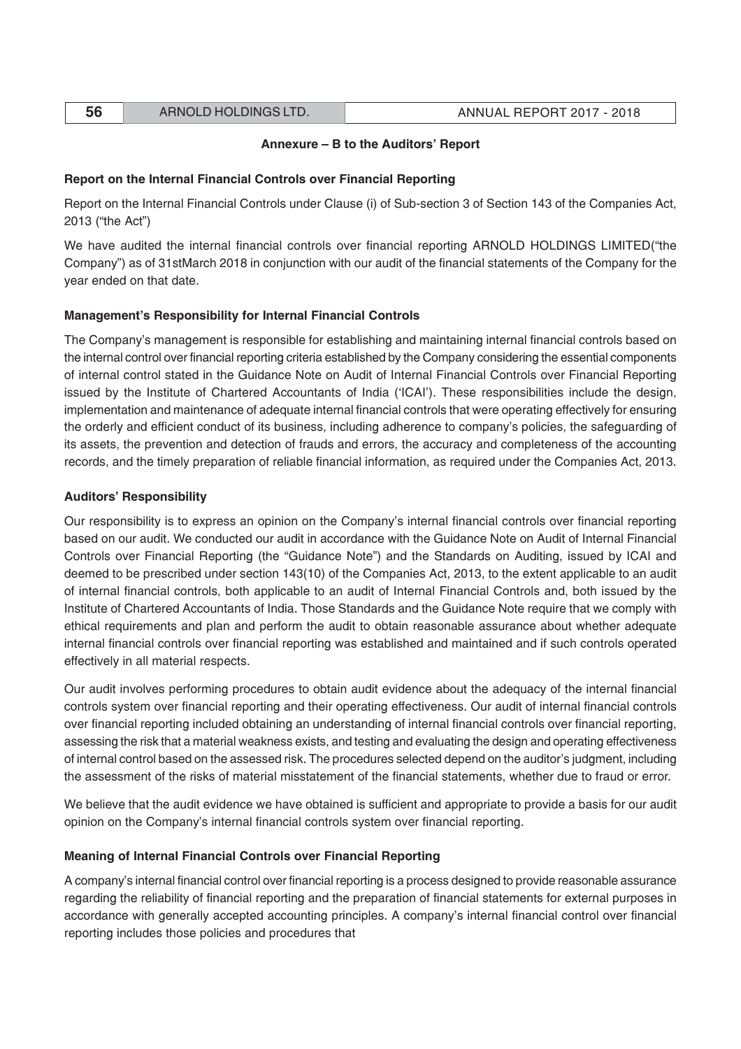## Annexure – B to the Auditors' Report

### Report on the Internal Financial Controls over Financial Reporting

Report on the Internal Financial Controls under Clause (i) of Sub-section 3 of Section 143 of the Companies Act, 2013 ("the Act")

We have audited the internal financial controls over financial reporting ARNOLD HOLDINGS LIMITED("the Company") as of 31stMarch 2018 in conjunction with our audit of the financial statements of the Company for the year ended on that date.

### Management's Responsibility for Internal Financial Controls

The Company's management is responsible for establishing and maintaining internal financial controls based on the internal control over financial reporting criteria established by the Company considering the essential components of internal control stated in the Guidance Note on Audit of Internal Financial Controls over Financial Reporting issued by the Institute of Chartered Accountants of India ('ICAI'). These responsibilities include the design, implementation and maintenance of adequate internal financial controls that were operating effectively for ensuring the orderly and efficient conduct of its business, including adherence to company's policies, the safeguarding of its assets, the prevention and detection of frauds and errors, the accuracy and completeness of the accounting records, and the timely preparation of reliable financial information, as required under the Companies Act, 2013.

### Auditors' Responsibility

Our responsibility is to express an opinion on the Company's internal financial controls over financial reporting based on our audit. We conducted our audit in accordance with the Guidance Note on Audit of Internal Financial Controls over Financial Reporting (the "Guidance Note") and the Standards on Auditing, issued by ICAI and deemed to be prescribed under section 143(10) of the Companies Act, 2013, to the extent applicable to an audit of internal financial controls, both applicable to an audit of Internal Financial Controls and, both issued by the Institute of Chartered Accountants of India. Those Standards and the Guidance Note require that we comply with ethical requirements and plan and perform the audit to obtain reasonable assurance about whether adequate internal financial controls over financial reporting was established and maintained and if such controls operated effectively in all material respects.

Our audit involves performing procedures to obtain audit evidence about the adequacy of the internal financial controls system over financial reporting and their operating effectiveness. Our audit of internal financial controls over financial reporting included obtaining an understanding of internal financial controls over financial reporting, assessing the risk that a material weakness exists, and testing and evaluating the design and operating effectiveness of internal control based on the assessed risk. The procedures selected depend on the auditor's judgment, including the assessment of the risks of material misstatement of the financial statements, whether due to fraud or error.

We believe that the audit evidence we have obtained is sufficient and appropriate to provide a basis for our audit opinion on the Company's internal financial controls system over financial reporting.

### Meaning of Internal Financial Controls over Financial Reporting

A company's internal financial control over financial reporting is a process designed to provide reasonable assurance regarding the reliability of financial reporting and the preparation of financial statements for external purposes in accordance with generally accepted accounting principles. A company's internal financial control over financial reporting includes those policies and procedures that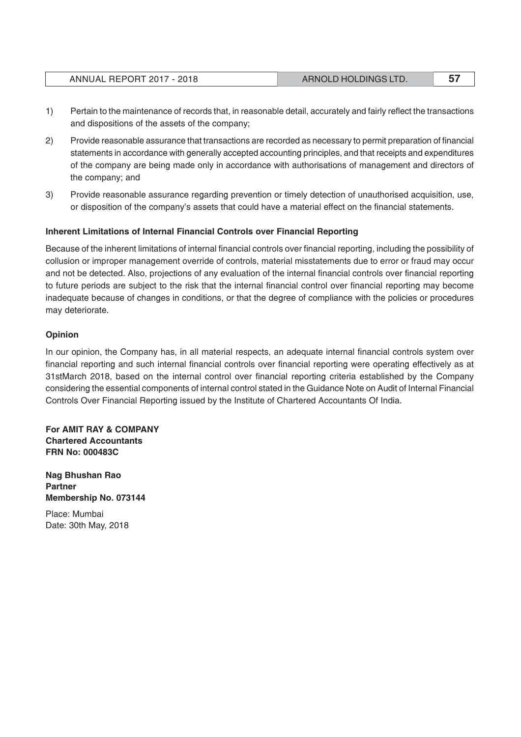1) Pertain to the maintenance of records that, in reasonable detail, accurately and fairly reflect the transactions and dispositions of the assets of the company;

2) Provide reasonable assurance that transactions are recorded as necessary to permit preparation of financial statements in accordance with generally accepted accounting principles, and that receipts and expenditures of the company are being made only in accordance with authorisations of management and directors of the company; and

3) Provide reasonable assurance regarding prevention or timely detection of unauthorised acquisition, use, or disposition of the company's assets that could have a material effect on the financial statements.

**Inherent Limitations of Internal Financial Controls over Financial Reporting**

Because of the inherent limitations of internal financial controls over financial reporting, including the possibility of collusion or improper management override of controls, material misstatements due to error or fraud may occur and not be detected. Also, projections of any evaluation of the internal financial controls over financial reporting to future periods are subject to the risk that the internal financial control over financial reporting may become inadequate because of changes in conditions, or that the degree of compliance with the policies or procedures may deteriorate.

**Opinion**

In our opinion, the Company has, in all material respects, an adequate internal financial controls system over financial reporting and such internal financial controls over financial reporting were operating effectively as at 31stMarch 2018, based on the internal control over financial reporting criteria established by the Company considering the essential components of internal control stated in the Guidance Note on Audit of Internal Financial Controls Over Financial Reporting issued by the Institute of Chartered Accountants Of India.

**For AMIT RAY & COMPANY**
**Chartered Accountants**
**FRN No: 000483C**

**Nag Bhushan Rao**
**Partner**
**Membership No. 073144**

Place: Mumbai
Date: 30th May, 2018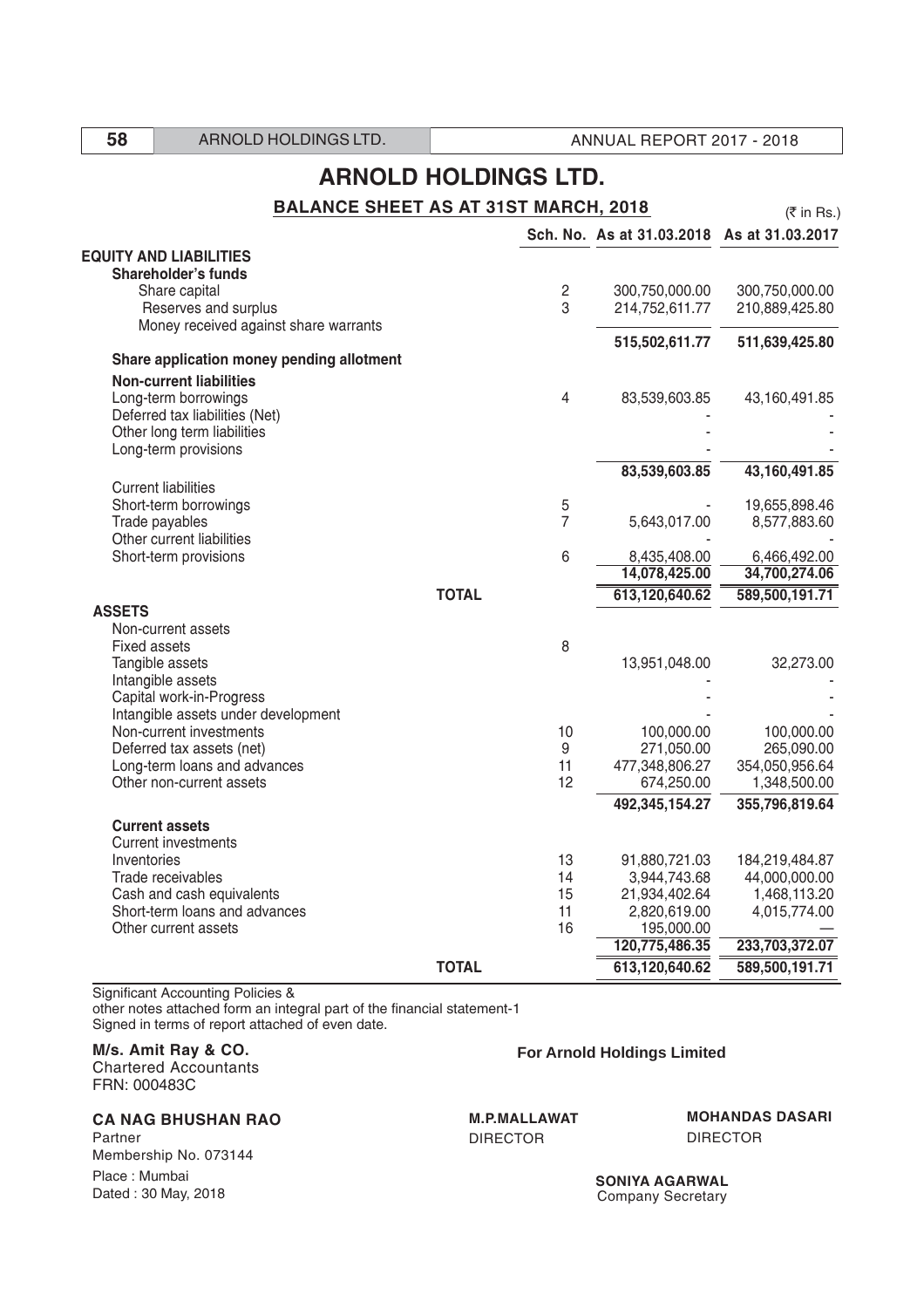# ARNOLD HOLDINGS LTD.

## BALANCE SHEET AS AT 31ST MARCH, 2018

(₹ in Rs.)

| | Sch. No. | As at 31.03.2018 | As at 31.03.2017 |
|---|---|---|---|
| **EQUITY AND LIABILITIES** | | | |
| **Shareholder's funds** | | | |
| Share capital | 2 | 300,750,000.00 | 300,750,000.00 |
| Reserves and surplus | 3 | 214,752,611.77 | 210,889,425.80 |
| Money received against share warrants | | | |
| | | **515,502,611.77** | **511,639,425.80** |
| **Share application money pending allotment** | | | |
| **Non-current liabilities** | | | |
| Long-term borrowings | 4 | 83,539,603.85 | 43,160,491.85 |
| Deferred tax liabilities (Net) | | - | - |
| Other long term liabilities | | - | - |
| Long-term provisions | | - | - |
| | | **83,539,603.85** | **43,160,491.85** |
| Current liabilities | | | |
| Short-term borrowings | 5 | - | 19,655,898.46 |
| Trade payables | 7 | 5,643,017.00 | 8,577,883.60 |
| Other current liabilities | | - | - |
| Short-term provisions | 6 | 8,435,408.00 | 6,466,492.00 |
| | | **14,078,425.00** | **34,700,274.06** |
| **TOTAL** | | **613,120,640.62** | **589,500,191.71** |
| **ASSETS** | | | |
| Non-current assets | | | |
| Fixed assets | 8 | | |
| Tangible assets | | 13,951,048.00 | 32,273.00 |
| Intangible assets | | - | - |
| Capital work-in-Progress | | - | - |
| Intangible assets under development | | - | - |
| Non-current investments | 10 | 100,000.00 | 100,000.00 |
| Deferred tax assets (net) | 9 | 271,050.00 | 265,090.00 |
| Long-term loans and advances | 11 | 477,348,806.27 | 354,050,956.64 |
| Other non-current assets | 12 | 674,250.00 | 1,348,500.00 |
| | | **492,345,154.27** | **355,796,819.64** |
| **Current assets** | | | |
| Current investments | | | |
| Inventories | 13 | 91,880,721.03 | 184,219,484.87 |
| Trade receivables | 14 | 3,944,743.68 | 44,000,000.00 |
| Cash and cash equivalents | 15 | 21,934,402.64 | 1,468,113.20 |
| Short-term loans and advances | 11 | 2,820,619.00 | 4,015,774.00 |
| Other current assets | 16 | 195,000.00 | — |
| | | **120,775,486.35** | **233,703,372.07** |
| **TOTAL** | | **613,120,640.62** | **589,500,191.71** |

Significant Accounting Policies &
other notes attached form an integral part of the financial statement-1
Signed in terms of report attached of even date.

**M/s. Amit Ray & CO.**
Chartered Accountants
FRN: 000483C

**For Arnold Holdings Limited**

**CA NAG BHUSHAN RAO**
Partner
Membership No. 073144
Place : Mumbai
Dated : 30 May, 2018

**M.P.MALLAWAT**
DIRECTOR

**MOHANDAS DASARI**
DIRECTOR

**SONIYA AGARWAL**
Company Secretary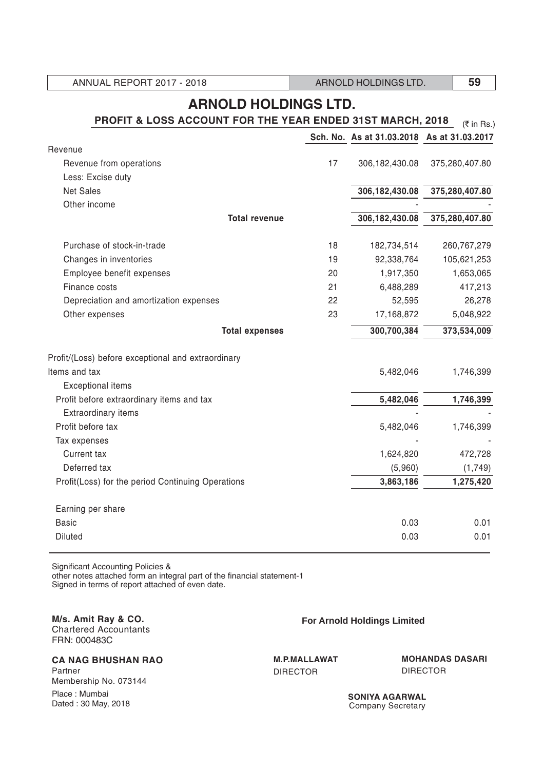# ARNOLD HOLDINGS LTD.

## PROFIT & LOSS ACCOUNT FOR THE YEAR ENDED 31ST MARCH, 2018

(₹ in Rs.)

| | Sch. No. | As at 31.03.2018 | As at 31.03.2017 |
|---|---|---|---|
| Revenue | | | |
| Revenue from operations | 17 | 306,182,430.08 | 375,280,407.80 |
| Less: Excise duty | | | |
| Net Sales | | **306,182,430.08** | **375,280,407.80** |
| Other income | | - | - |
| **Total revenue** | | **306,182,430.08** | **375,280,407.80** |
| Purchase of stock-in-trade | 18 | 182,734,514 | 260,767,279 |
| Changes in inventories | 19 | 92,338,764 | 105,621,253 |
| Employee benefit expenses | 20 | 1,917,350 | 1,653,065 |
| Finance costs | 21 | 6,488,289 | 417,213 |
| Depreciation and amortization expenses | 22 | 52,595 | 26,278 |
| Other expenses | 23 | 17,168,872 | 5,048,922 |
| **Total expenses** | | **300,700,384** | **373,534,009** |
| Profit/(Loss) before exceptional and extraordinary Items and tax | | 5,482,046 | 1,746,399 |
| Exceptional items | | | |
| Profit before extraordinary items and tax | | **5,482,046** | **1,746,399** |
| Extraordinary items | | - | - |
| Profit before tax | | 5,482,046 | 1,746,399 |
| Tax expenses | | - | - |
| Current tax | | 1,624,820 | 472,728 |
| Deferred tax | | (5,960) | (1,749) |
| Profit(Loss) for the period Continuing Operations | | **3,863,186** | **1,275,420** |
| Earning per share | | | |
| Basic | | 0.03 | 0.01 |
| Diluted | | 0.03 | 0.01 |

Significant Accounting Policies &
other notes attached form an integral part of the financial statement-1
Signed in terms of report attached of even date.

**M/s. Amit Ray & CO.**
Chartered Accountants
FRN: 000483C

**CA NAG BHUSHAN RAO**
Partner
Membership No. 073144
Place : Mumbai
Dated : 30 May, 2018

**For Arnold Holdings Limited**

**M.P.MALLAWAT**
DIRECTOR

**MOHANDAS DASARI**
DIRECTOR

**SONIYA AGARWAL**
Company Secretary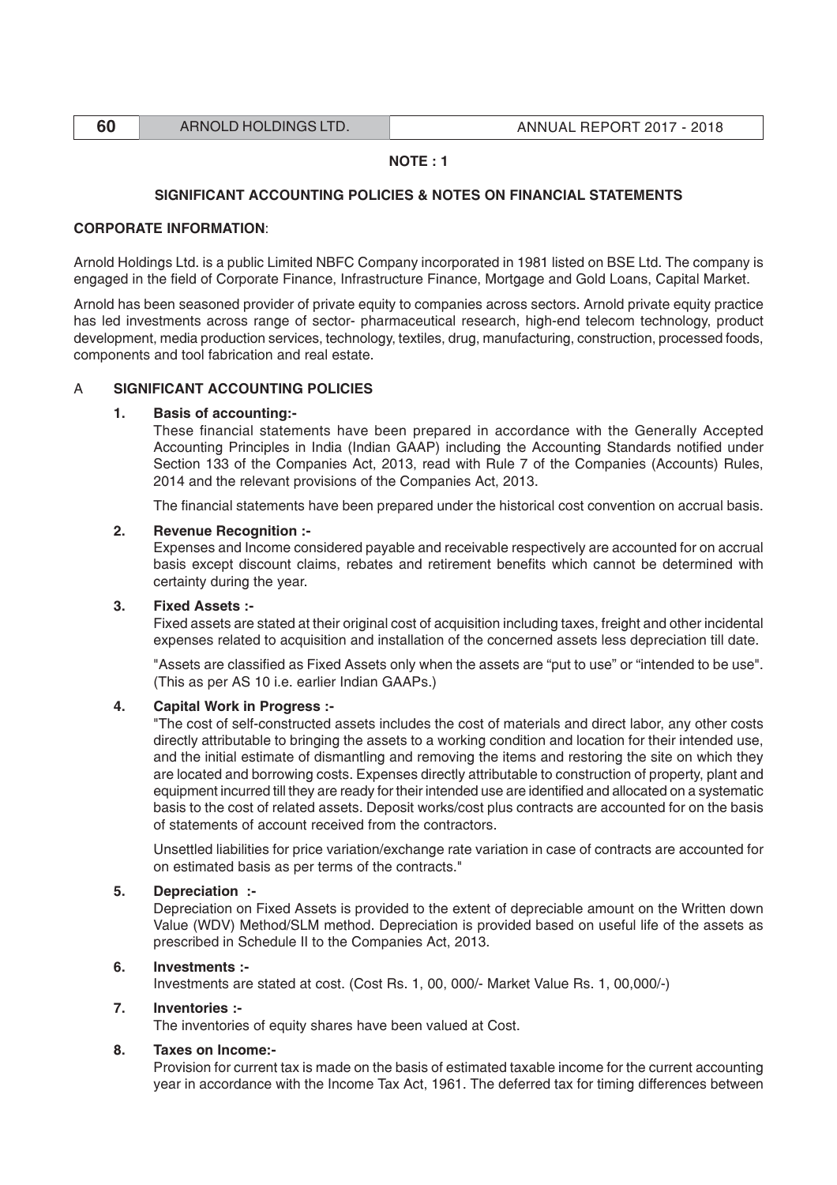**NOTE : 1**

## SIGNIFICANT ACCOUNTING POLICIES & NOTES ON FINANCIAL STATEMENTS

**CORPORATE INFORMATION**:

Arnold Holdings Ltd. is a public Limited NBFC Company incorporated in 1981 listed on BSE Ltd. The company is engaged in the field of Corporate Finance, Infrastructure Finance, Mortgage and Gold Loans, Capital Market.

Arnold has been seasoned provider of private equity to companies across sectors. Arnold private equity practice has led investments across range of sector- pharmaceutical research, high-end telecom technology, product development, media production services, technology, textiles, drug, manufacturing, construction, processed foods, components and tool fabrication and real estate.

### A SIGNIFICANT ACCOUNTING POLICIES

**1. Basis of accounting:-**

These financial statements have been prepared in accordance with the Generally Accepted Accounting Principles in India (Indian GAAP) including the Accounting Standards notified under Section 133 of the Companies Act, 2013, read with Rule 7 of the Companies (Accounts) Rules, 2014 and the relevant provisions of the Companies Act, 2013.

The financial statements have been prepared under the historical cost convention on accrual basis.

**2. Revenue Recognition :-**

Expenses and Income considered payable and receivable respectively are accounted for on accrual basis except discount claims, rebates and retirement benefits which cannot be determined with certainty during the year.

**3. Fixed Assets :-**

Fixed assets are stated at their original cost of acquisition including taxes, freight and other incidental expenses related to acquisition and installation of the concerned assets less depreciation till date.

"Assets are classified as Fixed Assets only when the assets are "put to use" or "intended to be use". (This as per AS 10 i.e. earlier Indian GAAPs.)

**4. Capital Work in Progress :-**

"The cost of self-constructed assets includes the cost of materials and direct labor, any other costs directly attributable to bringing the assets to a working condition and location for their intended use, and the initial estimate of dismantling and removing the items and restoring the site on which they are located and borrowing costs. Expenses directly attributable to construction of property, plant and equipment incurred till they are ready for their intended use are identified and allocated on a systematic basis to the cost of related assets. Deposit works/cost plus contracts are accounted for on the basis of statements of account received from the contractors.

Unsettled liabilities for price variation/exchange rate variation in case of contracts are accounted for on estimated basis as per terms of the contracts."

**5. Depreciation :-**

Depreciation on Fixed Assets is provided to the extent of depreciable amount on the Written down Value (WDV) Method/SLM method. Depreciation is provided based on useful life of the assets as prescribed in Schedule II to the Companies Act, 2013.

**6. Investments :-**

Investments are stated at cost. (Cost Rs. 1, 00, 000/- Market Value Rs. 1, 00,000/-)

**7. Inventories :-**

The inventories of equity shares have been valued at Cost.

**8. Taxes on Income:-**

Provision for current tax is made on the basis of estimated taxable income for the current accounting year in accordance with the Income Tax Act, 1961. The deferred tax for timing differences between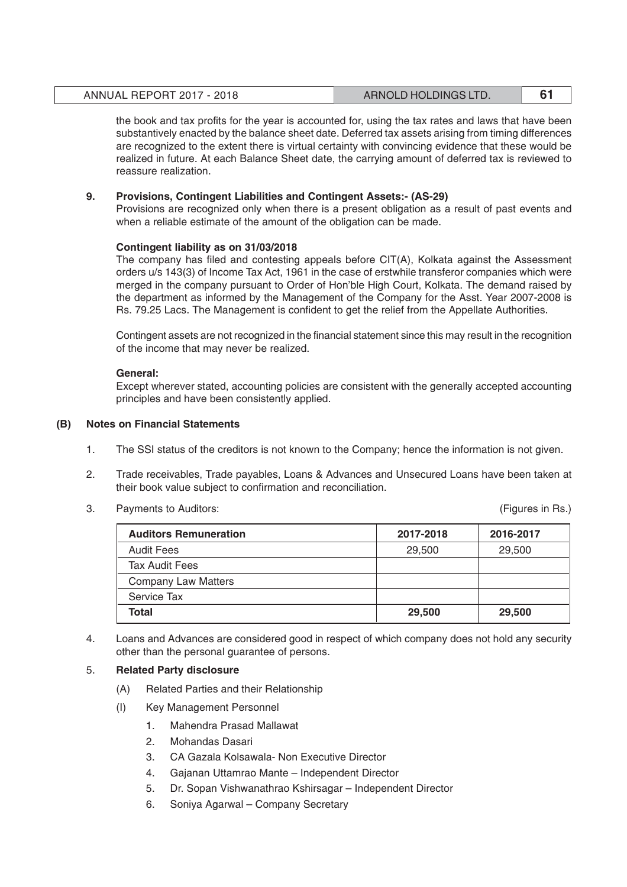the book and tax profits for the year is accounted for, using the tax rates and laws that have been substantively enacted by the balance sheet date. Deferred tax assets arising from timing differences are recognized to the extent there is virtual certainty with convincing evidence that these would be realized in future. At each Balance Sheet date, the carrying amount of deferred tax is reviewed to reassure realization.

**9. Provisions, Contingent Liabilities and Contingent Assets:- (AS-29)**

Provisions are recognized only when there is a present obligation as a result of past events and when a reliable estimate of the amount of the obligation can be made.

**Contingent liability as on 31/03/2018**

The company has filed and contesting appeals before CIT(A), Kolkata against the Assessment orders u/s 143(3) of Income Tax Act, 1961 in the case of erstwhile transferor companies which were merged in the company pursuant to Order of Hon'ble High Court, Kolkata. The demand raised by the department as informed by the Management of the Company for the Asst. Year 2007-2008 is Rs. 79.25 Lacs. The Management is confident to get the relief from the Appellate Authorities.

Contingent assets are not recognized in the financial statement since this may result in the recognition of the income that may never be realized.

**General:**

Except wherever stated, accounting policies are consistent with the generally accepted accounting principles and have been consistently applied.

## (B) Notes on Financial Statements

1. The SSI status of the creditors is not known to the Company; hence the information is not given.
2. Trade receivables, Trade payables, Loans & Advances and Unsecured Loans have been taken at their book value subject to confirmation and reconciliation.
3. Payments to Auditors: (Figures in Rs.)

| **Auditors Remuneration** | **2017-2018** | **2016-2017** |
|---|---|---|
| Audit Fees | 29,500 | 29,500 |
| Tax Audit Fees | | |
| Company Law Matters | | |
| Service Tax | | |
| **Total** | **29,500** | **29,500** |

4. Loans and Advances are considered good in respect of which company does not hold any security other than the personal guarantee of persons.
5. **Related Party disclosure**
   - (A) Related Parties and their Relationship
   - (I) Key Management Personnel
     1. Mahendra Prasad Mallawat
     2. Mohandas Dasari
     3. CA Gazala Kolsawala- Non Executive Director
     4. Gajanan Uttamrao Mante – Independent Director
     5. Dr. Sopan Vishwanathrao Kshirsagar – Independent Director
     6. Soniya Agarwal – Company Secretary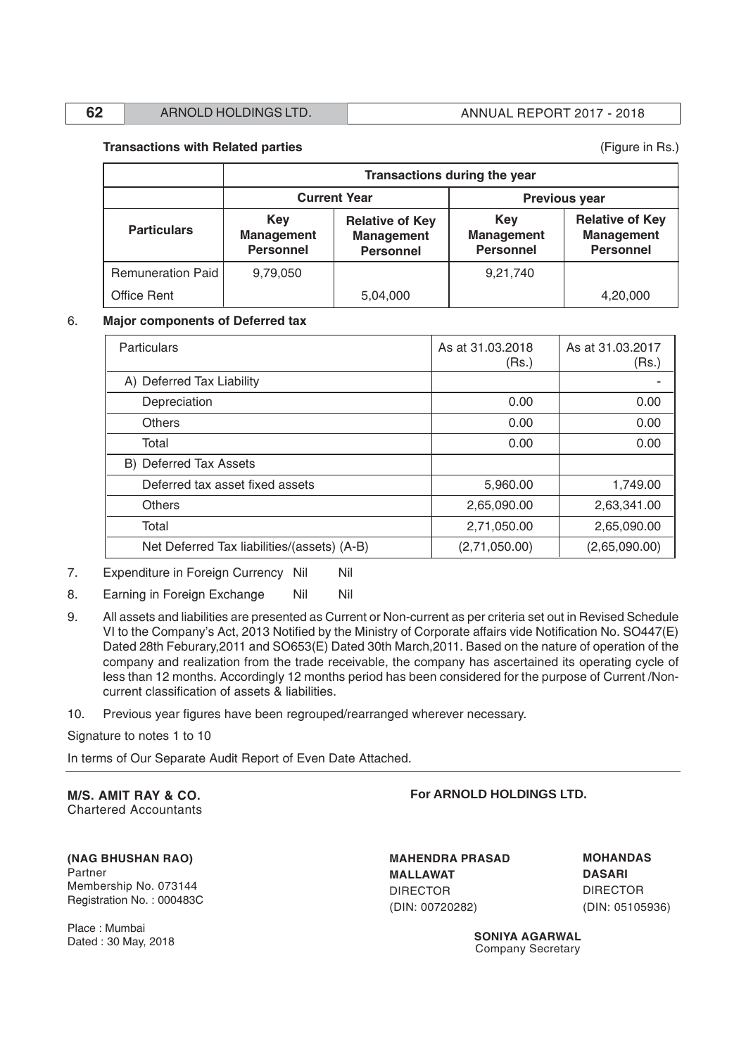**Transactions with Related parties**

(Figure in Rs.)

| | Transactions during the year | | | |
|---|---|---|---|---|
| | Current Year | | Previous year | |
| Particulars | Key Management Personnel | Relative of Key Management Personnel | Key Management Personnel | Relative of Key Management Personnel |
| Remuneration Paid | 9,79,050 | | 9,21,740 | |
| Office Rent | | 5,04,000 | | 4,20,000 |

6. **Major components of Deferred tax**

| Particulars | As at 31.03.2018 (Rs.) | As at 31.03.2017 (Rs.) |
|---|---|---|
| A) Deferred Tax Liability | | - |
| Depreciation | 0.00 | 0.00 |
| Others | 0.00 | 0.00 |
| Total | 0.00 | 0.00 |
| B) Deferred Tax Assets | | |
| Deferred tax asset fixed assets | 5,960.00 | 1,749.00 |
| Others | 2,65,090.00 | 2,63,341.00 |
| Total | 2,71,050.00 | 2,65,090.00 |
| Net Deferred Tax liabilities/(assets) (A-B) | (2,71,050.00) | (2,65,090.00) |

7. Expenditure in Foreign Currency Nil Nil

8. Earning in Foreign Exchange Nil Nil

9. All assets and liabilities are presented as Current or Non-current as per criteria set out in Revised Schedule VI to the Company's Act, 2013 Notified by the Ministry of Corporate affairs vide Notification No. SO447(E) Dated 28th Feburary,2011 and SO653(E) Dated 30th March,2011. Based on the nature of operation of the company and realization from the trade receivable, the company has ascertained its operating cycle of less than 12 months. Accordingly 12 months period has been considered for the purpose of Current /Non-current classification of assets & liabilities.

10. Previous year figures have been regrouped/rearranged wherever necessary.

Signature to notes 1 to 10

In terms of Our Separate Audit Report of Even Date Attached.

**M/S. AMIT RAY & CO.**
Chartered Accountants

**(NAG BHUSHAN RAO)**
Partner
Membership No. 073144
Registration No. : 000483C

Place : Mumbai
Dated : 30 May, 2018

**For ARNOLD HOLDINGS LTD.**

**MAHENDRA PRASAD MALLAWAT**
DIRECTOR
(DIN: 00720282)

**MOHANDAS DASARI**
DIRECTOR
(DIN: 05105936)

**SONIYA AGARWAL**
Company Secretary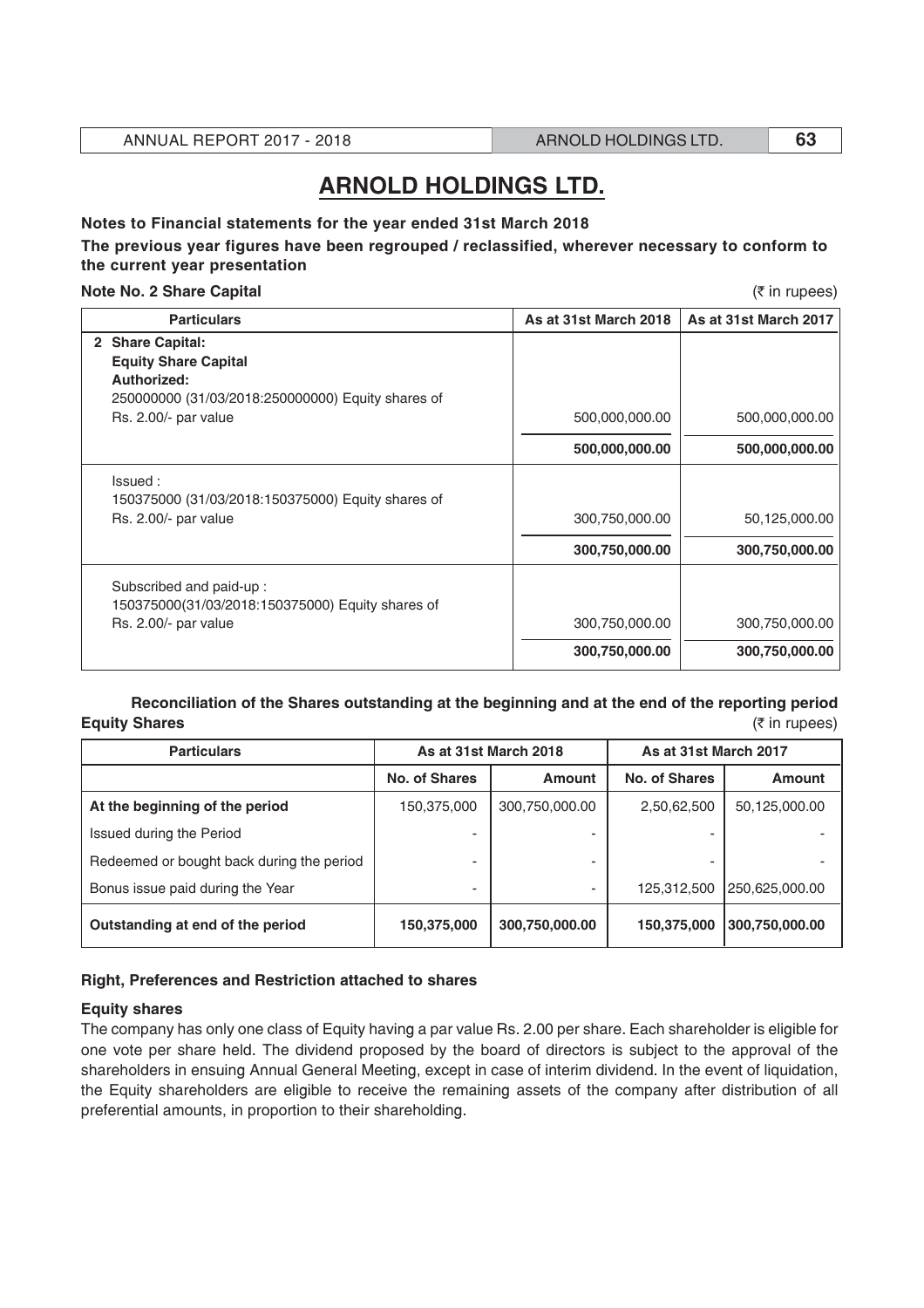# ARNOLD HOLDINGS LTD.

**Notes to Financial statements for the year ended 31st March 2018**

**The previous year figures have been regrouped / reclassified, wherever necessary to conform to the current year presentation**

**Note No. 2 Share Capital** (₹ in rupees)

| Particulars | As at 31st March 2018 | As at 31st March 2017 |
|---|---|---|
| **2 Share Capital:** | | |
| **Equity Share Capital** | | |
| **Authorized:** | | |
| 250000000 (31/03/2018:250000000) Equity shares of Rs. 2.00/- par value | 500,000,000.00 | 500,000,000.00 |
| | **500,000,000.00** | **500,000,000.00** |
| Issued : | | |
| 150375000 (31/03/2018:150375000) Equity shares of Rs. 2.00/- par value | 300,750,000.00 | 50,125,000.00 |
| | **300,750,000.00** | **300,750,000.00** |
| Subscribed and paid-up : | | |
| 150375000(31/03/2018:150375000) Equity shares of Rs. 2.00/- par value | 300,750,000.00 | 300,750,000.00 |
| | **300,750,000.00** | **300,750,000.00** |

**Reconciliation of the Shares outstanding at the beginning and at the end of the reporting period**

**Equity Shares** (₹ in rupees)

| Particulars | As at 31st March 2018 | | As at 31st March 2017 | |
|---|---|---|---|---|
| | No. of Shares | Amount | No. of Shares | Amount |
| **At the beginning of the period** | 150,375,000 | 300,750,000.00 | 2,50,62,500 | 50,125,000.00 |
| Issued during the Period | - | - | - | - |
| Redeemed or bought back during the period | - | - | - | - |
| Bonus issue paid during the Year | - | - | 125,312,500 | 250,625,000.00 |
| **Outstanding at end of the period** | **150,375,000** | **300,750,000.00** | **150,375,000** | **300,750,000.00** |

**Right, Preferences and Restriction attached to shares**

**Equity shares**

The company has only one class of Equity having a par value Rs. 2.00 per share. Each shareholder is eligible for one vote per share held. The dividend proposed by the board of directors is subject to the approval of the shareholders in ensuing Annual General Meeting, except in case of interim dividend. In the event of liquidation, the Equity shareholders are eligible to receive the remaining assets of the company after distribution of all preferential amounts, in proportion to their shareholding.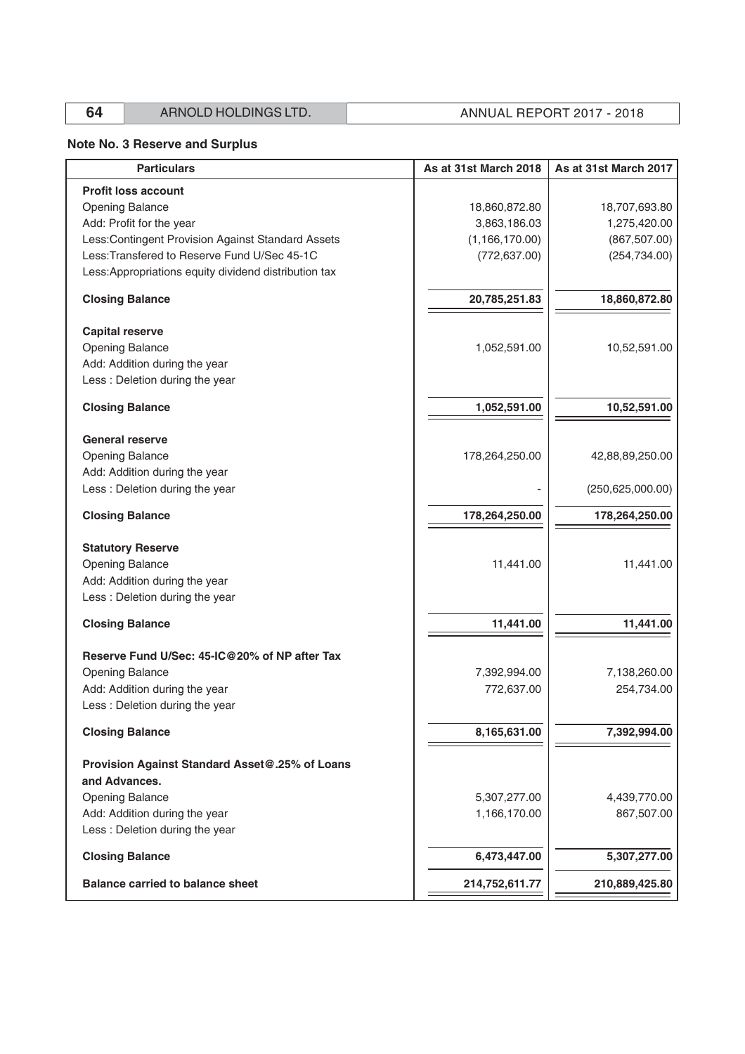## Note No. 3 Reserve and Surplus

| Particulars | As at 31st March 2018 | As at 31st March 2017 |
|---|---|---|
| **Profit loss account** | | |
| Opening Balance | 18,860,872.80 | 18,707,693.80 |
| Add: Profit for the year | 3,863,186.03 | 1,275,420.00 |
| Less:Contingent Provision Against Standard Assets | (1,166,170.00) | (867,507.00) |
| Less:Transfered to Reserve Fund U/Sec 45-1C | (772,637.00) | (254,734.00) |
| Less:Appropriations equity dividend distribution tax | | |
| **Closing Balance** | **20,785,251.83** | **18,860,872.80** |
| **Capital reserve** | | |
| Opening Balance | 1,052,591.00 | 10,52,591.00 |
| Add: Addition during the year | | |
| Less : Deletion during the year | | |
| **Closing Balance** | **1,052,591.00** | **10,52,591.00** |
| **General reserve** | | |
| Opening Balance | 178,264,250.00 | 42,88,89,250.00 |
| Add: Addition during the year | | |
| Less : Deletion during the year | - | (250,625,000.00) |
| **Closing Balance** | **178,264,250.00** | **178,264,250.00** |
| **Statutory Reserve** | | |
| Opening Balance | 11,441.00 | 11,441.00 |
| Add: Addition during the year | | |
| Less : Deletion during the year | | |
| **Closing Balance** | **11,441.00** | **11,441.00** |
| **Reserve Fund U/Sec: 45-IC@20% of NP after Tax** | | |
| Opening Balance | 7,392,994.00 | 7,138,260.00 |
| Add: Addition during the year | 772,637.00 | 254,734.00 |
| Less : Deletion during the year | | |
| **Closing Balance** | **8,165,631.00** | **7,392,994.00** |
| **Provision Against Standard Asset@.25% of Loans and Advances.** | | |
| Opening Balance | 5,307,277.00 | 4,439,770.00 |
| Add: Addition during the year | 1,166,170.00 | 867,507.00 |
| Less : Deletion during the year | | |
| **Closing Balance** | **6,473,447.00** | **5,307,277.00** |
| **Balance carried to balance sheet** | **214,752,611.77** | **210,889,425.80** |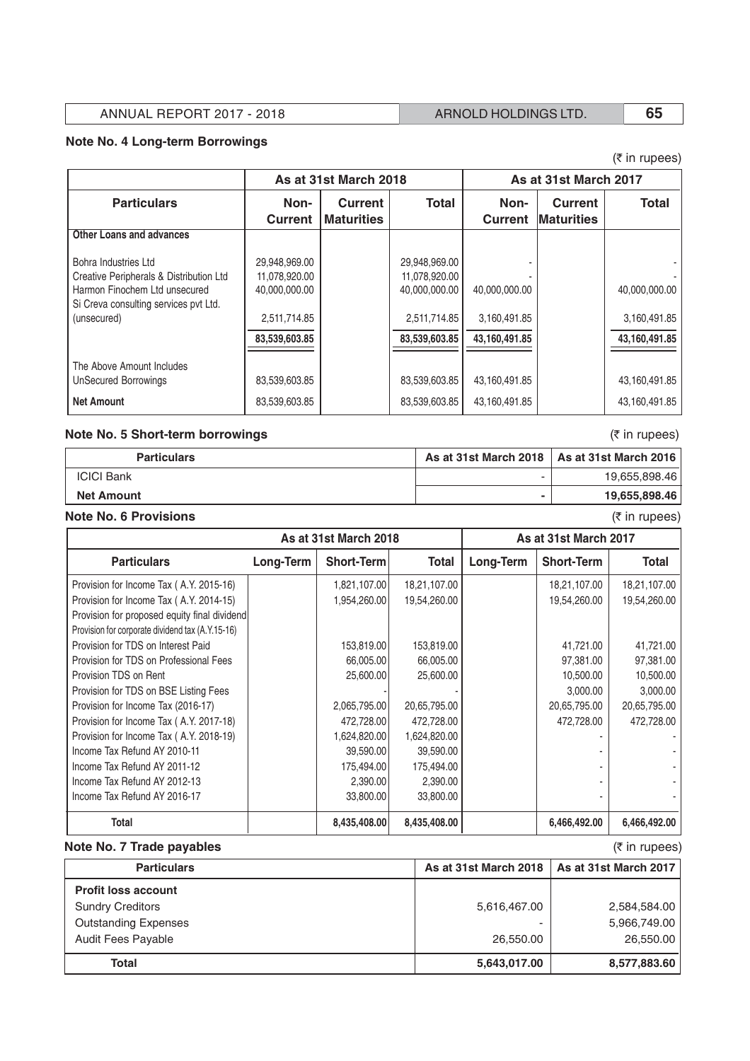## Note No. 4 Long-term Borrowings

(₹ in rupees)

| Particulars | As at 31st March 2018 | | | As at 31st March 2017 | | |
|---|---|---|---|---|---|---|
| | Non-Current | Current Maturities | Total | Non-Current | Current Maturities | Total |
| **Other Loans and advances** | | | | | | |
| Bohra Industries Ltd | 29,948,969.00 | | 29,948,969.00 | - | | - |
| Creative Peripherals & Distribution Ltd | 11,078,920.00 | | 11,078,920.00 | - | | - |
| Harmon Finochem Ltd unsecured | 40,000,000.00 | | 40,000,000.00 | 40,000,000.00 | | 40,000,000.00 |
| Si Creva consulting services pvt Ltd. (unsecured) | 2,511,714.85 | | 2,511,714.85 | 3,160,491.85 | | 3,160,491.85 |
| | **83,539,603.85** | | **83,539,603.85** | **43,160,491.85** | | **43,160,491.85** |
| The Above Amount Includes UnSecured Borrowings | 83,539,603.85 | | 83,539,603.85 | 43,160,491.85 | | 43,160,491.85 |
| **Net Amount** | 83,539,603.85 | | 83,539,603.85 | 43,160,491.85 | | 43,160,491.85 |

## Note No. 5 Short-term borrowings

(₹ in rupees)

| Particulars | As at 31st March 2018 | As at 31st March 2016 |
|---|---|---|
| ICICI Bank | - | 19,655,898.46 |
| **Net Amount** | **-** | **19,655,898.46** |

## Note No. 6 Provisions

(₹ in rupees)

| Particulars | As at 31st March 2018 | | | As at 31st March 2017 | | |
|---|---|---|---|---|---|---|
| | Long-Term | Short-Term | Total | Long-Term | Short-Term | Total |
| Provision for Income Tax ( A.Y. 2015-16) | | 1,821,107.00 | 18,21,107.00 | | 18,21,107.00 | 18,21,107.00 |
| Provision for Income Tax ( A.Y. 2014-15) | | 1,954,260.00 | 19,54,260.00 | | 19,54,260.00 | 19,54,260.00 |
| Provision for proposed equity final dividend | | | | | | |
| Provision for corporate dividend tax (A.Y.15-16) | | | | | | |
| Provision for TDS on Interest Paid | | 153,819.00 | 153,819.00 | | 41,721.00 | 41,721.00 |
| Provision for TDS on Professional Fees | | 66,005.00 | 66,005.00 | | 97,381.00 | 97,381.00 |
| Provision TDS on Rent | | 25,600.00 | 25,600.00 | | 10,500.00 | 10,500.00 |
| Provision for TDS on BSE Listing Fees | | - | - | | 3,000.00 | 3,000.00 |
| Provision for Income Tax (2016-17) | | 2,065,795.00 | 20,65,795.00 | | 20,65,795.00 | 20,65,795.00 |
| Provision for Income Tax ( A.Y. 2017-18) | | 472,728.00 | 472,728.00 | | 472,728.00 | 472,728.00 |
| Provision for Income Tax ( A.Y. 2018-19) | | 1,624,820.00 | 1,624,820.00 | | - | - |
| Income Tax Refund AY 2010-11 | | 39,590.00 | 39,590.00 | | - | - |
| Income Tax Refund AY 2011-12 | | 175,494.00 | 175,494.00 | | - | - |
| Income Tax Refund AY 2012-13 | | 2,390.00 | 2,390.00 | | - | - |
| Income Tax Refund AY 2016-17 | | 33,800.00 | 33,800.00 | | - | - |
| **Total** | | **8,435,408.00** | **8,435,408.00** | | **6,466,492.00** | **6,466,492.00** |

## Note No. 7 Trade payables

(₹ in rupees)

| Particulars | As at 31st March 2018 | As at 31st March 2017 |
|---|---|---|
| **Profit loss account** | | |
| Sundry Creditors | 5,616,467.00 | 2,584,584.00 |
| Outstanding Expenses | - | 5,966,749.00 |
| Audit Fees Payable | 26,550.00 | 26,550.00 |
| **Total** | **5,643,017.00** | **8,577,883.60** |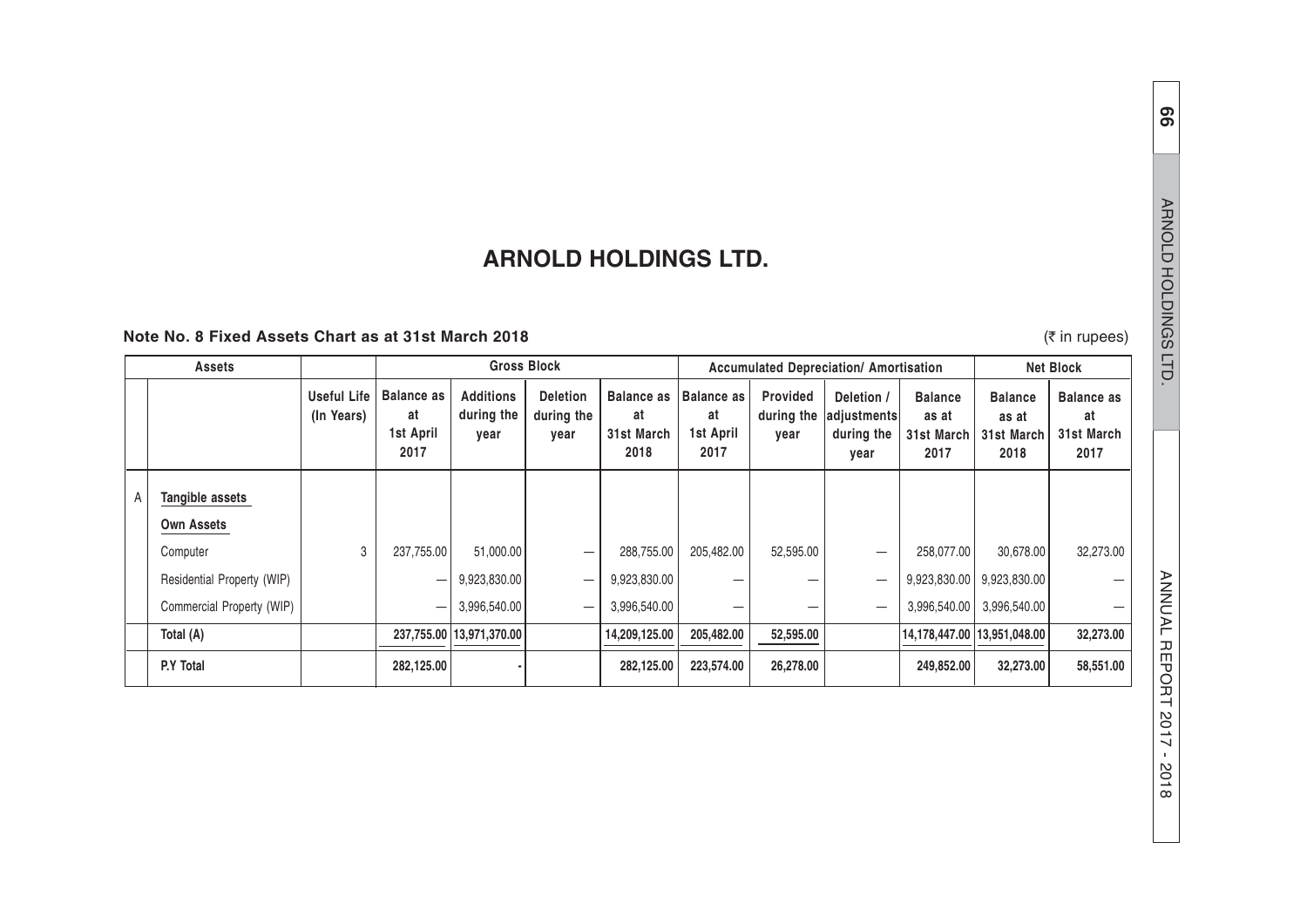# ARNOLD HOLDINGS LTD.

**Note No. 8 Fixed Assets Chart as at 31st March 2018**

(₹ in rupees)

| | Assets | | Gross Block | | | | Accumulated Depreciation/ Amortisation | | | | Net Block | |
|---|---|---|---|---|---|---|---|---|---|---|---|---|
| | | Useful Life (In Years) | Balance as at 1st April 2017 | Additions during the year | Deletion during the year | Balance as at 31st March 2018 | Balance as at 1st April 2017 | Provided during the year | Deletion / adjustments during the year | Balance as at 31st March 2017 | Balance as at 31st March 2018 | Balance as at 31st March 2017 |
| A | **Tangible assets** | | | | | | | | | | | |
| | **Own Assets** | | | | | | | | | | | |
| | Computer | 3 | 237,755.00 | 51,000.00 | — | 288,755.00 | 205,482.00 | 52,595.00 | — | 258,077.00 | 30,678.00 | 32,273.00 |
| | Residential Property (WIP) | | — | 9,923,830.00 | — | 9,923,830.00 | — | — | — | 9,923,830.00 | 9,923,830.00 | — |
| | Commercial Property (WIP) | | — | 3,996,540.00 | — | 3,996,540.00 | — | — | — | 3,996,540.00 | 3,996,540.00 | — |
| | **Total (A)** | | **237,755.00** | **13,971,370.00** | | **14,209,125.00** | **205,482.00** | **52,595.00** | | **14,178,447.00** | **13,951,048.00** | **32,273.00** |
| | **P.Y Total** | | **282,125.00** | **-** | | **282,125.00** | **223,574.00** | **26,278.00** | | **249,852.00** | **32,273.00** | **58,551.00** |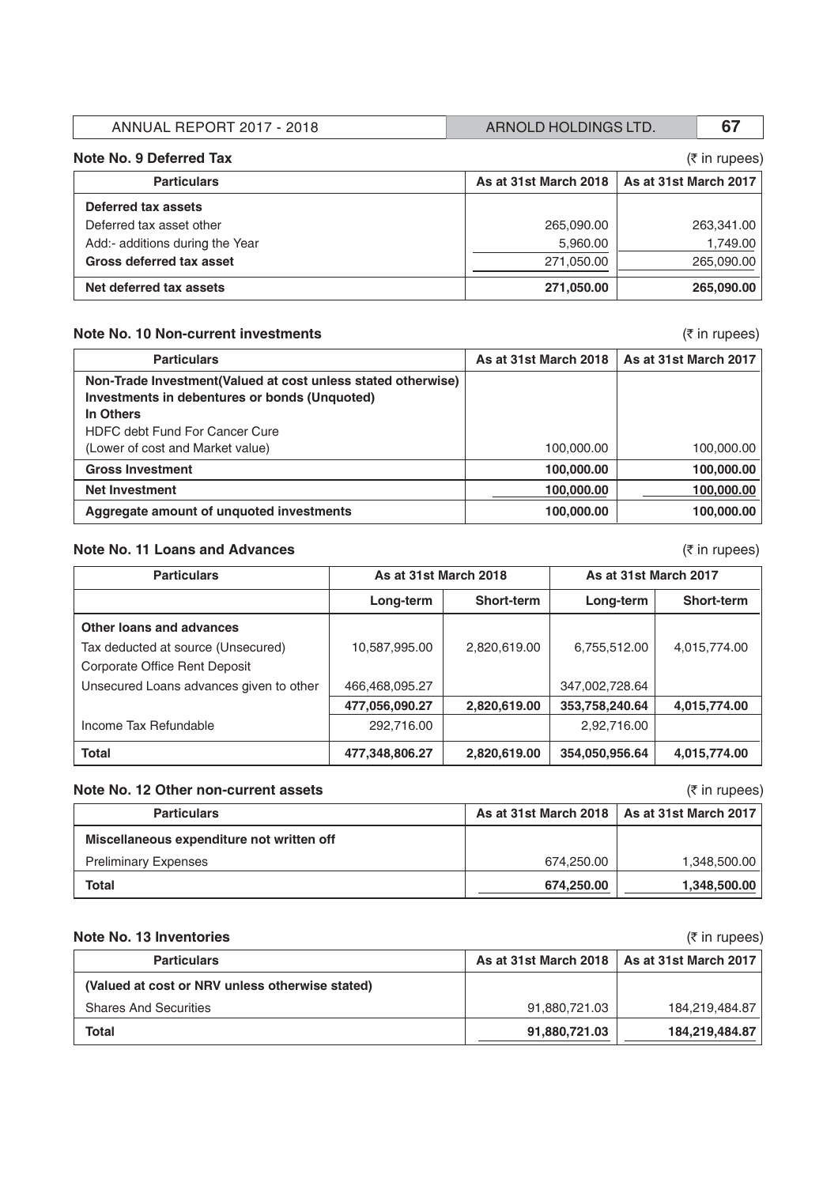## Note No. 9 Deferred Tax

(₹ in rupees)

| Particulars | As at 31st March 2018 | As at 31st March 2017 |
|---|---|---|
| **Deferred tax assets** | | |
| Deferred tax asset other | 265,090.00 | 263,341.00 |
| Add:- additions during the Year | 5,960.00 | 1,749.00 |
| **Gross deferred tax asset** | 271,050.00 | 265,090.00 |
| **Net deferred tax assets** | **271,050.00** | **265,090.00** |

## Note No. 10 Non-current investments

(₹ in rupees)

| Particulars | As at 31st March 2018 | As at 31st March 2017 |
|---|---|---|
| **Non-Trade Investment(Valued at cost unless stated otherwise)** | | |
| **Investments in debentures or bonds (Unquoted)** | | |
| **In Others** | | |
| HDFC debt Fund For Cancer Cure | | |
| (Lower of cost and Market value) | 100,000.00 | 100,000.00 |
| **Gross Investment** | **100,000.00** | **100,000.00** |
| **Net Investment** | **100,000.00** | **100,000.00** |
| **Aggregate amount of unquoted investments** | **100,000.00** | **100,000.00** |

## Note No. 11 Loans and Advances

(₹ in rupees)

| Particulars | As at 31st March 2018 | | As at 31st March 2017 | |
|---|---|---|---|---|
| | Long-term | Short-term | Long-term | Short-term |
| **Other loans and advances** | | | | |
| Tax deducted at source (Unsecured) | 10,587,995.00 | 2,820,619.00 | 6,755,512.00 | 4,015,774.00 |
| Corporate Office Rent Deposit | | | | |
| Unsecured Loans advances given to other | 466,468,095.27 | | 347,002,728.64 | |
| | **477,056,090.27** | **2,820,619.00** | **353,758,240.64** | **4,015,774.00** |
| Income Tax Refundable | 292,716.00 | | 2,92,716.00 | |
| **Total** | **477,348,806.27** | **2,820,619.00** | **354,050,956.64** | **4,015,774.00** |

## Note No. 12 Other non-current assets

(₹ in rupees)

| Particulars | As at 31st March 2018 | As at 31st March 2017 |
|---|---|---|
| **Miscellaneous expenditure not written off** | | |
| Preliminary Expenses | 674,250.00 | 1,348,500.00 |
| **Total** | **674,250.00** | **1,348,500.00** |

## Note No. 13 Inventories

(₹ in rupees)

| Particulars | As at 31st March 2018 | As at 31st March 2017 |
|---|---|---|
| **(Valued at cost or NRV unless otherwise stated)** | | |
| Shares And Securities | 91,880,721.03 | 184,219,484.87 |
| **Total** | **91,880,721.03** | **184,219,484.87** |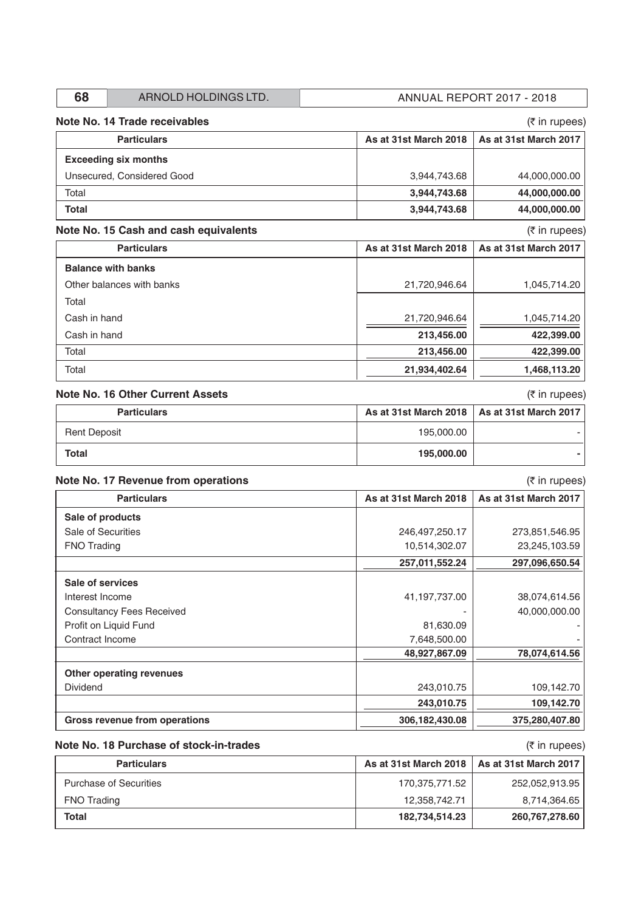### Note No. 14 Trade receivables

(₹ in rupees)

| Particulars | As at 31st March 2018 | As at 31st March 2017 |
|---|---|---|
| **Exceeding six months** | | |
| Unsecured, Considered Good | 3,944,743.68 | 44,000,000.00 |
| Total | **3,944,743.68** | **44,000,000.00** |
| **Total** | **3,944,743.68** | **44,000,000.00** |

### Note No. 15 Cash and cash equivalents

(₹ in rupees)

| Particulars | As at 31st March 2018 | As at 31st March 2017 |
|---|---|---|
| **Balance with banks** | | |
| Other balances with banks | 21,720,946.64 | 1,045,714.20 |
| Total | | |
| Cash in hand | 21,720,946.64 | 1,045,714.20 |
| Cash in hand | **213,456.00** | **422,399.00** |
| Total | **213,456.00** | **422,399.00** |
| Total | **21,934,402.64** | **1,468,113.20** |

### Note No. 16 Other Current Assets

(₹ in rupees)

| Particulars | As at 31st March 2018 | As at 31st March 2017 |
|---|---|---|
| Rent Deposit | 195,000.00 | - |
| **Total** | **195,000.00** | **-** |

### Note No. 17 Revenue from operations

(₹ in rupees)

| Particulars | As at 31st March 2018 | As at 31st March 2017 |
|---|---|---|
| **Sale of products** | | |
| Sale of Securities | 246,497,250.17 | 273,851,546.95 |
| FNO Trading | 10,514,302.07 | 23,245,103.59 |
| | **257,011,552.24** | **297,096,650.54** |
| **Sale of services** | | |
| Interest Income | 41,197,737.00 | 38,074,614.56 |
| Consultancy Fees Received | - | 40,000,000.00 |
| Profit on Liquid Fund | 81,630.09 | - |
| Contract Income | 7,648,500.00 | - |
| | **48,927,867.09** | **78,074,614.56** |
| **Other operating revenues** | | |
| Dividend | 243,010.75 | 109,142.70 |
| | **243,010.75** | **109,142.70** |
| **Gross revenue from operations** | **306,182,430.08** | **375,280,407.80** |

### Note No. 18 Purchase of stock-in-trades

(₹ in rupees)

| Particulars | As at 31st March 2018 | As at 31st March 2017 |
|---|---|---|
| Purchase of Securities | 170,375,771.52 | 252,052,913.95 |
| FNO Trading | 12,358,742.71 | 8,714,364.65 |
| **Total** | **182,734,514.23** | **260,767,278.60** |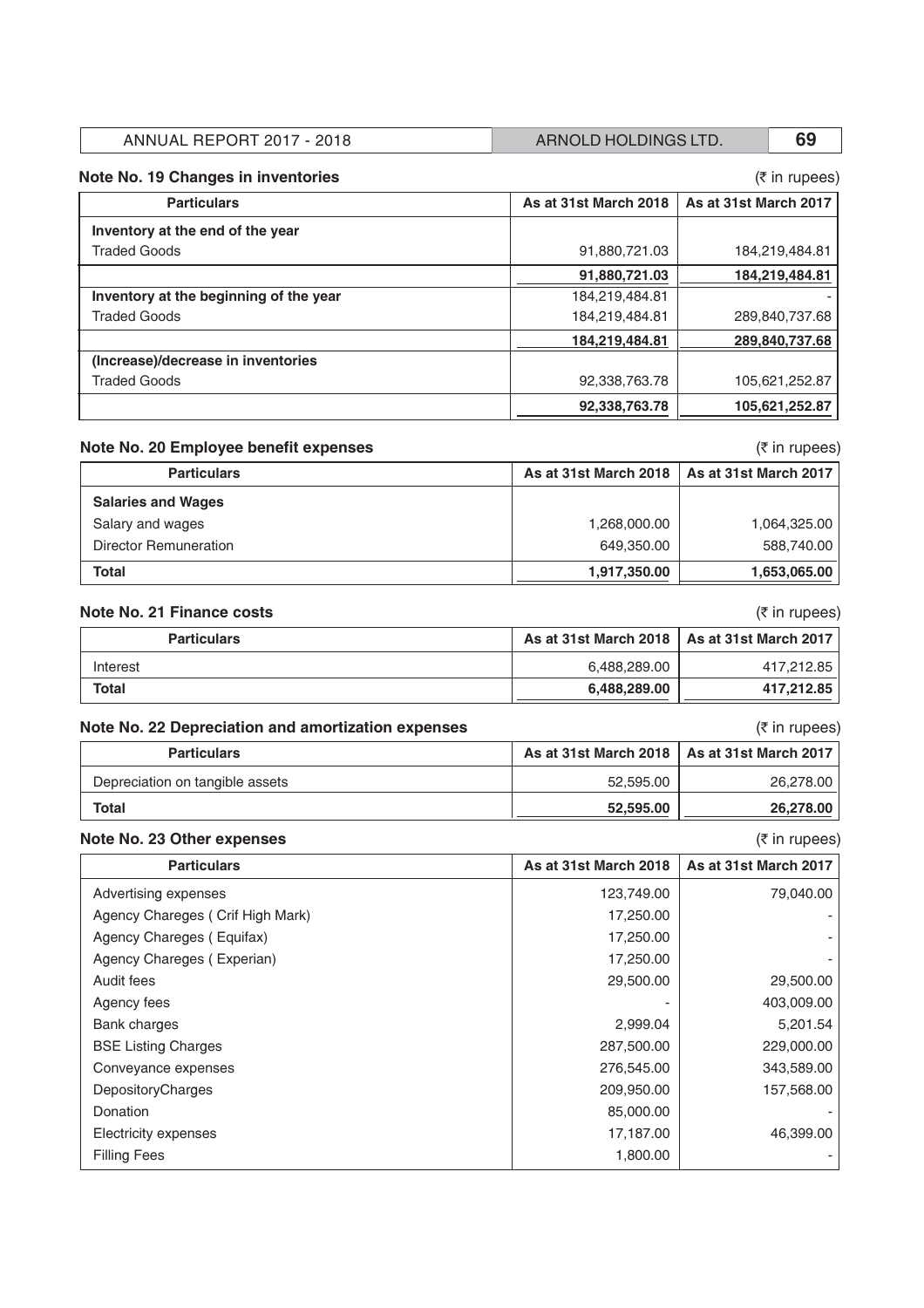### Note No. 19 Changes in inventories

(₹ in rupees)

| Particulars | As at 31st March 2018 | As at 31st March 2017 |
|---|---|---|
| **Inventory at the end of the year** | | |
| Traded Goods | 91,880,721.03 | 184,219,484.81 |
| | **91,880,721.03** | **184,219,484.81** |
| **Inventory at the beginning of the year** | 184,219,484.81 | - |
| Traded Goods | 184,219,484.81 | 289,840,737.68 |
| | **184,219,484.81** | **289,840,737.68** |
| **(Increase)/decrease in inventories** | | |
| Traded Goods | 92,338,763.78 | 105,621,252.87 |
| | **92,338,763.78** | **105,621,252.87** |

### Note No. 20 Employee benefit expenses

(₹ in rupees)

| Particulars | As at 31st March 2018 | As at 31st March 2017 |
|---|---|---|
| **Salaries and Wages** | | |
| Salary and wages | 1,268,000.00 | 1,064,325.00 |
| Director Remuneration | 649,350.00 | 588,740.00 |
| **Total** | **1,917,350.00** | **1,653,065.00** |

### Note No. 21 Finance costs

(₹ in rupees)

| Particulars | As at 31st March 2018 | As at 31st March 2017 |
|---|---|---|
| Interest | 6,488,289.00 | 417,212.85 |
| **Total** | **6,488,289.00** | **417,212.85** |

### Note No. 22 Depreciation and amortization expenses

(₹ in rupees)

| Particulars | As at 31st March 2018 | As at 31st March 2017 |
|---|---|---|
| Depreciation on tangible assets | 52,595.00 | 26,278.00 |
| **Total** | **52,595.00** | **26,278.00** |

### Note No. 23 Other expenses

(₹ in rupees)

| Particulars | As at 31st March 2018 | As at 31st March 2017 |
|---|---|---|
| Advertising expenses | 123,749.00 | 79,040.00 |
| Agency Chareges ( Crif High Mark) | 17,250.00 | - |
| Agency Chareges ( Equifax) | 17,250.00 | - |
| Agency Chareges ( Experian) | 17,250.00 | - |
| Audit fees | 29,500.00 | 29,500.00 |
| Agency fees | - | 403,009.00 |
| Bank charges | 2,999.04 | 5,201.54 |
| BSE Listing Charges | 287,500.00 | 229,000.00 |
| Conveyance expenses | 276,545.00 | 343,589.00 |
| DepositoryCharges | 209,950.00 | 157,568.00 |
| Donation | 85,000.00 | - |
| Electricity expenses | 17,187.00 | 46,399.00 |
| Filling Fees | 1,800.00 | - |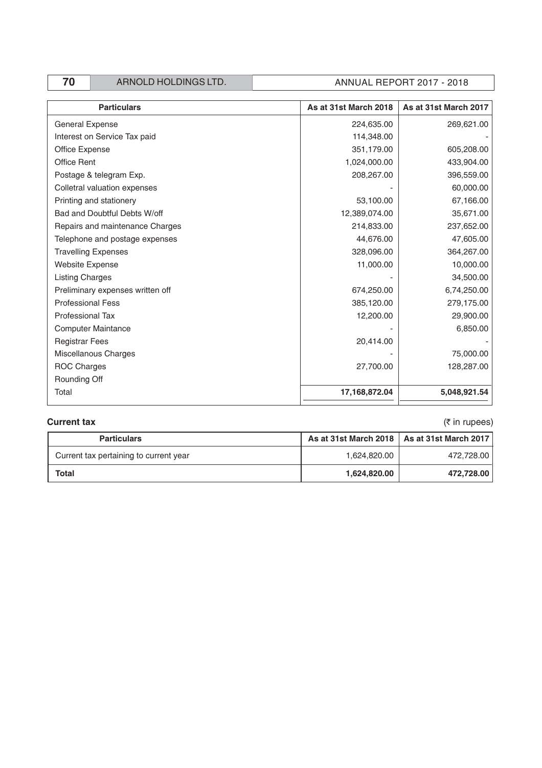| Particulars | As at 31st March 2018 | As at 31st March 2017 |
|---|---|---|
| General Expense | 224,635.00 | 269,621.00 |
| Interest on Service Tax paid | 114,348.00 | - |
| Office Expense | 351,179.00 | 605,208.00 |
| Office Rent | 1,024,000.00 | 433,904.00 |
| Postage & telegram Exp. | 208,267.00 | 396,559.00 |
| Colletral valuation expenses | - | 60,000.00 |
| Printing and stationery | 53,100.00 | 67,166.00 |
| Bad and Doubtful Debts W/off | 12,389,074.00 | 35,671.00 |
| Repairs and maintenance Charges | 214,833.00 | 237,652.00 |
| Telephone and postage expenses | 44,676.00 | 47,605.00 |
| Travelling Expenses | 328,096.00 | 364,267.00 |
| Website Expense | 11,000.00 | 10,000.00 |
| Listing Charges | - | 34,500.00 |
| Preliminary expenses written off | 674,250.00 | 6,74,250.00 |
| Professional Fess | 385,120.00 | 279,175.00 |
| Professional Tax | 12,200.00 | 29,900.00 |
| Computer Maintance | - | 6,850.00 |
| Registrar Fees | 20,414.00 | - |
| Miscellanous Charges | - | 75,000.00 |
| ROC Charges | 27,700.00 | 128,287.00 |
| Rounding Off | | |
| Total | **17,168,872.04** | **5,048,921.54** |

**Current tax**

(₹ in rupees)

| Particulars | As at 31st March 2018 | As at 31st March 2017 |
|---|---|---|
| Current tax pertaining to current year | 1,624,820.00 | 472,728.00 |
| **Total** | **1,624,820.00** | **472,728.00** |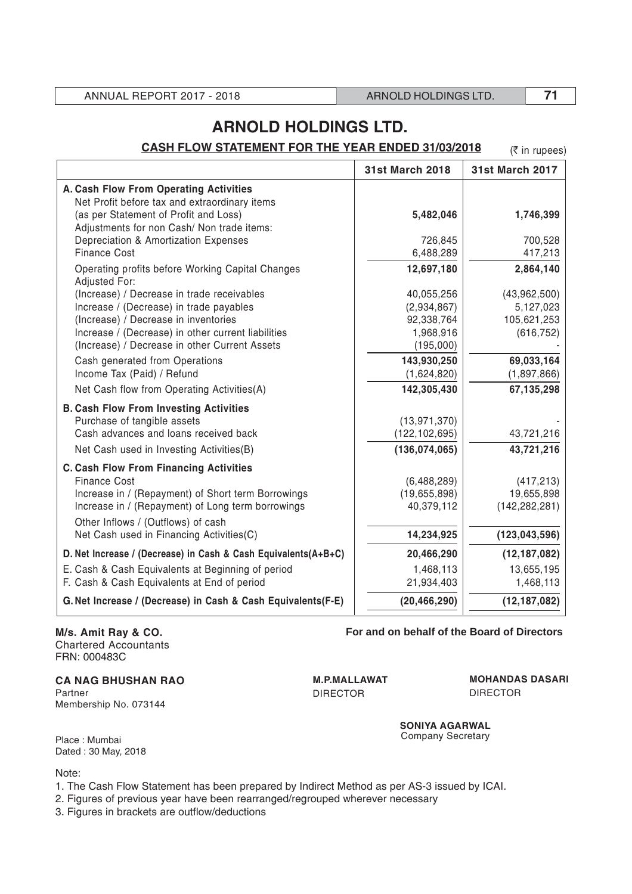# ARNOLD HOLDINGS LTD.

## CASH FLOW STATEMENT FOR THE YEAR ENDED 31/03/2018

(₹ in rupees)

| | 31st March 2018 | 31st March 2017 |
|---|---|---|
| **A. Cash Flow From Operating Activities** | | |
| Net Profit before tax and extraordinary items (as per Statement of Profit and Loss) | **5,482,046** | **1,746,399** |
| Adjustments for non Cash/ Non trade items: | | |
| Depreciation & Amortization Expenses | 726,845 | 700,528 |
| Finance Cost | 6,488,289 | 417,213 |
| Operating profits before Working Capital Changes | **12,697,180** | **2,864,140** |
| Adjusted For: | | |
| (Increase) / Decrease in trade receivables | 40,055,256 | (43,962,500) |
| Increase / (Decrease) in trade payables | (2,934,867) | 5,127,023 |
| (Increase) / Decrease in inventories | 92,338,764 | 105,621,253 |
| Increase / (Decrease) in other current liabilities | 1,968,916 | (616,752) |
| (Increase) / Decrease in other Current Assets | (195,000) | - |
| Cash generated from Operations | **143,930,250** | **69,033,164** |
| Income Tax (Paid) / Refund | (1,624,820) | (1,897,866) |
| Net Cash flow from Operating Activities(A) | **142,305,430** | **67,135,298** |
| **B. Cash Flow From Investing Activities** | | |
| Purchase of tangible assets | (13,971,370) | - |
| Cash advances and loans received back | (122,102,695) | 43,721,216 |
| Net Cash used in Investing Activities(B) | **(136,074,065)** | **43,721,216** |
| **C. Cash Flow From Financing Activities** | | |
| Finance Cost | (6,488,289) | (417,213) |
| Increase in / (Repayment) of Short term Borrowings | (19,655,898) | 19,655,898 |
| Increase in / (Repayment) of Long term borrowings | 40,379,112 | (142,282,281) |
| Other Inflows / (Outflows) of cash | | |
| Net Cash used in Financing Activities(C) | **14,234,925** | **(123,043,596)** |
| **D. Net Increase / (Decrease) in Cash & Cash Equivalents(A+B+C)** | **20,466,290** | **(12,187,082)** |
| E. Cash & Cash Equivalents at Beginning of period | 1,468,113 | 13,655,195 |
| F. Cash & Cash Equivalents at End of period | 21,934,403 | 1,468,113 |
| **G. Net Increase / (Decrease) in Cash & Cash Equivalents(F-E)** | **(20,466,290)** | **(12,187,082)** |

**M/s. Amit Ray & CO.**
Chartered Accountants
FRN: 000483C

**CA NAG BHUSHAN RAO**
Partner
Membership No. 073144

Place : Mumbai
Dated : 30 May, 2018

**For and on behalf of the Board of Directors**

**M.P.MALLAWAT**
DIRECTOR

**MOHANDAS DASARI**
DIRECTOR

**SONIYA AGARWAL**
Company Secretary

Note:

1. The Cash Flow Statement has been prepared by Indirect Method as per AS-3 issued by ICAI.
2. Figures of previous year have been rearranged/regrouped wherever necessary
3. Figures in brackets are outflow/deductions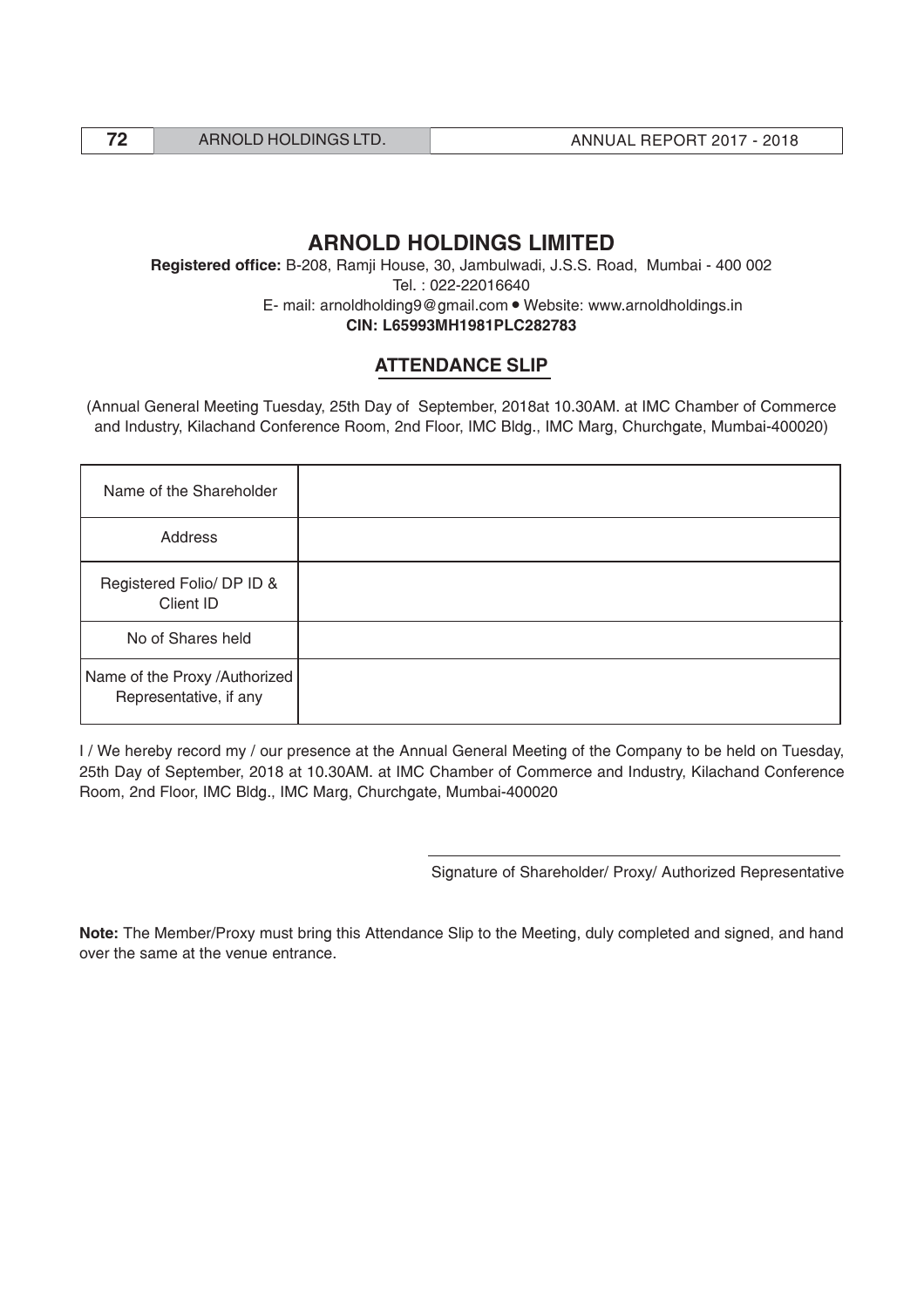# ARNOLD HOLDINGS LIMITED

**Registered office:** B-208, Ramji House, 30, Jambulwadi, J.S.S. Road, Mumbai - 400 002
Tel. : 022-22016640
E- mail: arnoldholding9@gmail.com • Website: www.arnoldholdings.in
**CIN: L65993MH1981PLC282783**

## ATTENDANCE SLIP

(Annual General Meeting Tuesday, 25th Day of September, 2018at 10.30AM. at IMC Chamber of Commerce and Industry, Kilachand Conference Room, 2nd Floor, IMC Bldg., IMC Marg, Churchgate, Mumbai-400020)

| | |
|---|---|
| Name of the Shareholder | |
| Address | |
| Registered Folio/ DP ID & Client ID | |
| No of Shares held | |
| Name of the Proxy /Authorized Representative, if any | |

I / We hereby record my / our presence at the Annual General Meeting of the Company to be held on Tuesday, 25th Day of September, 2018 at 10.30AM. at IMC Chamber of Commerce and Industry, Kilachand Conference Room, 2nd Floor, IMC Bldg., IMC Marg, Churchgate, Mumbai-400020

Signature of Shareholder/ Proxy/ Authorized Representative

**Note:** The Member/Proxy must bring this Attendance Slip to the Meeting, duly completed and signed, and hand over the same at the venue entrance.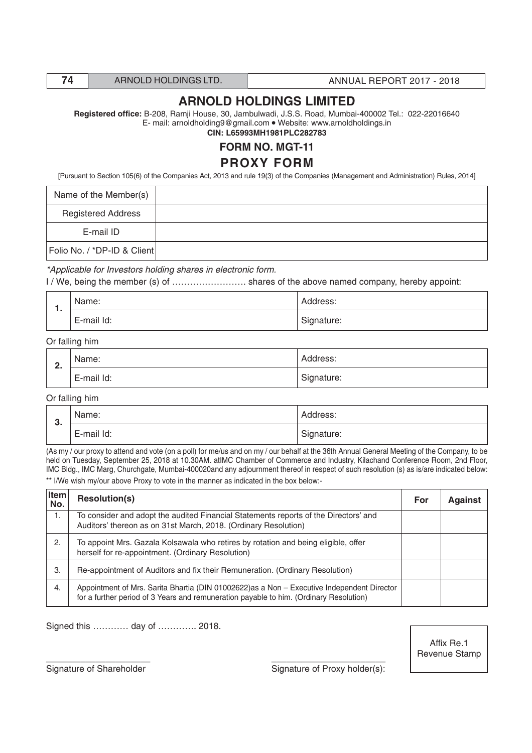# ARNOLD HOLDINGS LIMITED

**Registered office:** B-208, Ramji House, 30, Jambulwadi, J.S.S. Road, Mumbai-400002 Tel.: 022-22016640
E- mail: arnoldholding9@gmail.com • Website: www.arnoldholdings.in
**CIN: L65993MH1981PLC282783**

## FORM NO. MGT-11

## PROXY FORM

[Pursuant to Section 105(6) of the Companies Act, 2013 and rule 19(3) of the Companies (Management and Administration) Rules, 2014]

| Name of the Member(s) | |
|---|---|
| Registered Address | |
| E-mail ID | |
| Folio No. / *DP-ID & Client | |

*\*Applicable for Investors holding shares in electronic form.*

I / We, being the member (s) of ……………………. shares of the above named company, hereby appoint:

| 1. | Name: | Address: |
|---|---|---|
| | E-mail Id: | Signature: |

Or falling him

| 2. | Name: | Address: |
|---|---|---|
| | E-mail Id: | Signature: |

Or falling him

| 3. | Name: | Address: |
|---|---|---|
| | E-mail Id: | Signature: |

(As my / our proxy to attend and vote (on a poll) for me/us and on my / our behalf at the 36th Annual General Meeting of the Company, to be held on Tuesday, September 25, 2018 at 10.30AM. atIMC Chamber of Commerce and Industry, Kilachand Conference Room, 2nd Floor, IMC Bldg., IMC Marg, Churchgate, Mumbai-400020and any adjournment thereof in respect of such resolution (s) as is/are indicated below:

** I/We wish my/our above Proxy to vote in the manner as indicated in the box below:-

| Item No. | Resolution(s) | For | Against |
|---|---|---|---|
| 1. | To consider and adopt the audited Financial Statements reports of the Directors' and Auditors' thereon as on 31st March, 2018. (Ordinary Resolution) | | |
| 2. | To appoint Mrs. Gazala Kolsawala who retires by rotation and being eligible, offer herself for re-appointment. (Ordinary Resolution) | | |
| 3. | Re-appointment of Auditors and fix their Remuneration. (Ordinary Resolution) | | |
| 4. | Appointment of Mrs. Sarita Bhartia (DIN 01002622)as a Non – Executive Independent Director for a further period of 3 Years and remuneration payable to him. (Ordinary Resolution) | | |

Signed this ………… day of …………. 2018.

Affix Re.1 Revenue Stamp

Signature of Shareholder

Signature of Proxy holder(s):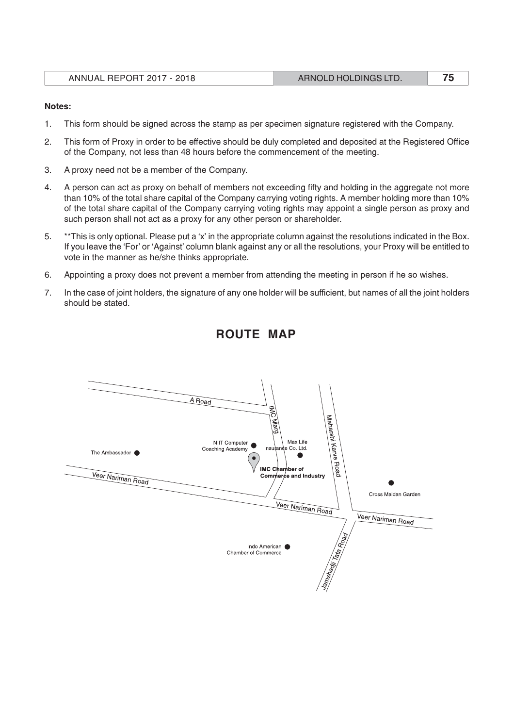**Notes:**

1. This form should be signed across the stamp as per specimen signature registered with the Company.
2. This form of Proxy in order to be effective should be duly completed and deposited at the Registered Office of the Company, not less than 48 hours before the commencement of the meeting.
3. A proxy need not be a member of the Company.
4. A person can act as proxy on behalf of members not exceeding fifty and holding in the aggregate not more than 10% of the total share capital of the Company carrying voting rights. A member holding more than 10% of the total share capital of the Company carrying voting rights may appoint a single person as proxy and such person shall not act as a proxy for any other person or shareholder.
5. **This is only optional. Please put a 'x' in the appropriate column against the resolutions indicated in the Box. If you leave the 'For' or 'Against' column blank against any or all the resolutions, your Proxy will be entitled to vote in the manner as he/she thinks appropriate.
6. Appointing a proxy does not prevent a member from attending the meeting in person if he so wishes.
7. In the case of joint holders, the signature of any one holder will be sufficient, but names of all the joint holders should be stated.

## ROUTE MAP

A Road

IMC Marg

Maharshi Karve Road

NIIT Computer Coaching Academy

Max Life Insurance Co. Ltd.

The Ambassador

**IMC Chamber of Commerce and Industry**

Veer Nariman Road

Cross Maidan Garden

Veer Nariman Road

Veer Nariman Road

Indo American Chamber of Commerce

Jamshedji Tata Road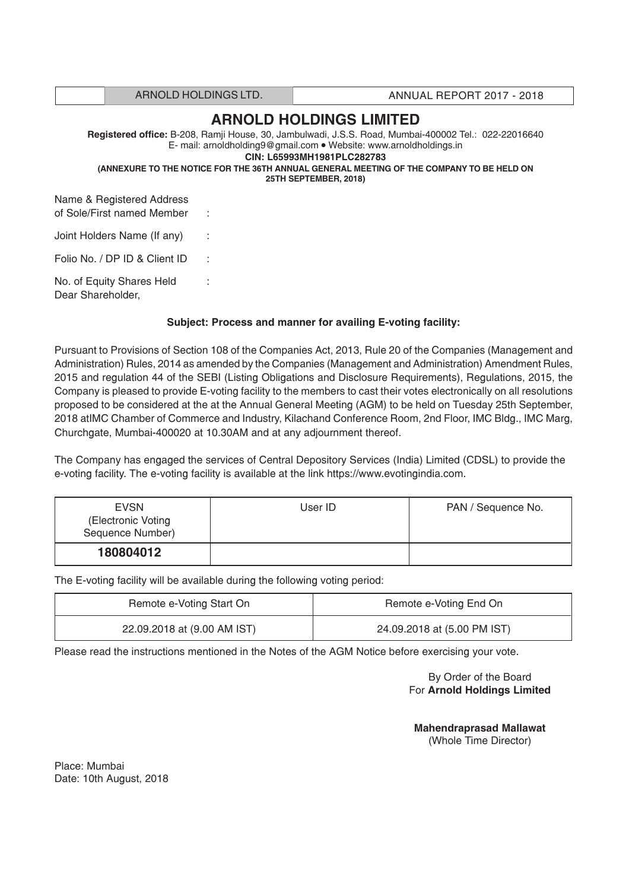# ARNOLD HOLDINGS LIMITED

**Registered office:** B-208, Ramji House, 30, Jambulwadi, J.S.S. Road, Mumbai-400002 Tel.: 022-22016640
E- mail: arnoldholding9@gmail.com • Website: www.arnoldholdings.in

**CIN: L65993MH1981PLC282783**

**(ANNEXURE TO THE NOTICE FOR THE 36TH ANNUAL GENERAL MEETING OF THE COMPANY TO BE HELD ON 25TH SEPTEMBER, 2018)**

Name & Registered Address of Sole/First named Member :

Joint Holders Name (If any) :

Folio No. / DP ID & Client ID :

No. of Equity Shares Held :

Dear Shareholder,

**Subject: Process and manner for availing E-voting facility:**

Pursuant to Provisions of Section 108 of the Companies Act, 2013, Rule 20 of the Companies (Management and Administration) Rules, 2014 as amended by the Companies (Management and Administration) Amendment Rules, 2015 and regulation 44 of the SEBI (Listing Obligations and Disclosure Requirements), Regulations, 2015, the Company is pleased to provide E-voting facility to the members to cast their votes electronically on all resolutions proposed to be considered at the at the Annual General Meeting (AGM) to be held on Tuesday 25th September, 2018 atIMC Chamber of Commerce and Industry, Kilachand Conference Room, 2nd Floor, IMC Bldg., IMC Marg, Churchgate, Mumbai-400020 at 10.30AM and at any adjournment thereof.

The Company has engaged the services of Central Depository Services (India) Limited (CDSL) to provide the e-voting facility. The e-voting facility is available at the link https://www.evotingindia.com.

| EVSN (Electronic Voting Sequence Number) | User ID | PAN / Sequence No. |
|---|---|---|
| **180804012** | | |

The E-voting facility will be available during the following voting period:

| Remote e-Voting Start On | Remote e-Voting End On |
|---|---|
| 22.09.2018 at (9.00 AM IST) | 24.09.2018 at (5.00 PM IST) |

Please read the instructions mentioned in the Notes of the AGM Notice before exercising your vote.

By Order of the Board
For **Arnold Holdings Limited**

**Mahendraprasad Mallawat**
(Whole Time Director)

Place: Mumbai
Date: 10th August, 2018